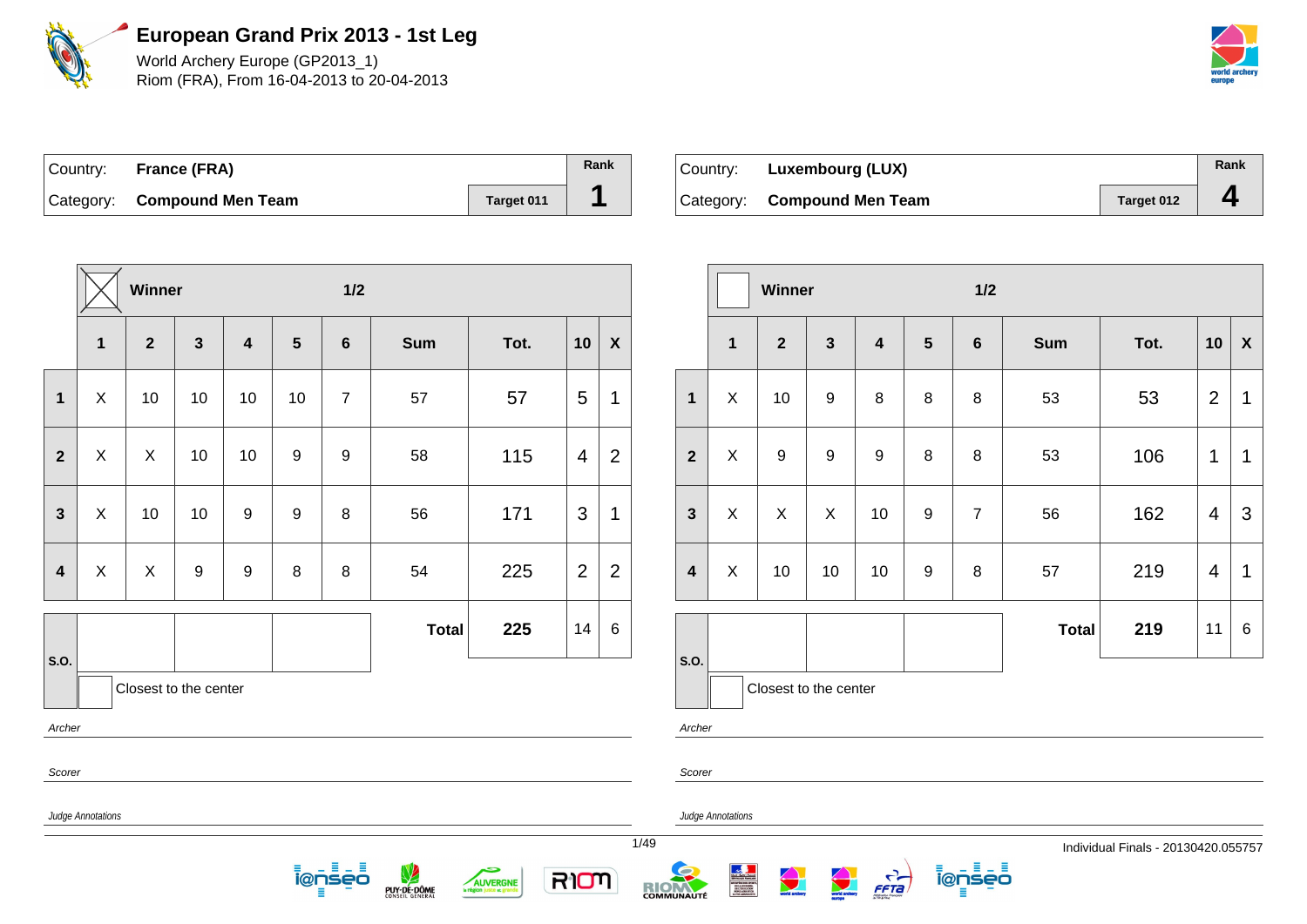# European Grand Prix 2013 - 1st Leg

World Archery Europe (GP2013_1)
Riom (FRA), From 16-04-2013 to 20-04-2013

| Country: | France (FRA) | | Rank |
|---|---|---|---|
| Category: | Compound Men Team | Target 011 | 1 |

| | [X] Winner | | | | | 1/2 | | | | |
|---|---|---|---|---|---|---|---|---|---|---|
| | 1 | 2 | 3 | 4 | 5 | 6 | Sum | Tot. | 10 | X |
| 1 | X | 10 | 10 | 10 | 10 | 7 | 57 | 57 | 5 | 1 |
| 2 | X | X | 10 | 10 | 9 | 9 | 58 | 115 | 4 | 2 |
| 3 | X | 10 | 10 | 9 | 9 | 8 | 56 | 171 | 3 | 1 |
| 4 | X | X | 9 | 9 | 8 | 8 | 54 | 225 | 2 | 2 |
| S.O. | | | | | | | Total | 225 | 14 | 6 |

Closest to the center

*Archer*

*Scorer*

*Judge Annotations*

| Country: | Luxembourg (LUX) | | Rank |
|---|---|---|---|
| Category: | Compound Men Team | Target 012 | 4 |

| | [ ] Winner | | | | | 1/2 | | | | |
|---|---|---|---|---|---|---|---|---|---|---|
| | 1 | 2 | 3 | 4 | 5 | 6 | Sum | Tot. | 10 | X |
| 1 | X | 10 | 9 | 8 | 8 | 8 | 53 | 53 | 2 | 1 |
| 2 | X | 9 | 9 | 9 | 8 | 8 | 53 | 106 | 1 | 1 |
| 3 | X | X | X | 10 | 9 | 7 | 56 | 162 | 4 | 3 |
| 4 | X | 10 | 10 | 10 | 9 | 8 | 57 | 219 | 4 | 1 |
| S.O. | | | | | | | Total | 219 | 11 | 6 |

Closest to the center

*Archer*

*Scorer*

*Judge Annotations*

Individual Finals - 20130420.055757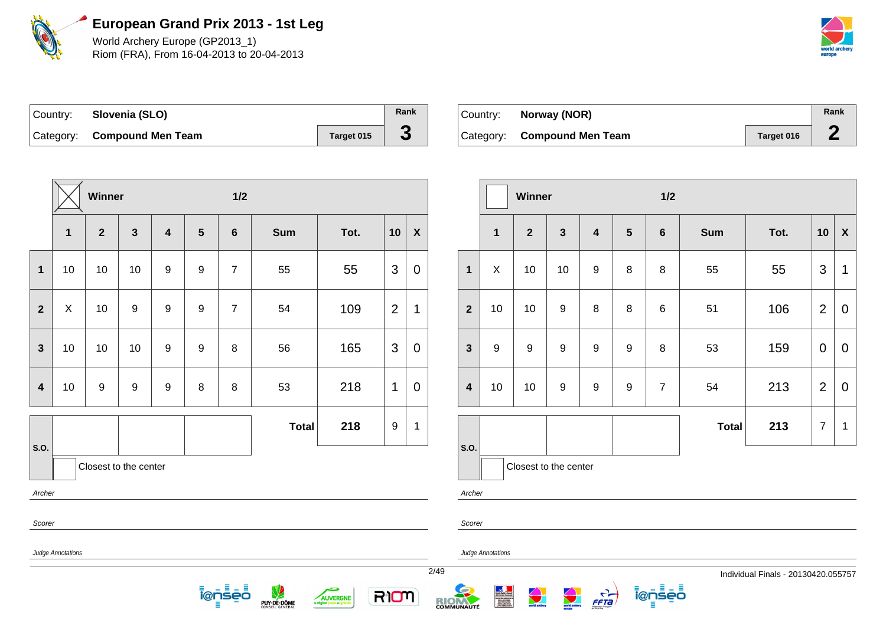# European Grand Prix 2013 - 1st Leg

World Archery Europe (GP2013_1)
Riom (FRA), From 16-04-2013 to 20-04-2013

| Country: | **Slovenia (SLO)** | Rank |
|---|---|---|
| Category: | **Compound Men Team** | Target 015 — **3** |

**Winner** ☒ — **1/2**

| | 1 | 2 | 3 | 4 | 5 | 6 | Sum | Tot. | 10 | X |
|---|---|---|---|---|---|---|---|---|---|---|
| **1** | 10 | 10 | 10 | 9 | 9 | 7 | 55 | 55 | 3 | 0 |
| **2** | X | 10 | 9 | 9 | 9 | 7 | 54 | 109 | 2 | 1 |
| **3** | 10 | 10 | 10 | 9 | 9 | 8 | 56 | 165 | 3 | 0 |
| **4** | 10 | 9 | 9 | 9 | 8 | 8 | 53 | 218 | 1 | 0 |
| **S.O.** | | | | | | | **Total** | **218** | 9 | 1 |

☐ Closest to the center

*Archer*

*Scorer*

*Judge Annotations*

| Country: | **Norway (NOR)** | Rank |
|---|---|---|
| Category: | **Compound Men Team** | Target 016 — **2** |

**Winner** ☐ — **1/2**

| | 1 | 2 | 3 | 4 | 5 | 6 | Sum | Tot. | 10 | X |
|---|---|---|---|---|---|---|---|---|---|---|
| **1** | X | 10 | 10 | 9 | 8 | 8 | 55 | 55 | 3 | 1 |
| **2** | 10 | 10 | 9 | 8 | 8 | 6 | 51 | 106 | 2 | 0 |
| **3** | 9 | 9 | 9 | 9 | 9 | 8 | 53 | 159 | 0 | 0 |
| **4** | 10 | 10 | 9 | 9 | 9 | 7 | 54 | 213 | 2 | 0 |
| **S.O.** | | | | | | | **Total** | **213** | 7 | 1 |

☐ Closest to the center

*Archer*

*Scorer*

*Judge Annotations*

Individual Finals - 20130420.055757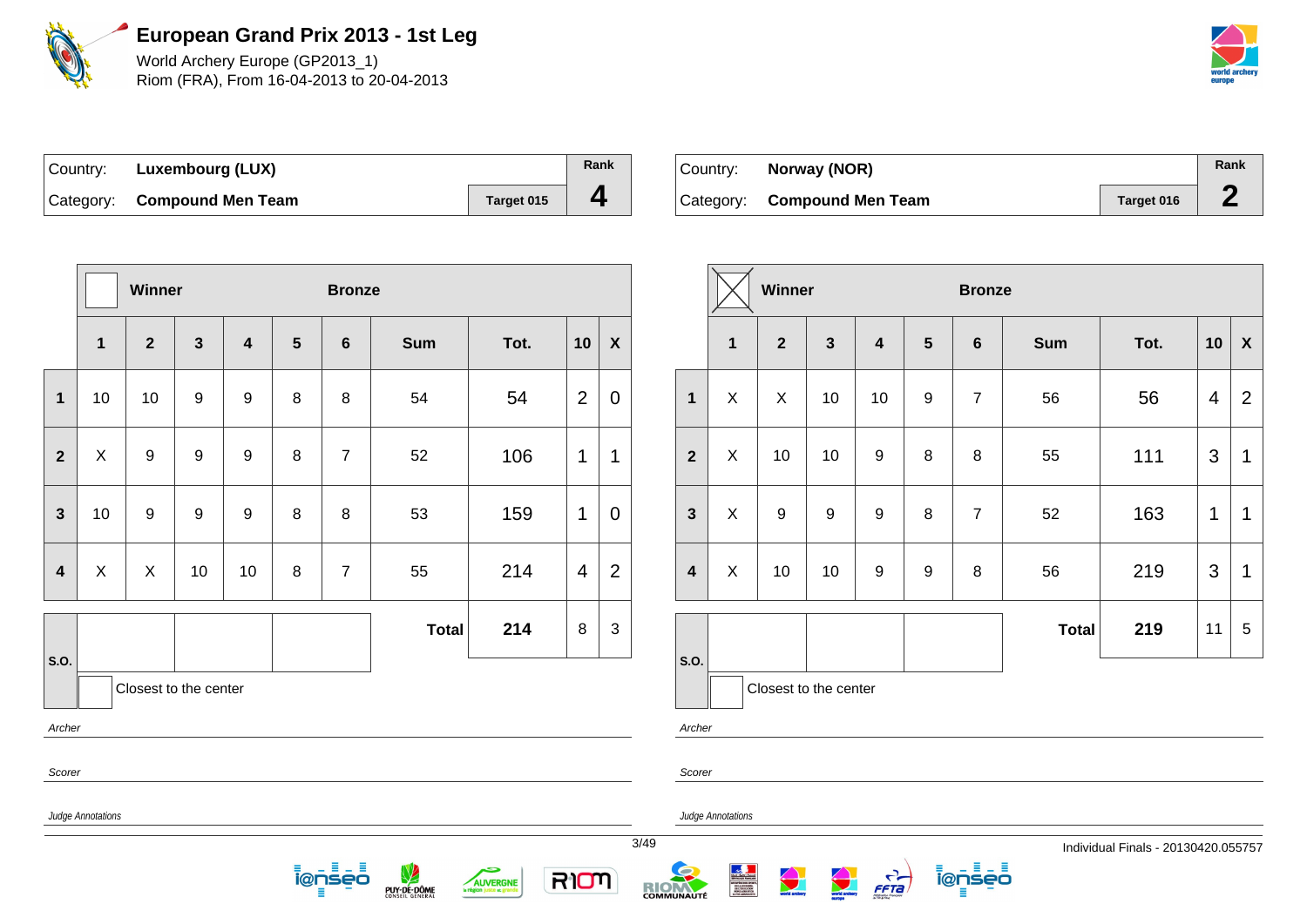# European Grand Prix 2013 - 1st Leg

World Archery Europe (GP2013_1)
Riom (FRA), From 16-04-2013 to 20-04-2013

| Country: | Luxembourg (LUX) | | Rank |
|---|---|---|---|
| Category: | Compound Men Team | Target 015 | 4 |

| | ☐ Winner | | | | Bronze | | | | | |
|---|---|---|---|---|---|---|---|---|---|---|
| | 1 | 2 | 3 | 4 | 5 | 6 | Sum | Tot. | 10 | X |
| 1 | 10 | 10 | 9 | 9 | 8 | 8 | 54 | 54 | 2 | 0 |
| 2 | X | 9 | 9 | 9 | 8 | 7 | 52 | 106 | 1 | 1 |
| 3 | 10 | 9 | 9 | 9 | 8 | 8 | 53 | 159 | 1 | 0 |
| 4 | X | X | 10 | 10 | 8 | 7 | 55 | 214 | 4 | 2 |
| | | | | | | | Total | 214 | 8 | 3 |

S.O.

Closest to the center

*Archer*

*Scorer*

*Judge Annotations*

| Country: | Norway (NOR) | | Rank |
|---|---|---|---|
| Category: | Compound Men Team | Target 016 | 2 |

| | ☒ Winner | | | | Bronze | | | | | |
|---|---|---|---|---|---|---|---|---|---|---|
| | 1 | 2 | 3 | 4 | 5 | 6 | Sum | Tot. | 10 | X |
| 1 | X | X | 10 | 10 | 9 | 7 | 56 | 56 | 4 | 2 |
| 2 | X | 10 | 10 | 9 | 8 | 8 | 55 | 111 | 3 | 1 |
| 3 | X | 9 | 9 | 9 | 8 | 7 | 52 | 163 | 1 | 1 |
| 4 | X | 10 | 10 | 9 | 9 | 8 | 56 | 219 | 3 | 1 |
| | | | | | | | Total | 219 | 11 | 5 |

S.O.

Closest to the center

*Archer*

*Scorer*

*Judge Annotations*

Individual Finals - 20130420.055757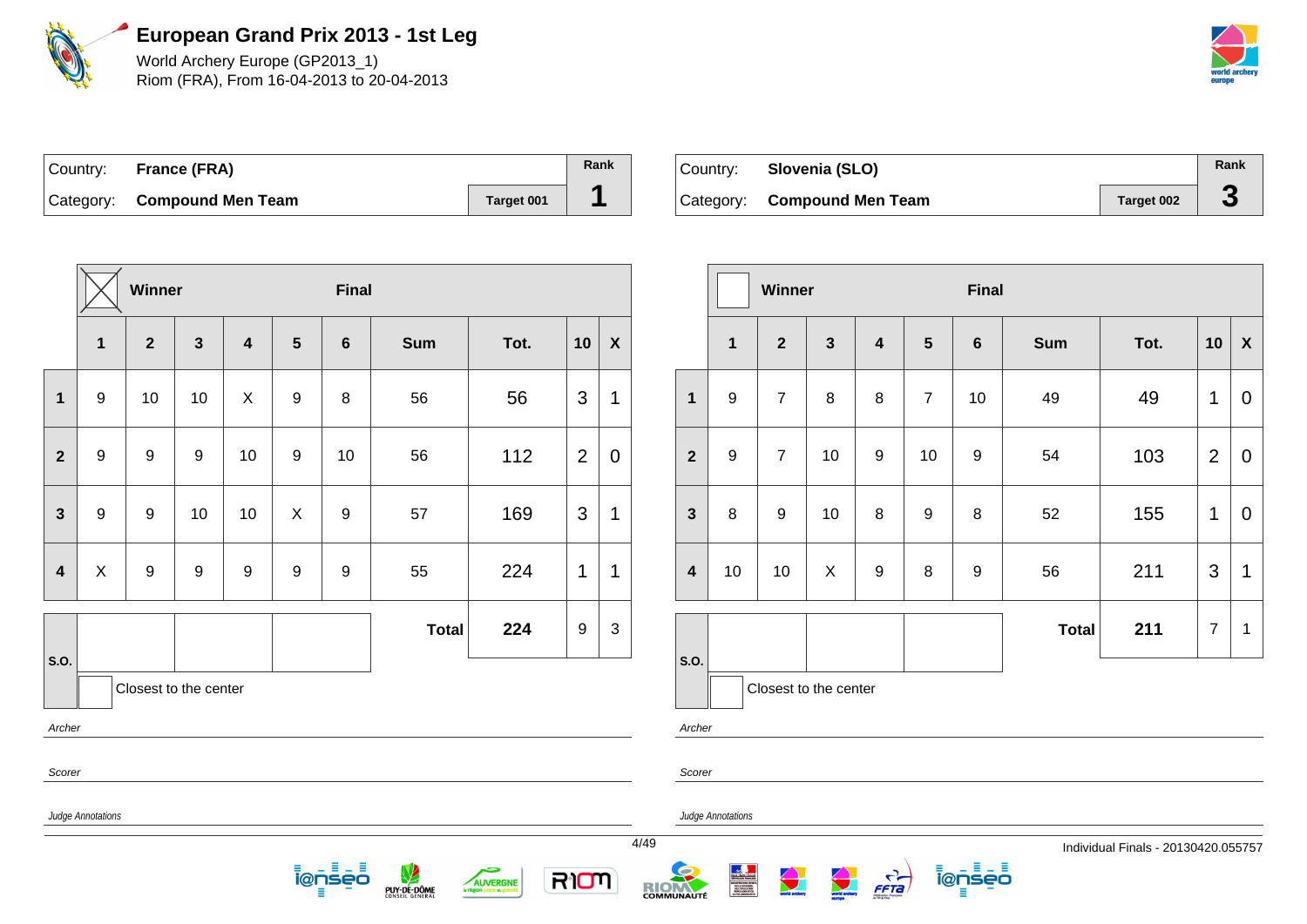# European Grand Prix 2013 - 1st Leg

World Archery Europe (GP2013_1)
Riom (FRA), From 16-04-2013 to 20-04-2013

| Country: | **France (FRA)** | | Rank |
|---|---|---|---|
| Category: | **Compound Men Team** | Target 001 | **1** |

| | ☒ Winner | | | | | Final | | | | |
|---|---|---|---|---|---|---|---|---|---|---|
| | **1** | **2** | **3** | **4** | **5** | **6** | **Sum** | **Tot.** | **10** | **X** |
| **1** | 9 | 10 | 10 | X | 9 | 8 | 56 | 56 | 3 | 1 |
| **2** | 9 | 9 | 9 | 10 | 9 | 10 | 56 | 112 | 2 | 0 |
| **3** | 9 | 9 | 10 | 10 | X | 9 | 57 | 169 | 3 | 1 |
| **4** | X | 9 | 9 | 9 | 9 | 9 | 55 | 224 | 1 | 1 |
| **S.O.** | | | | | | | **Total** | **224** | 9 | 3 |

☐ Closest to the center

*Archer*

*Scorer*

*Judge Annotations*

| Country: | **Slovenia (SLO)** | | Rank |
|---|---|---|---|
| Category: | **Compound Men Team** | Target 002 | **3** |

| | ☐ Winner | | | | | Final | | | | |
|---|---|---|---|---|---|---|---|---|---|---|
| | **1** | **2** | **3** | **4** | **5** | **6** | **Sum** | **Tot.** | **10** | **X** |
| **1** | 9 | 7 | 8 | 8 | 7 | 10 | 49 | 49 | 1 | 0 |
| **2** | 9 | 7 | 10 | 9 | 10 | 9 | 54 | 103 | 2 | 0 |
| **3** | 8 | 9 | 10 | 8 | 9 | 8 | 52 | 155 | 1 | 0 |
| **4** | 10 | 10 | X | 9 | 8 | 9 | 56 | 211 | 3 | 1 |
| **S.O.** | | | | | | | **Total** | **211** | 7 | 1 |

☐ Closest to the center

*Archer*

*Scorer*

*Judge Annotations*

Individual Finals - 20130420.055757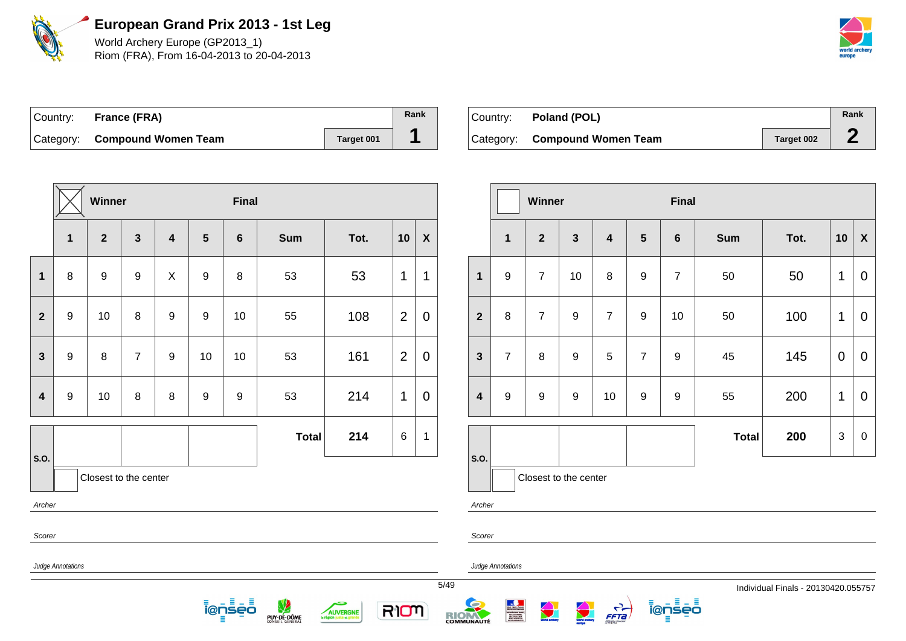# European Grand Prix 2013 - 1st Leg

World Archery Europe (GP2013_1)
Riom (FRA), From 16-04-2013 to 20-04-2013

| Country: | France (FRA) | | Rank |
|---|---|---|---|
| Category: | Compound Women Team | Target 001 | 1 |

**Winner** — **Final**

| | 1 | 2 | 3 | 4 | 5 | 6 | Sum | Tot. | 10 | X |
|---|---|---|---|---|---|---|---|---|---|---|
| 1 | 8 | 9 | 9 | X | 9 | 8 | 53 | 53 | 1 | 1 |
| 2 | 9 | 10 | 8 | 9 | 9 | 10 | 55 | 108 | 2 | 0 |
| 3 | 9 | 8 | 7 | 9 | 10 | 10 | 53 | 161 | 2 | 0 |
| 4 | 9 | 10 | 8 | 8 | 9 | 9 | 53 | 214 | 1 | 0 |
| S.O. | | | | | | | Total | 214 | 6 | 1 |

Closest to the center

*Archer*

*Scorer*

*Judge Annotations*

| Country: | Poland (POL) | | Rank |
|---|---|---|---|
| Category: | Compound Women Team | Target 002 | 2 |

**Winner** — **Final**

| | 1 | 2 | 3 | 4 | 5 | 6 | Sum | Tot. | 10 | X |
|---|---|---|---|---|---|---|---|---|---|---|
| 1 | 9 | 7 | 10 | 8 | 9 | 7 | 50 | 50 | 1 | 0 |
| 2 | 8 | 7 | 9 | 7 | 9 | 10 | 50 | 100 | 1 | 0 |
| 3 | 7 | 8 | 9 | 5 | 7 | 9 | 45 | 145 | 0 | 0 |
| 4 | 9 | 9 | 9 | 10 | 9 | 9 | 55 | 200 | 1 | 0 |
| S.O. | | | | | | | Total | 200 | 3 | 0 |

Closest to the center

*Archer*

*Scorer*

*Judge Annotations*

Individual Finals - 20130420.055757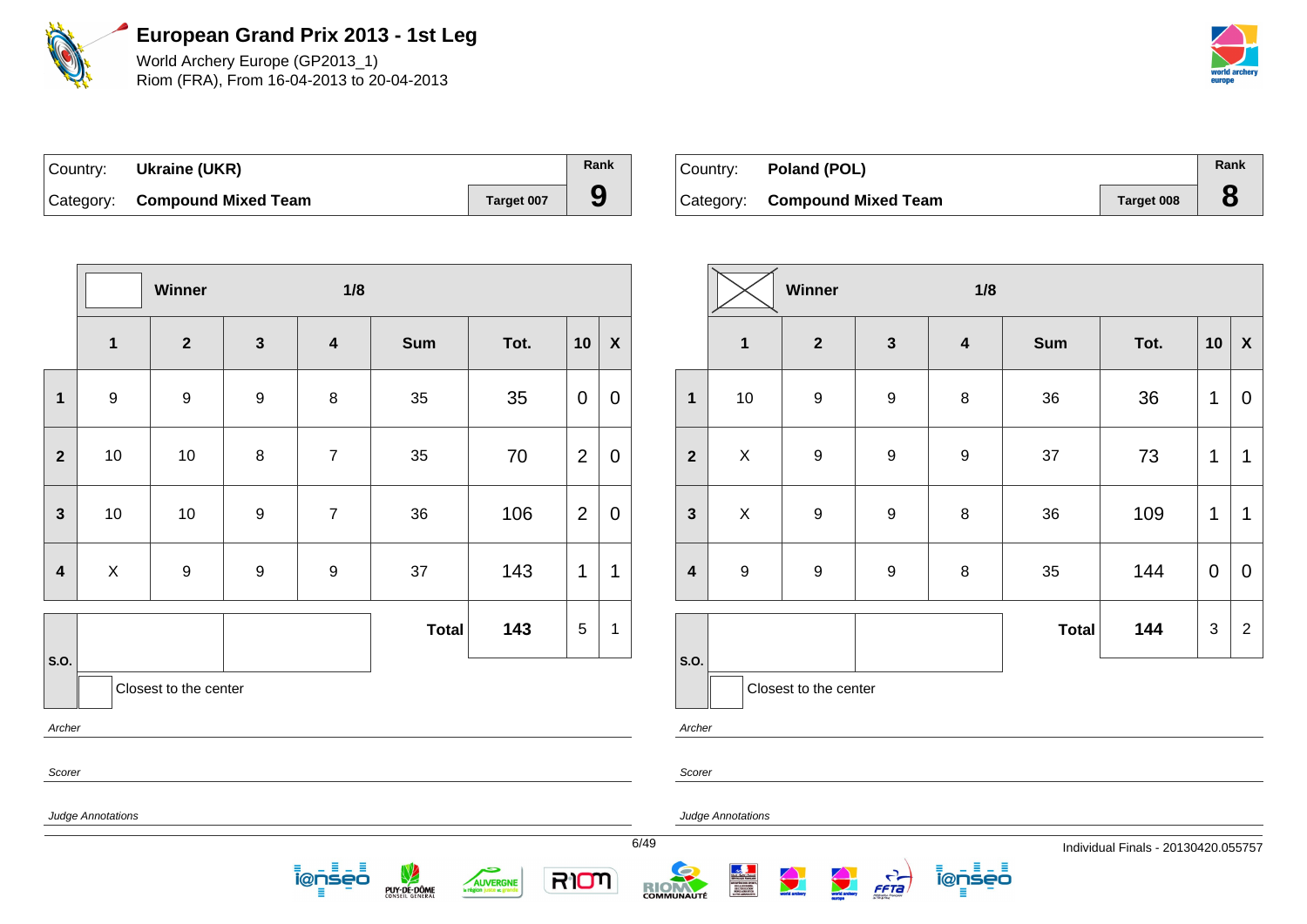# European Grand Prix 2013 - 1st Leg

World Archery Europe (GP2013_1)
Riom (FRA), From 16-04-2013 to 20-04-2013

| Country: | Ukraine (UKR) | | Rank |
|---|---|---|---|
| Category: | Compound Mixed Team | Target 007 | 9 |

**Winner** — 1/8

| | 1 | 2 | 3 | 4 | Sum | Tot. | 10 | X |
|---|---|---|---|---|---|---|---|---|
| 1 | 9 | 9 | 9 | 8 | 35 | 35 | 0 | 0 |
| 2 | 10 | 10 | 8 | 7 | 35 | 70 | 2 | 0 |
| 3 | 10 | 10 | 9 | 7 | 36 | 106 | 2 | 0 |
| 4 | X | 9 | 9 | 9 | 37 | 143 | 1 | 1 |
| S.O. | | | | | Total | 143 | 5 | 1 |

Closest to the center

*Archer*

*Scorer*

*Judge Annotations*

| Country: | Poland (POL) | | Rank |
|---|---|---|---|
| Category: | Compound Mixed Team | Target 008 | 8 |

**Winner** (X) — 1/8

| | 1 | 2 | 3 | 4 | Sum | Tot. | 10 | X |
|---|---|---|---|---|---|---|---|---|
| 1 | 10 | 9 | 9 | 8 | 36 | 36 | 1 | 0 |
| 2 | X | 9 | 9 | 9 | 37 | 73 | 1 | 1 |
| 3 | X | 9 | 9 | 8 | 36 | 109 | 1 | 1 |
| 4 | 9 | 9 | 9 | 8 | 35 | 144 | 0 | 0 |
| S.O. | | | | | Total | 144 | 3 | 2 |

Closest to the center

*Archer*

*Scorer*

*Judge Annotations*

Individual Finals - 20130420.055757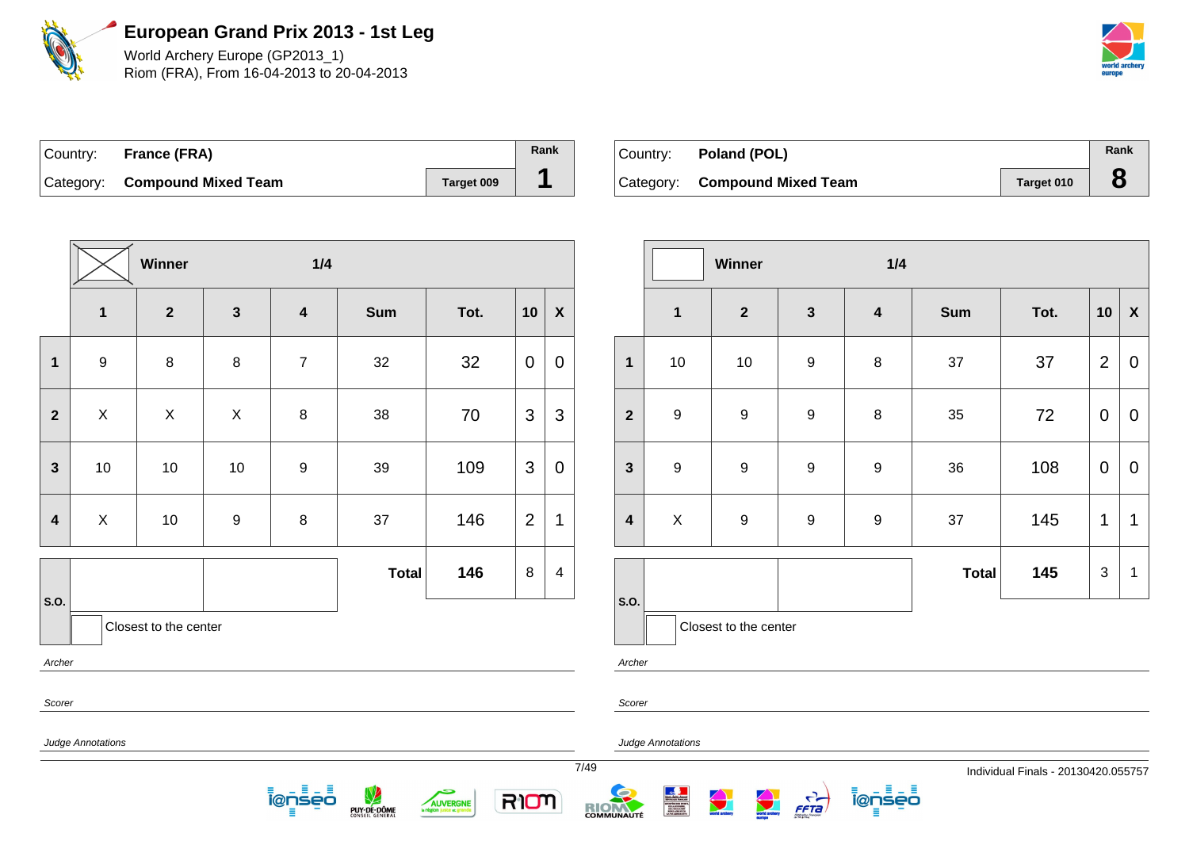# European Grand Prix 2013 - 1st Leg

World Archery Europe (GP2013_1)
Riom (FRA), From 16-04-2013 to 20-04-2013

| Country: | **France (FRA)** | | Rank |
|---|---|---|---|
| Category: | **Compound Mixed Team** | Target 009 | **1** |

| | Winner (X) | | 1/4 | | | | | |
|---|---|---|---|---|---|---|---|---|
| | **1** | **2** | **3** | **4** | **Sum** | **Tot.** | **10** | **X** |
| **1** | 9 | 8 | 8 | 7 | 32 | 32 | 0 | 0 |
| **2** | X | X | X | 8 | 38 | 70 | 3 | 3 |
| **3** | 10 | 10 | 10 | 9 | 39 | 109 | 3 | 0 |
| **4** | X | 10 | 9 | 8 | 37 | 146 | 2 | 1 |
| **S.O.** | | | | | **Total** | **146** | 8 | 4 |

Closest to the center

*Archer*

*Scorer*

*Judge Annotations*

| Country: | **Poland (POL)** | | Rank |
|---|---|---|---|
| Category: | **Compound Mixed Team** | Target 010 | **8** |

| | Winner | | 1/4 | | | | | |
|---|---|---|---|---|---|---|---|---|
| | **1** | **2** | **3** | **4** | **Sum** | **Tot.** | **10** | **X** |
| **1** | 10 | 10 | 9 | 8 | 37 | 37 | 2 | 0 |
| **2** | 9 | 9 | 9 | 8 | 35 | 72 | 0 | 0 |
| **3** | 9 | 9 | 9 | 9 | 36 | 108 | 0 | 0 |
| **4** | X | 9 | 9 | 9 | 37 | 145 | 1 | 1 |
| **S.O.** | | | | | **Total** | **145** | 3 | 1 |

Closest to the center

*Archer*

*Scorer*

*Judge Annotations*

Individual Finals - 20130420.055757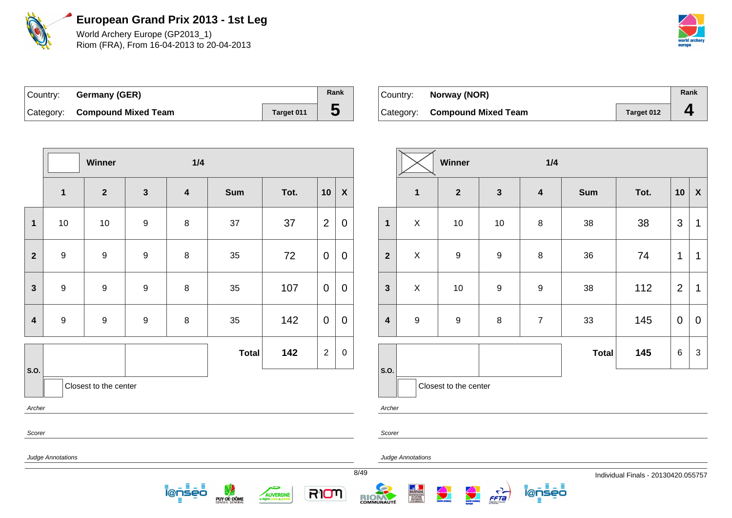# European Grand Prix 2013 - 1st Leg

World Archery Europe (GP2013_1)
Riom (FRA), From 16-04-2013 to 20-04-2013

| Country: | Germany (GER) | | Rank |
|---|---|---|---|
| Category: | Compound Mixed Team | Target 011 | 5 |

| | Winner | | | 1/4 | | | | |
|---|---|---|---|---|---|---|---|---|
| | 1 | 2 | 3 | 4 | Sum | Tot. | 10 | X |
| 1 | 10 | 10 | 9 | 8 | 37 | 37 | 2 | 0 |
| 2 | 9 | 9 | 9 | 8 | 35 | 72 | 0 | 0 |
| 3 | 9 | 9 | 9 | 8 | 35 | 107 | 0 | 0 |
| 4 | 9 | 9 | 9 | 8 | 35 | 142 | 0 | 0 |
| S.O. | | | | | Total | 142 | 2 | 0 |

Closest to the center

*Archer*

*Scorer*

*Judge Annotations*

| Country: | Norway (NOR) | | Rank |
|---|---|---|---|
| Category: | Compound Mixed Team | Target 012 | 4 |

| | Winner (X) | | | 1/4 | | | | |
|---|---|---|---|---|---|---|---|---|
| | 1 | 2 | 3 | 4 | Sum | Tot. | 10 | X |
| 1 | X | 10 | 10 | 8 | 38 | 38 | 3 | 1 |
| 2 | X | 9 | 9 | 8 | 36 | 74 | 1 | 1 |
| 3 | X | 10 | 9 | 9 | 38 | 112 | 2 | 1 |
| 4 | 9 | 9 | 8 | 7 | 33 | 145 | 0 | 0 |
| S.O. | | | | | Total | 145 | 6 | 3 |

Closest to the center

*Archer*

*Scorer*

*Judge Annotations*

Individual Finals - 20130420.055757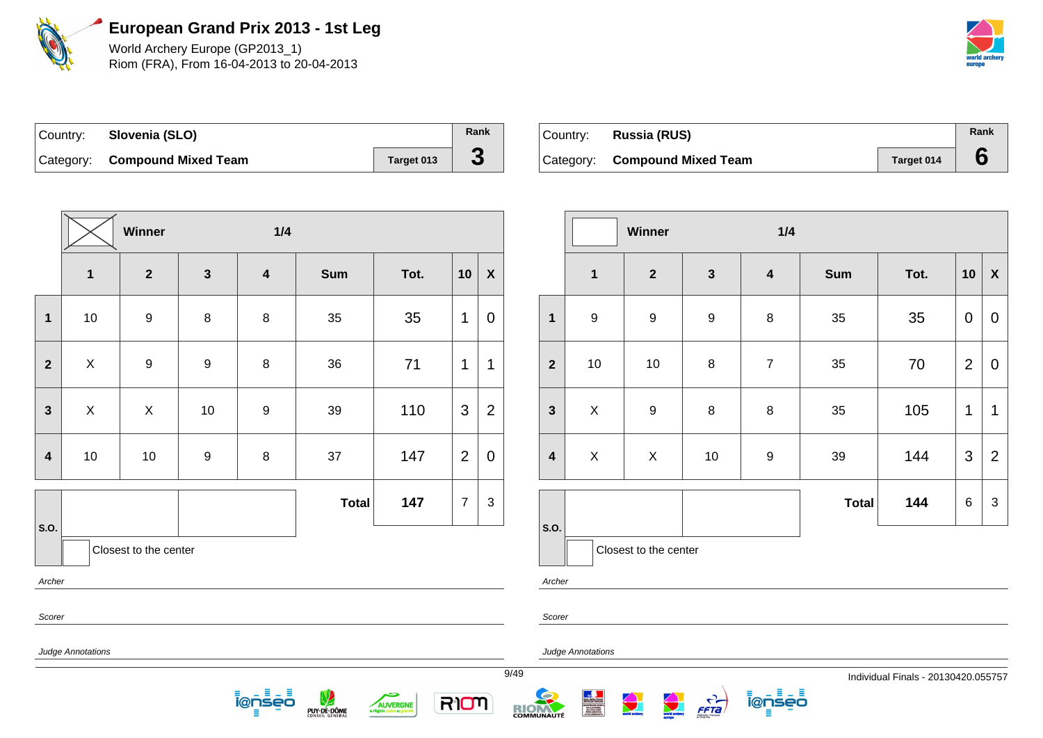# European Grand Prix 2013 - 1st Leg

World Archery Europe (GP2013_1)
Riom (FRA), From 16-04-2013 to 20-04-2013

| Country: | **Slovenia (SLO)** | | Rank |
|---|---|---|---|
| Category: | **Compound Mixed Team** | Target 013 | **3** |

| | ☒ Winner | | 1/4 | | | | | |
|---|---|---|---|---|---|---|---|---|
| | **1** | **2** | **3** | **4** | **Sum** | **Tot.** | **10** | **X** |
| **1** | 10 | 9 | 8 | 8 | 35 | 35 | 1 | 0 |
| **2** | X | 9 | 9 | 8 | 36 | 71 | 1 | 1 |
| **3** | X | X | 10 | 9 | 39 | 110 | 3 | 2 |
| **4** | 10 | 10 | 9 | 8 | 37 | 147 | 2 | 0 |
| **S.O.** | | | | | **Total** | **147** | 7 | 3 |

Closest to the center

*Archer*

*Scorer*

*Judge Annotations*

| Country: | **Russia (RUS)** | | Rank |
|---|---|---|---|
| Category: | **Compound Mixed Team** | Target 014 | **6** |

| | ☐ Winner | | 1/4 | | | | | |
|---|---|---|---|---|---|---|---|---|
| | **1** | **2** | **3** | **4** | **Sum** | **Tot.** | **10** | **X** |
| **1** | 9 | 9 | 9 | 8 | 35 | 35 | 0 | 0 |
| **2** | 10 | 10 | 8 | 7 | 35 | 70 | 2 | 0 |
| **3** | X | 9 | 8 | 8 | 35 | 105 | 1 | 1 |
| **4** | X | X | 10 | 9 | 39 | 144 | 3 | 2 |
| **S.O.** | | | | | **Total** | **144** | 6 | 3 |

Closest to the center

*Archer*

*Scorer*

*Judge Annotations*

Individual Finals - 20130420.055757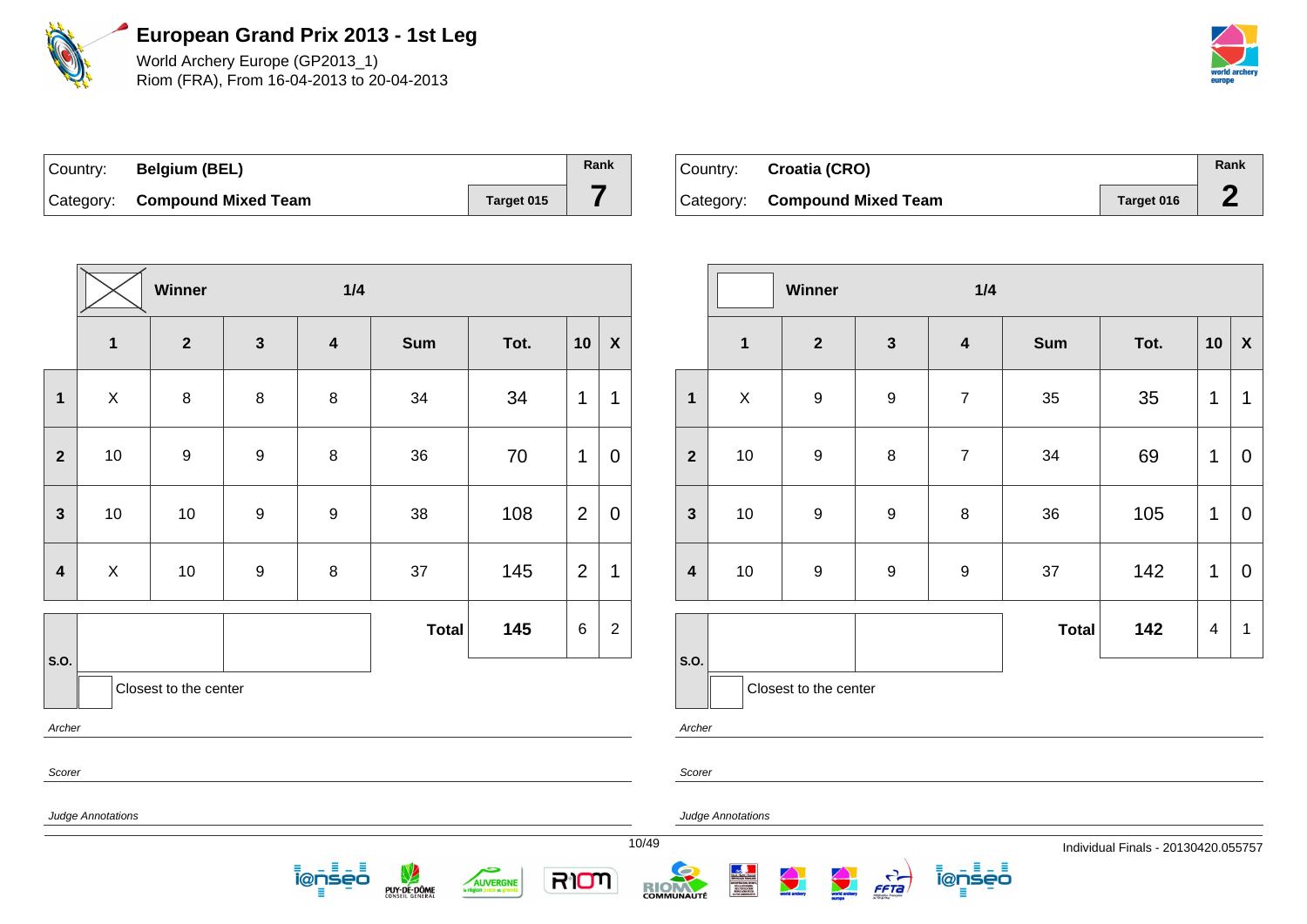# European Grand Prix 2013 - 1st Leg

World Archery Europe (GP2013_1)
Riom (FRA), From 16-04-2013 to 20-04-2013

| Country: | **Belgium (BEL)** | | Rank |
|---|---|---|---|
| Category: | **Compound Mixed Team** | Target 015 | **7** |

Winner ☒ — 1/4

| | 1 | 2 | 3 | 4 | Sum | Tot. | 10 | X |
|---|---|---|---|---|---|---|---|---|
| 1 | X | 8 | 8 | 8 | 34 | 34 | 1 | 1 |
| 2 | 10 | 9 | 9 | 8 | 36 | 70 | 1 | 0 |
| 3 | 10 | 10 | 9 | 9 | 38 | 108 | 2 | 0 |
| 4 | X | 10 | 9 | 8 | 37 | 145 | 2 | 1 |
| | | | | | **Total** | **145** | 6 | 2 |

S.O.

Closest to the center

*Archer*

*Scorer*

*Judge Annotations*

| Country: | **Croatia (CRO)** | | Rank |
|---|---|---|---|
| Category: | **Compound Mixed Team** | Target 016 | **2** |

Winner ☐ — 1/4

| | 1 | 2 | 3 | 4 | Sum | Tot. | 10 | X |
|---|---|---|---|---|---|---|---|---|
| 1 | X | 9 | 9 | 7 | 35 | 35 | 1 | 1 |
| 2 | 10 | 9 | 8 | 7 | 34 | 69 | 1 | 0 |
| 3 | 10 | 9 | 9 | 8 | 36 | 105 | 1 | 0 |
| 4 | 10 | 9 | 9 | 9 | 37 | 142 | 1 | 0 |
| | | | | | **Total** | **142** | 4 | 1 |

S.O.

Closest to the center

*Archer*

*Scorer*

*Judge Annotations*

Individual Finals - 20130420.055757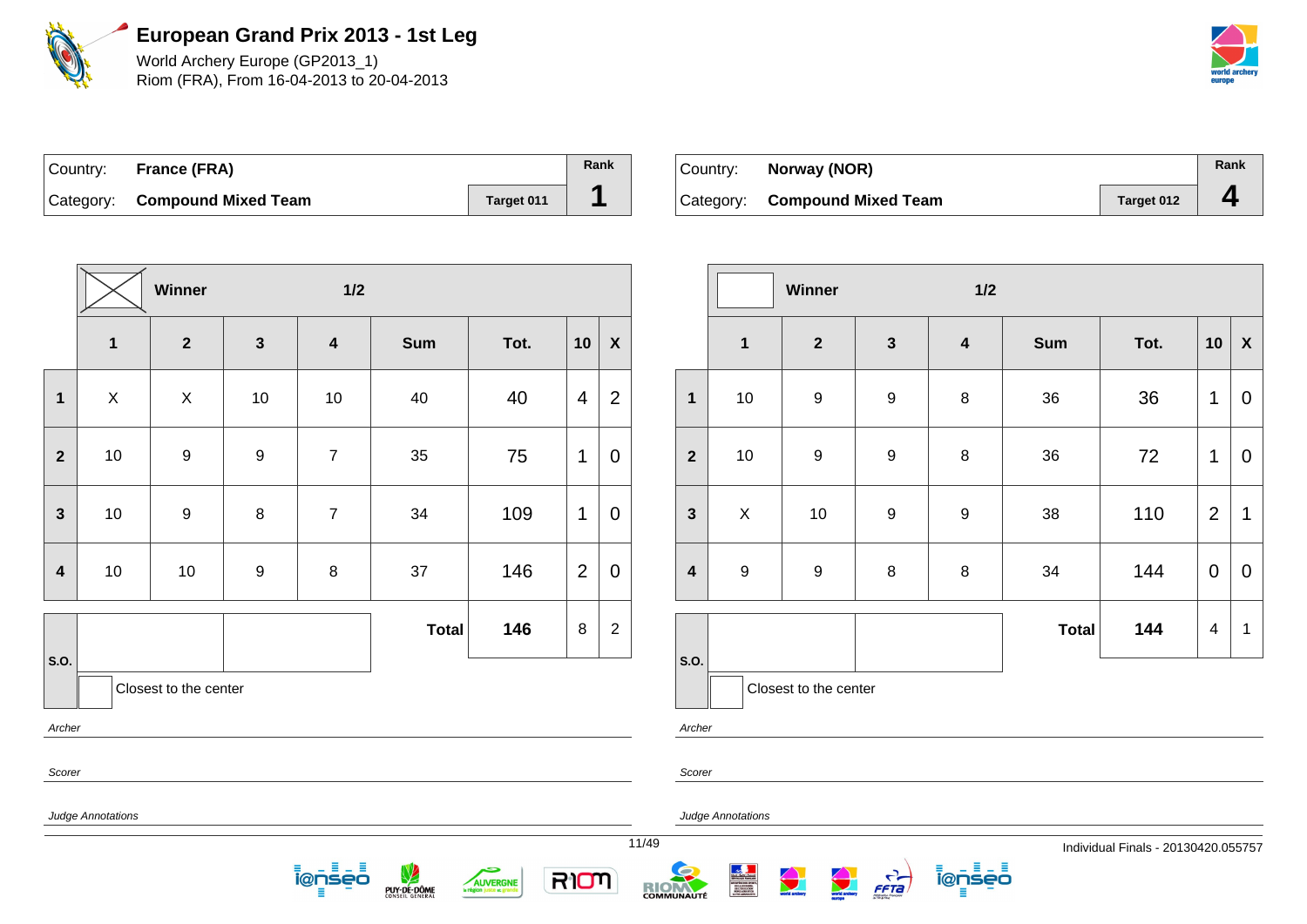# European Grand Prix 2013 - 1st Leg

World Archery Europe (GP2013_1)
Riom (FRA), From 16-04-2013 to 20-04-2013

| Country: | France (FRA) | | Rank |
|---|---|---|---|
| Category: | Compound Mixed Team | Target 011 | 1 |

| | Winner (X) | | 1/2 | | | | | |
|---|---|---|---|---|---|---|---|---|
| | 1 | 2 | 3 | 4 | Sum | Tot. | 10 | X |
| 1 | X | X | 10 | 10 | 40 | 40 | 4 | 2 |
| 2 | 10 | 9 | 9 | 7 | 35 | 75 | 1 | 0 |
| 3 | 10 | 9 | 8 | 7 | 34 | 109 | 1 | 0 |
| 4 | 10 | 10 | 9 | 8 | 37 | 146 | 2 | 0 |
| S.O. | | | | | **Total** | **146** | 8 | 2 |

Closest to the center

*Archer*

*Scorer*

*Judge Annotations*

| Country: | Norway (NOR) | | Rank |
|---|---|---|---|
| Category: | Compound Mixed Team | Target 012 | 4 |

| | Winner | | 1/2 | | | | | |
|---|---|---|---|---|---|---|---|---|
| | 1 | 2 | 3 | 4 | Sum | Tot. | 10 | X |
| 1 | 10 | 9 | 9 | 8 | 36 | 36 | 1 | 0 |
| 2 | 10 | 9 | 9 | 8 | 36 | 72 | 1 | 0 |
| 3 | X | 10 | 9 | 9 | 38 | 110 | 2 | 1 |
| 4 | 9 | 9 | 8 | 8 | 34 | 144 | 0 | 0 |
| S.O. | | | | | **Total** | **144** | 4 | 1 |

Closest to the center

*Archer*

*Scorer*

*Judge Annotations*

Individual Finals - 20130420.055757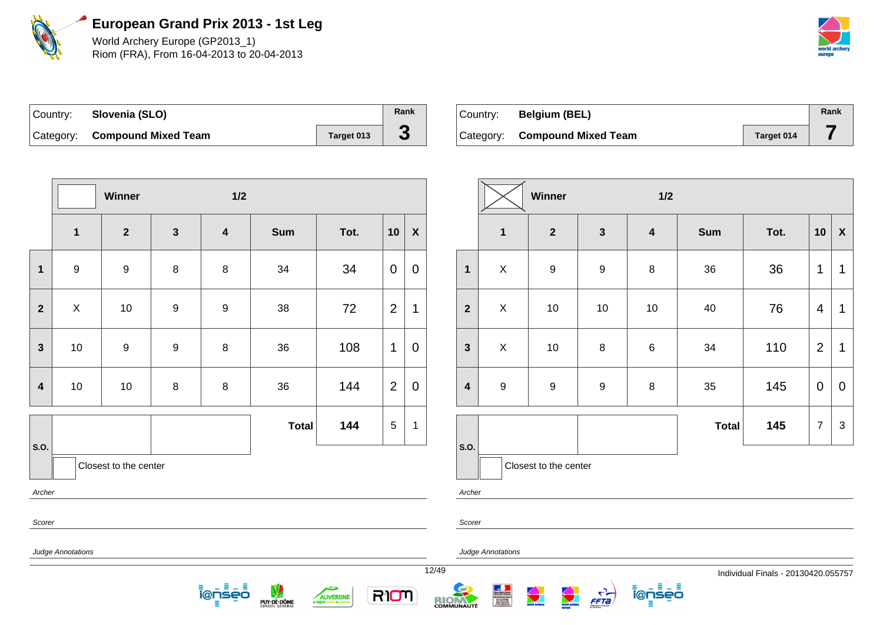# European Grand Prix 2013 - 1st Leg

World Archery Europe (GP2013_1)
Riom (FRA), From 16-04-2013 to 20-04-2013

| Country: | **Slovenia (SLO)** | | Rank |
|---|---|---|---|
| Category: | **Compound Mixed Team** | Target 013 | **3** |

| | Winner | | | 1/2 | | | | |
|---|---|---|---|---|---|---|---|---|
| | **1** | **2** | **3** | **4** | **Sum** | **Tot.** | **10** | **X** |
| **1** | 9 | 9 | 8 | 8 | 34 | 34 | 0 | 0 |
| **2** | X | 10 | 9 | 9 | 38 | 72 | 2 | 1 |
| **3** | 10 | 9 | 9 | 8 | 36 | 108 | 1 | 0 |
| **4** | 10 | 10 | 8 | 8 | 36 | 144 | 2 | 0 |
| **S.O.** | | | | | **Total** | **144** | 5 | 1 |

Closest to the center

*Archer*

*Scorer*

*Judge Annotations*

| Country: | **Belgium (BEL)** | | Rank |
|---|---|---|---|
| Category: | **Compound Mixed Team** | Target 014 | **7** |

| | Winner | | | 1/2 | | | | |
|---|---|---|---|---|---|---|---|---|
| | **1** | **2** | **3** | **4** | **Sum** | **Tot.** | **10** | **X** |
| **1** | X | 9 | 9 | 8 | 36 | 36 | 1 | 1 |
| **2** | X | 10 | 10 | 10 | 40 | 76 | 4 | 1 |
| **3** | X | 10 | 8 | 6 | 34 | 110 | 2 | 1 |
| **4** | 9 | 9 | 9 | 8 | 35 | 145 | 0 | 0 |
| **S.O.** | | | | | **Total** | **145** | 7 | 3 |

Closest to the center

*Archer*

*Scorer*

*Judge Annotations*

Individual Finals - 20130420.055757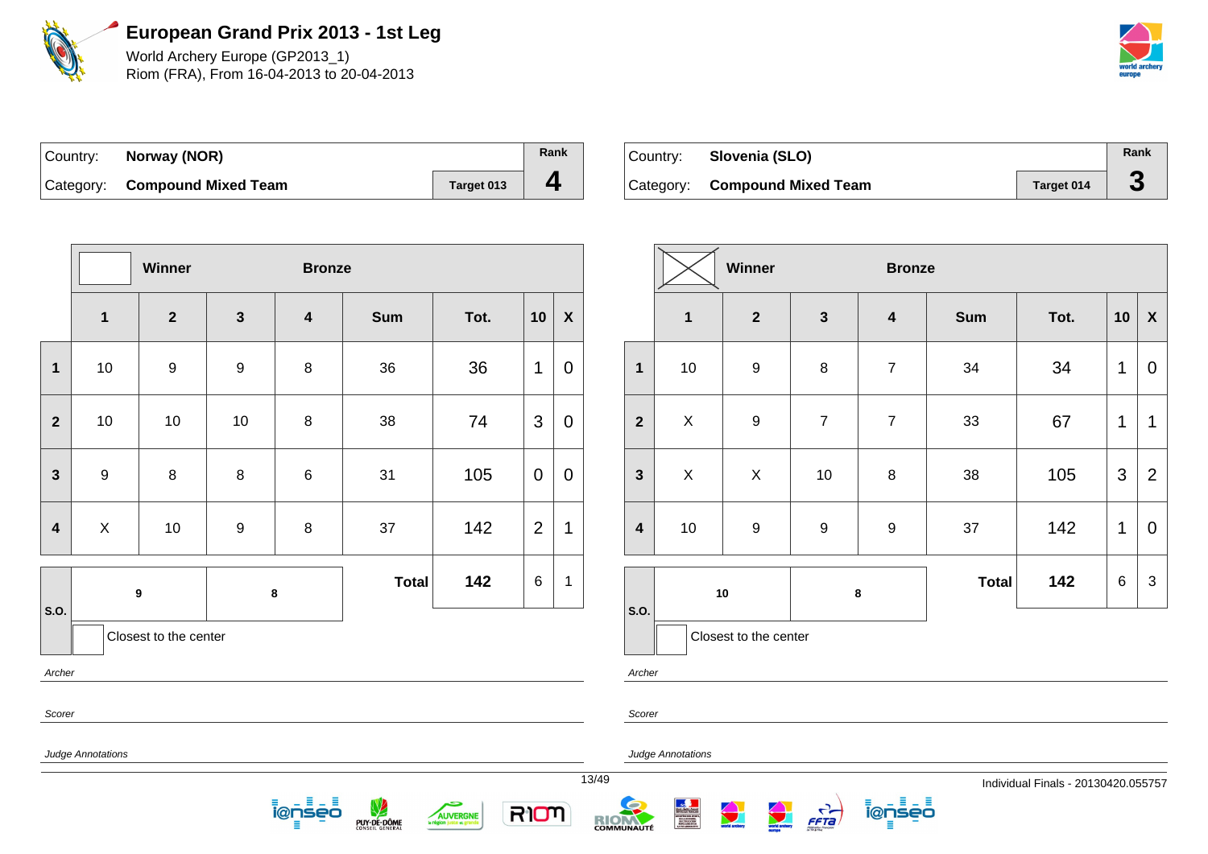# European Grand Prix 2013 - 1st Leg

World Archery Europe (GP2013_1)
Riom (FRA), From 16-04-2013 to 20-04-2013

| Country: | **Norway (NOR)** | | Rank |
|---|---|---|---|
| Category: | **Compound Mixed Team** | Target 013 | **4** |

| | Winner | | Bronze | | | | | |
|---|---|---|---|---|---|---|---|---|
| | **1** | **2** | **3** | **4** | **Sum** | **Tot.** | **10** | **X** |
| **1** | 10 | 9 | 9 | 8 | 36 | 36 | 1 | 0 |
| **2** | 10 | 10 | 10 | 8 | 38 | 74 | 3 | 0 |
| **3** | 9 | 8 | 8 | 6 | 31 | 105 | 0 | 0 |
| **4** | X | 10 | 9 | 8 | 37 | 142 | 2 | 1 |
| **S.O.** | 9 | | 8 | | **Total** | **142** | 6 | 1 |

Closest to the center

*Archer*

*Scorer*

*Judge Annotations*

| Country: | **Slovenia (SLO)** | | Rank |
|---|---|---|---|
| Category: | **Compound Mixed Team** | Target 014 | **3** |

| | Winner | | Bronze | | | | | |
|---|---|---|---|---|---|---|---|---|
| | **1** | **2** | **3** | **4** | **Sum** | **Tot.** | **10** | **X** |
| **1** | 10 | 9 | 8 | 7 | 34 | 34 | 1 | 0 |
| **2** | X | 9 | 7 | 7 | 33 | 67 | 1 | 1 |
| **3** | X | X | 10 | 8 | 38 | 105 | 3 | 2 |
| **4** | 10 | 9 | 9 | 9 | 37 | 142 | 1 | 0 |
| **S.O.** | 10 | | 8 | | **Total** | **142** | 6 | 3 |

Closest to the center

*Archer*

*Scorer*

*Judge Annotations*

Individual Finals - 20130420.055757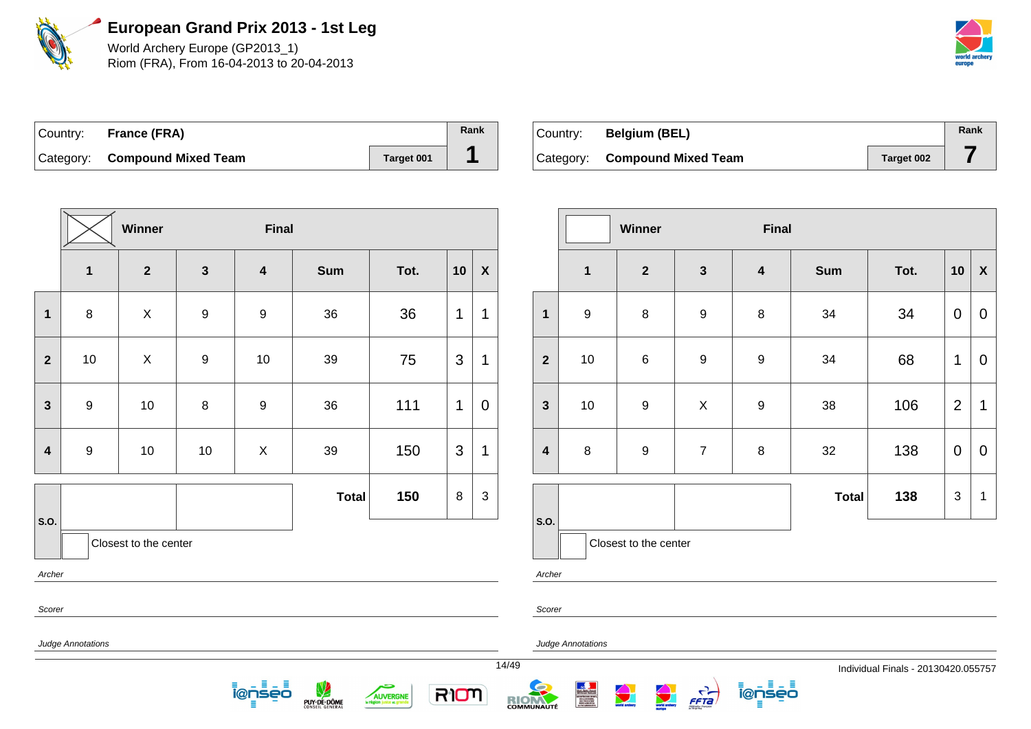# European Grand Prix 2013 - 1st Leg

World Archery Europe (GP2013_1)
Riom (FRA), From 16-04-2013 to 20-04-2013

| Country: | France (FRA) | | Rank |
|---|---|---|---|
| Category: | Compound Mixed Team | Target 001 | 1 |

| | Winner | | Final | | | | | |
|---|---|---|---|---|---|---|---|---|
| | 1 | 2 | 3 | 4 | Sum | Tot. | 10 | X |
| 1 | 8 | X | 9 | 9 | 36 | 36 | 1 | 1 |
| 2 | 10 | X | 9 | 10 | 39 | 75 | 3 | 1 |
| 3 | 9 | 10 | 8 | 9 | 36 | 111 | 1 | 0 |
| 4 | 9 | 10 | 10 | X | 39 | 150 | 3 | 1 |
| S.O. | | | | | Total | 150 | 8 | 3 |

Closest to the center

*Archer*

*Scorer*

*Judge Annotations*

| Country: | Belgium (BEL) | | Rank |
|---|---|---|---|
| Category: | Compound Mixed Team | Target 002 | 7 |

| | Winner | | Final | | | | | |
|---|---|---|---|---|---|---|---|---|
| | 1 | 2 | 3 | 4 | Sum | Tot. | 10 | X |
| 1 | 9 | 8 | 9 | 8 | 34 | 34 | 0 | 0 |
| 2 | 10 | 6 | 9 | 9 | 34 | 68 | 1 | 0 |
| 3 | 10 | 9 | X | 9 | 38 | 106 | 2 | 1 |
| 4 | 8 | 9 | 7 | 8 | 32 | 138 | 0 | 0 |
| S.O. | | | | | Total | 138 | 3 | 1 |

Closest to the center

*Archer*

*Scorer*

*Judge Annotations*

Individual Finals - 20130420.055757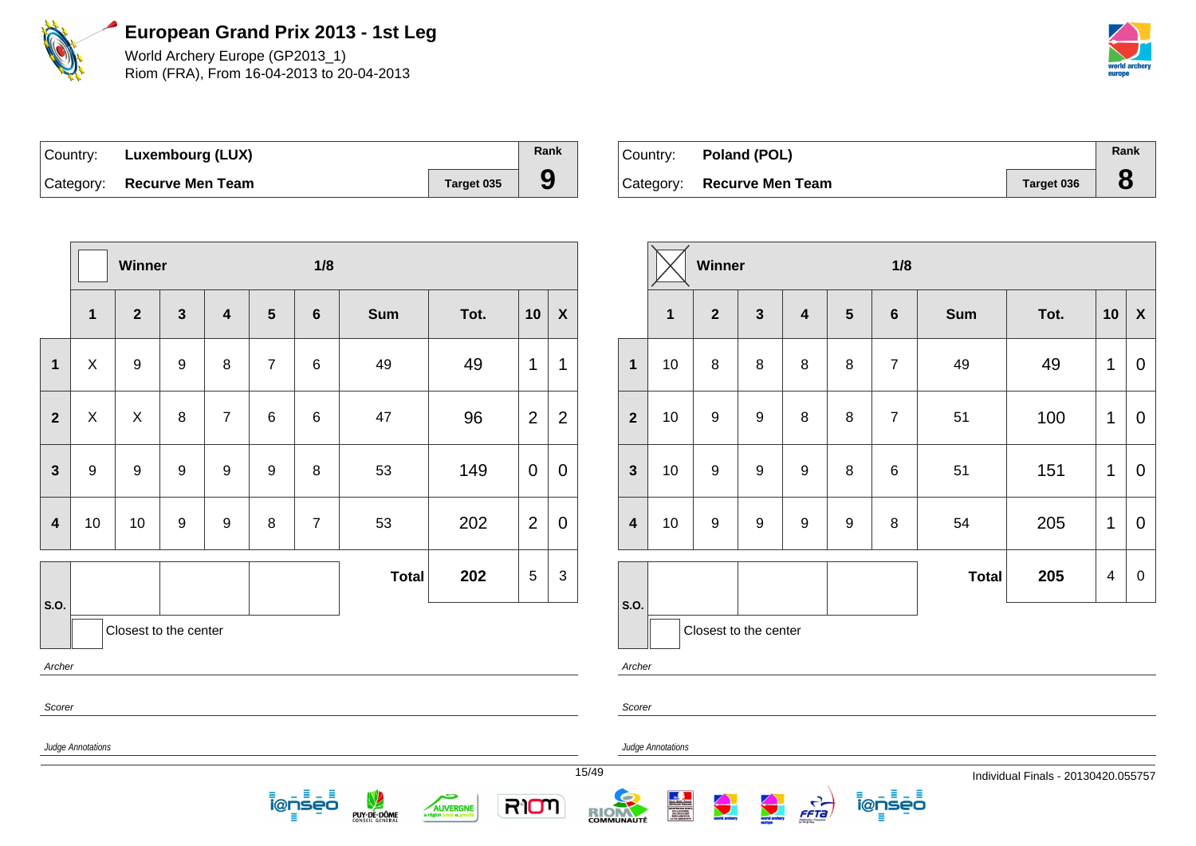# European Grand Prix 2013 - 1st Leg

World Archery Europe (GP2013_1)
Riom (FRA), From 16-04-2013 to 20-04-2013

| Country: | **Luxembourg (LUX)** | Rank |
|---|---|---|
| Category: | **Recurve Men Team** — Target 035 | **9** |

| | Winner ☐ | | | | | 1/8 | | | | |
|---|---|---|---|---|---|---|---|---|---|---|
| | **1** | **2** | **3** | **4** | **5** | **6** | **Sum** | **Tot.** | **10** | **X** |
| **1** | X | 9 | 9 | 8 | 7 | 6 | 49 | 49 | 1 | 1 |
| **2** | X | X | 8 | 7 | 6 | 6 | 47 | 96 | 2 | 2 |
| **3** | 9 | 9 | 9 | 9 | 9 | 8 | 53 | 149 | 0 | 0 |
| **4** | 10 | 10 | 9 | 9 | 8 | 7 | 53 | 202 | 2 | 0 |
| **S.O.** | | | | | | | **Total** | **202** | 5 | 3 |

☐ Closest to the center

*Archer*

*Scorer*

*Judge Annotations*

| Country: | **Poland (POL)** | Rank |
|---|---|---|
| Category: | **Recurve Men Team** — Target 036 | **8** |

| | Winner ☒ | | | | | 1/8 | | | | |
|---|---|---|---|---|---|---|---|---|---|---|
| | **1** | **2** | **3** | **4** | **5** | **6** | **Sum** | **Tot.** | **10** | **X** |
| **1** | 10 | 8 | 8 | 8 | 8 | 7 | 49 | 49 | 1 | 0 |
| **2** | 10 | 9 | 9 | 8 | 8 | 7 | 51 | 100 | 1 | 0 |
| **3** | 10 | 9 | 9 | 9 | 8 | 6 | 51 | 151 | 1 | 0 |
| **4** | 10 | 9 | 9 | 9 | 9 | 8 | 54 | 205 | 1 | 0 |
| **S.O.** | | | | | | | **Total** | **205** | 4 | 0 |

☐ Closest to the center

*Archer*

*Scorer*

*Judge Annotations*

Individual Finals - 20130420.055757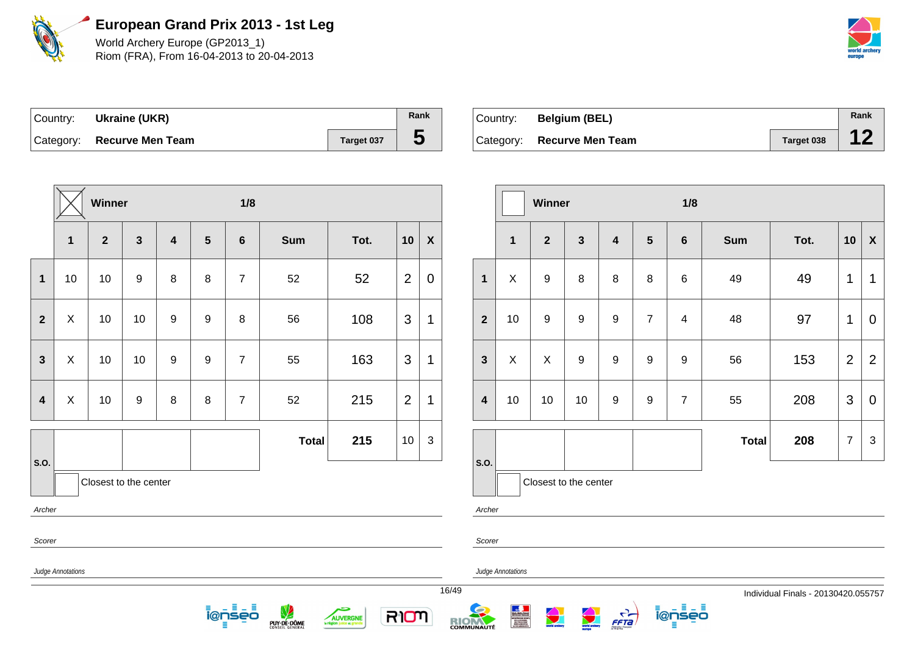# European Grand Prix 2013 - 1st Leg

World Archery Europe (GP2013_1)
Riom (FRA), From 16-04-2013 to 20-04-2013

| Country: | **Ukraine (UKR)** | | Rank |
|---|---|---|---|
| Category: | **Recurve Men Team** | Target 037 | **5** |

**Winner** ☒ — **1/8**

| | 1 | 2 | 3 | 4 | 5 | 6 | Sum | Tot. | 10 | X |
|---|---|---|---|---|---|---|---|---|---|---|
| **1** | 10 | 10 | 9 | 8 | 8 | 7 | 52 | 52 | 2 | 0 |
| **2** | X | 10 | 10 | 9 | 9 | 8 | 56 | 108 | 3 | 1 |
| **3** | X | 10 | 10 | 9 | 9 | 7 | 55 | 163 | 3 | 1 |
| **4** | X | 10 | 9 | 8 | 8 | 7 | 52 | 215 | 2 | 1 |
| **S.O.** | | | | | | | **Total** | **215** | 10 | 3 |

Closest to the center

*Archer*

*Scorer*

*Judge Annotations*

| Country: | **Belgium (BEL)** | | Rank |
|---|---|---|---|
| Category: | **Recurve Men Team** | Target 038 | **12** |

**Winner** ☐ — **1/8**

| | 1 | 2 | 3 | 4 | 5 | 6 | Sum | Tot. | 10 | X |
|---|---|---|---|---|---|---|---|---|---|---|
| **1** | X | 9 | 8 | 8 | 8 | 6 | 49 | 49 | 1 | 1 |
| **2** | 10 | 9 | 9 | 9 | 7 | 4 | 48 | 97 | 1 | 0 |
| **3** | X | X | 9 | 9 | 9 | 9 | 56 | 153 | 2 | 2 |
| **4** | 10 | 10 | 10 | 9 | 9 | 7 | 55 | 208 | 3 | 0 |
| **S.O.** | | | | | | | **Total** | **208** | 7 | 3 |

Closest to the center

*Archer*

*Scorer*

*Judge Annotations*

Individual Finals - 20130420.055757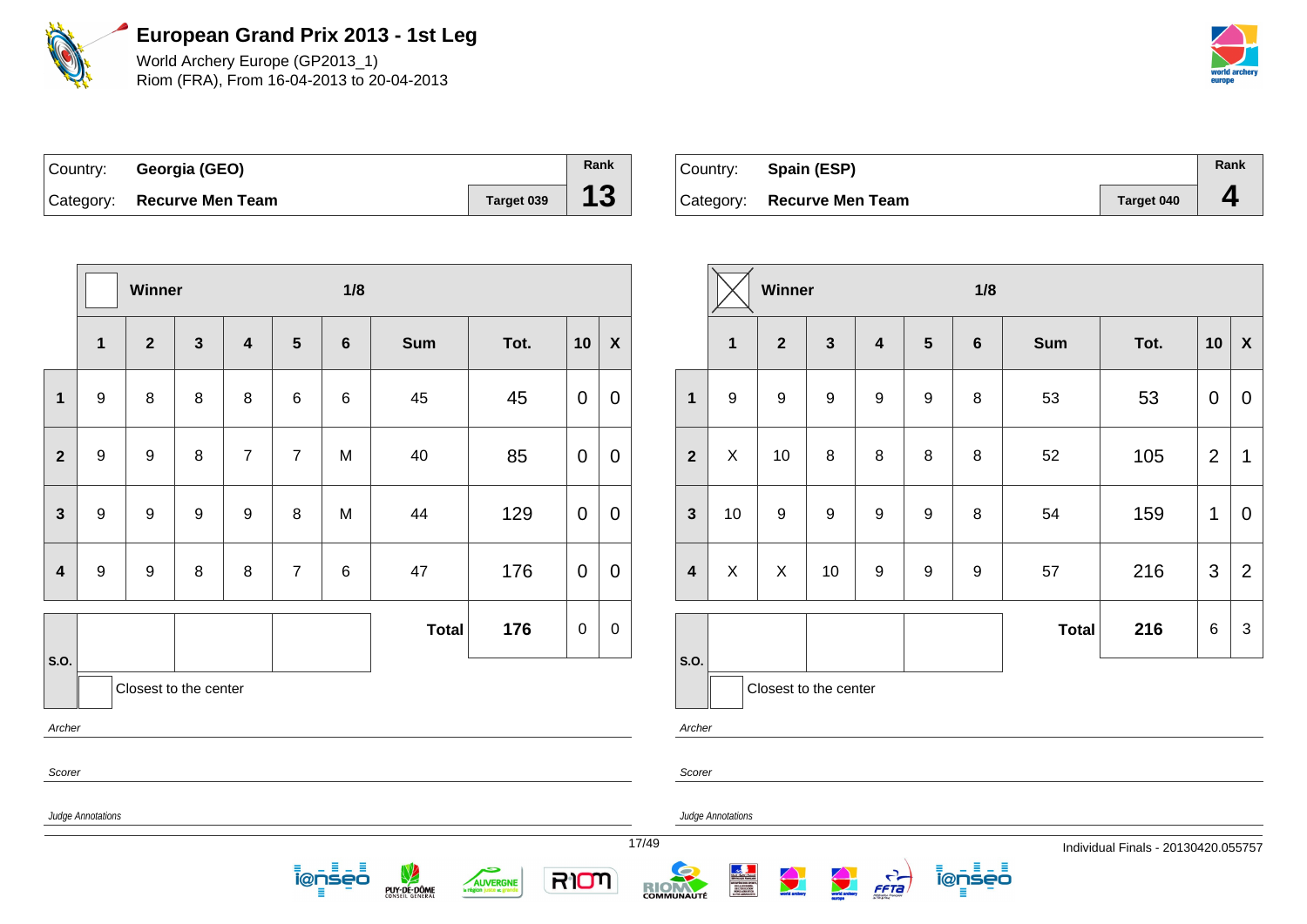# European Grand Prix 2013 - 1st Leg

World Archery Europe (GP2013_1)
Riom (FRA), From 16-04-2013 to 20-04-2013

| Country: | Georgia (GEO) | | Rank |
|---|---|---|---|
| Category: | Recurve Men Team | Target 039 | 13 |

| | Winner | | | | 1/8 | | | | | |
|---|---|---|---|---|---|---|---|---|---|---|
| | 1 | 2 | 3 | 4 | 5 | 6 | Sum | Tot. | 10 | X |
| 1 | 9 | 8 | 8 | 8 | 6 | 6 | 45 | 45 | 0 | 0 |
| 2 | 9 | 9 | 8 | 7 | 7 | M | 40 | 85 | 0 | 0 |
| 3 | 9 | 9 | 9 | 9 | 8 | M | 44 | 129 | 0 | 0 |
| 4 | 9 | 9 | 8 | 8 | 7 | 6 | 47 | 176 | 0 | 0 |
| S.O. | | | | | | | Total | 176 | 0 | 0 |

Closest to the center

*Archer*

*Scorer*

*Judge Annotations*

| Country: | Spain (ESP) | | Rank |
|---|---|---|---|
| Category: | Recurve Men Team | Target 040 | 4 |

| | Winner ☒ | | | | 1/8 | | | | | |
|---|---|---|---|---|---|---|---|---|---|---|
| | 1 | 2 | 3 | 4 | 5 | 6 | Sum | Tot. | 10 | X |
| 1 | 9 | 9 | 9 | 9 | 9 | 8 | 53 | 53 | 0 | 0 |
| 2 | X | 10 | 8 | 8 | 8 | 8 | 52 | 105 | 2 | 1 |
| 3 | 10 | 9 | 9 | 9 | 9 | 8 | 54 | 159 | 1 | 0 |
| 4 | X | X | 10 | 9 | 9 | 9 | 57 | 216 | 3 | 2 |
| S.O. | | | | | | | Total | 216 | 6 | 3 |

Closest to the center

*Archer*

*Scorer*

*Judge Annotations*

Individual Finals - 20130420.055757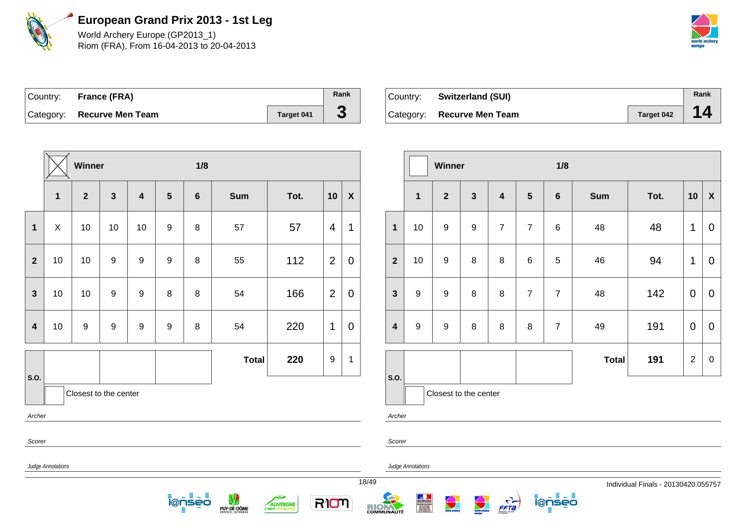# European Grand Prix 2013 - 1st Leg

World Archery Europe (GP2013_1)
Riom (FRA), From 16-04-2013 to 20-04-2013

| Country: | France (FRA) | | Rank |
|---|---|---|---|
| Category: | Recurve Men Team | Target 041 | 3 |

Winner: ☒ — 1/8

| | 1 | 2 | 3 | 4 | 5 | 6 | Sum | Tot. | 10 | X |
|---|---|---|---|---|---|---|---|---|---|---|
| 1 | X | 10 | 10 | 10 | 9 | 8 | 57 | 57 | 4 | 1 |
| 2 | 10 | 10 | 9 | 9 | 9 | 8 | 55 | 112 | 2 | 0 |
| 3 | 10 | 10 | 9 | 9 | 8 | 8 | 54 | 166 | 2 | 0 |
| 4 | 10 | 9 | 9 | 9 | 9 | 8 | 54 | 220 | 1 | 0 |
| S.O. | | | | | | | **Total** | **220** | 9 | 1 |

Closest to the center

*Archer*

*Scorer*

*Judge Annotations*

| Country: | Switzerland (SUI) | | Rank |
|---|---|---|---|
| Category: | Recurve Men Team | Target 042 | 14 |

Winner: ☐ — 1/8

| | 1 | 2 | 3 | 4 | 5 | 6 | Sum | Tot. | 10 | X |
|---|---|---|---|---|---|---|---|---|---|---|
| 1 | 10 | 9 | 9 | 7 | 7 | 6 | 48 | 48 | 1 | 0 |
| 2 | 10 | 9 | 8 | 8 | 6 | 5 | 46 | 94 | 1 | 0 |
| 3 | 9 | 9 | 8 | 8 | 7 | 7 | 48 | 142 | 0 | 0 |
| 4 | 9 | 9 | 8 | 8 | 8 | 7 | 49 | 191 | 0 | 0 |
| S.O. | | | | | | | **Total** | **191** | 2 | 0 |

Closest to the center

*Archer*

*Scorer*

*Judge Annotations*

Individual Finals - 20130420.055757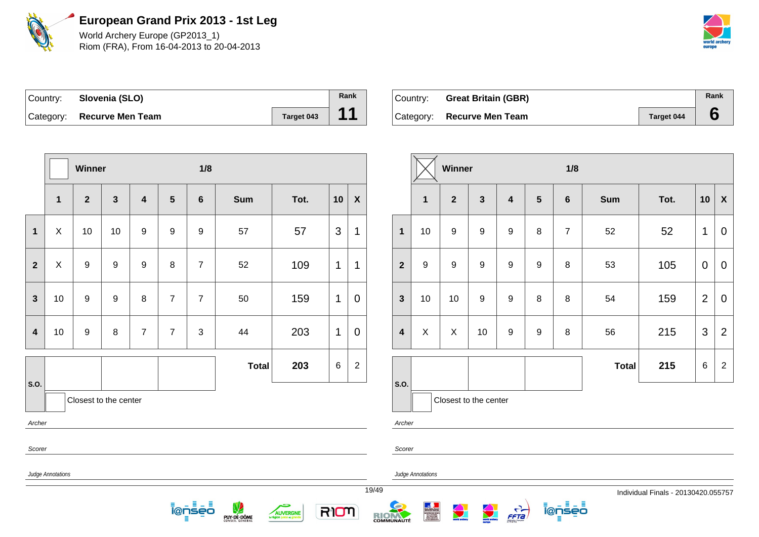# European Grand Prix 2013 - 1st Leg

World Archery Europe (GP2013_1)
Riom (FRA), From 16-04-2013 to 20-04-2013

| Country: | Slovenia (SLO) | | Rank |
|---|---|---|---|
| Category: | Recurve Men Team | Target 043 | 11 |

| | Winner | | | | | 1/8 | | | | |
|---|---|---|---|---|---|---|---|---|---|---|
| | 1 | 2 | 3 | 4 | 5 | 6 | Sum | Tot. | 10 | X |
| 1 | X | 10 | 10 | 9 | 9 | 9 | 57 | 57 | 3 | 1 |
| 2 | X | 9 | 9 | 9 | 8 | 7 | 52 | 109 | 1 | 1 |
| 3 | 10 | 9 | 9 | 8 | 7 | 7 | 50 | 159 | 1 | 0 |
| 4 | 10 | 9 | 8 | 7 | 7 | 3 | 44 | 203 | 1 | 0 |
| S.O. | | | | | | | **Total** | **203** | 6 | 2 |

Closest to the center

*Archer*

*Scorer*

*Judge Annotations*

| Country: | Great Britain (GBR) | | Rank |
|---|---|---|---|
| Category: | Recurve Men Team | Target 044 | 6 |

| | Winner ☒ | | | | | 1/8 | | | | |
|---|---|---|---|---|---|---|---|---|---|---|
| | 1 | 2 | 3 | 4 | 5 | 6 | Sum | Tot. | 10 | X |
| 1 | 10 | 9 | 9 | 9 | 8 | 7 | 52 | 52 | 1 | 0 |
| 2 | 9 | 9 | 9 | 9 | 9 | 8 | 53 | 105 | 0 | 0 |
| 3 | 10 | 10 | 9 | 9 | 8 | 8 | 54 | 159 | 2 | 0 |
| 4 | X | X | 10 | 9 | 9 | 8 | 56 | 215 | 3 | 2 |
| S.O. | | | | | | | **Total** | **215** | 6 | 2 |

Closest to the center

*Archer*

*Scorer*

*Judge Annotations*

Individual Finals - 20130420.055757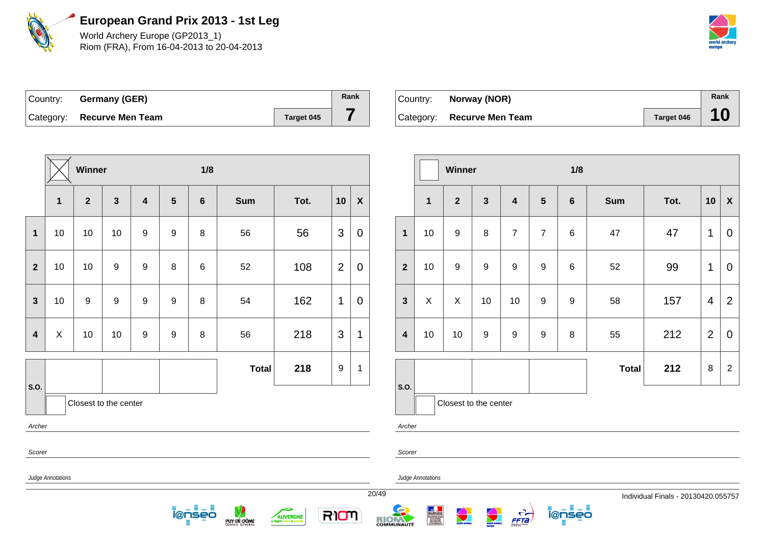# European Grand Prix 2013 - 1st Leg

World Archery Europe (GP2013_1)
Riom (FRA), From 16-04-2013 to 20-04-2013

| Country: | **Germany (GER)** | | Rank |
|---|---|---|---|
| Category: | **Recurve Men Team** | Target 045 | **7** |

Winner: ☒ — 1/8

| | 1 | 2 | 3 | 4 | 5 | 6 | Sum | Tot. | 10 | X |
|---|---|---|---|---|---|---|---|---|---|---|
| 1 | 10 | 10 | 10 | 9 | 9 | 8 | 56 | 56 | 3 | 0 |
| 2 | 10 | 10 | 9 | 9 | 8 | 6 | 52 | 108 | 2 | 0 |
| 3 | 10 | 9 | 9 | 9 | 9 | 8 | 54 | 162 | 1 | 0 |
| 4 | X | 10 | 10 | 9 | 9 | 8 | 56 | 218 | 3 | 1 |
| S.O. | | | | | | | **Total** | **218** | 9 | 1 |

Closest to the center

*Archer*

*Scorer*

*Judge Annotations*

| Country: | **Norway (NOR)** | | Rank |
|---|---|---|---|
| Category: | **Recurve Men Team** | Target 046 | **10** |

Winner: ☐ — 1/8

| | 1 | 2 | 3 | 4 | 5 | 6 | Sum | Tot. | 10 | X |
|---|---|---|---|---|---|---|---|---|---|---|
| 1 | 10 | 9 | 8 | 7 | 7 | 6 | 47 | 47 | 1 | 0 |
| 2 | 10 | 9 | 9 | 9 | 9 | 6 | 52 | 99 | 1 | 0 |
| 3 | X | X | 10 | 10 | 9 | 9 | 58 | 157 | 4 | 2 |
| 4 | 10 | 10 | 9 | 9 | 9 | 8 | 55 | 212 | 2 | 0 |
| S.O. | | | | | | | **Total** | **212** | 8 | 2 |

Closest to the center

*Archer*

*Scorer*

*Judge Annotations*

Individual Finals - 20130420.055757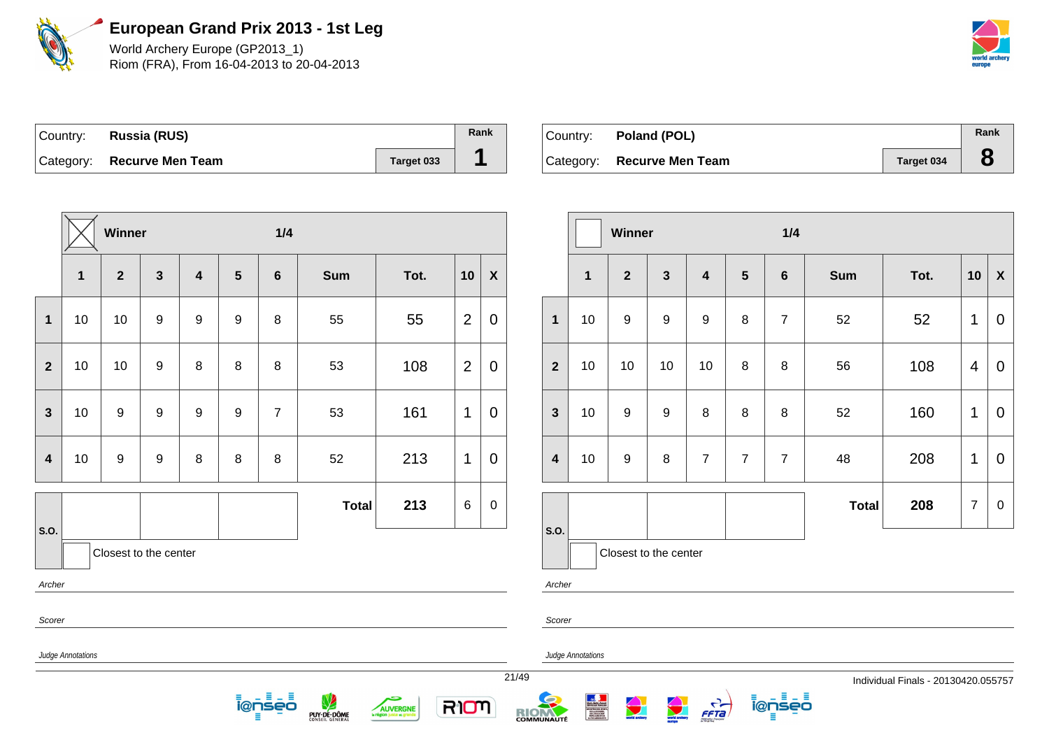# European Grand Prix 2013 - 1st Leg

World Archery Europe (GP2013_1)
Riom (FRA), From 16-04-2013 to 20-04-2013

| Country: | **Russia (RUS)** | | Rank |
|---|---|---|---|
| Category: | **Recurve Men Team** | Target 033 | **1** |

**Winner** ☒ — **1/4**

| | 1 | 2 | 3 | 4 | 5 | 6 | Sum | Tot. | 10 | X |
|---|---|---|---|---|---|---|---|---|---|---|
| **1** | 10 | 10 | 9 | 9 | 9 | 8 | 55 | 55 | 2 | 0 |
| **2** | 10 | 10 | 9 | 8 | 8 | 8 | 53 | 108 | 2 | 0 |
| **3** | 10 | 9 | 9 | 9 | 9 | 7 | 53 | 161 | 1 | 0 |
| **4** | 10 | 9 | 9 | 8 | 8 | 8 | 52 | 213 | 1 | 0 |
| **S.O.** | | | | | | | **Total** | **213** | 6 | 0 |

Closest to the center

*Archer*

*Scorer*

*Judge Annotations*

| Country: | **Poland (POL)** | | Rank |
|---|---|---|---|
| Category: | **Recurve Men Team** | Target 034 | **8** |

**Winner** ☐ — **1/4**

| | 1 | 2 | 3 | 4 | 5 | 6 | Sum | Tot. | 10 | X |
|---|---|---|---|---|---|---|---|---|---|---|
| **1** | 10 | 9 | 9 | 9 | 8 | 7 | 52 | 52 | 1 | 0 |
| **2** | 10 | 10 | 10 | 10 | 8 | 8 | 56 | 108 | 4 | 0 |
| **3** | 10 | 9 | 9 | 8 | 8 | 8 | 52 | 160 | 1 | 0 |
| **4** | 10 | 9 | 8 | 7 | 7 | 7 | 48 | 208 | 1 | 0 |
| **S.O.** | | | | | | | **Total** | **208** | 7 | 0 |

Closest to the center

*Archer*

*Scorer*

*Judge Annotations*

Individual Finals - 20130420.055757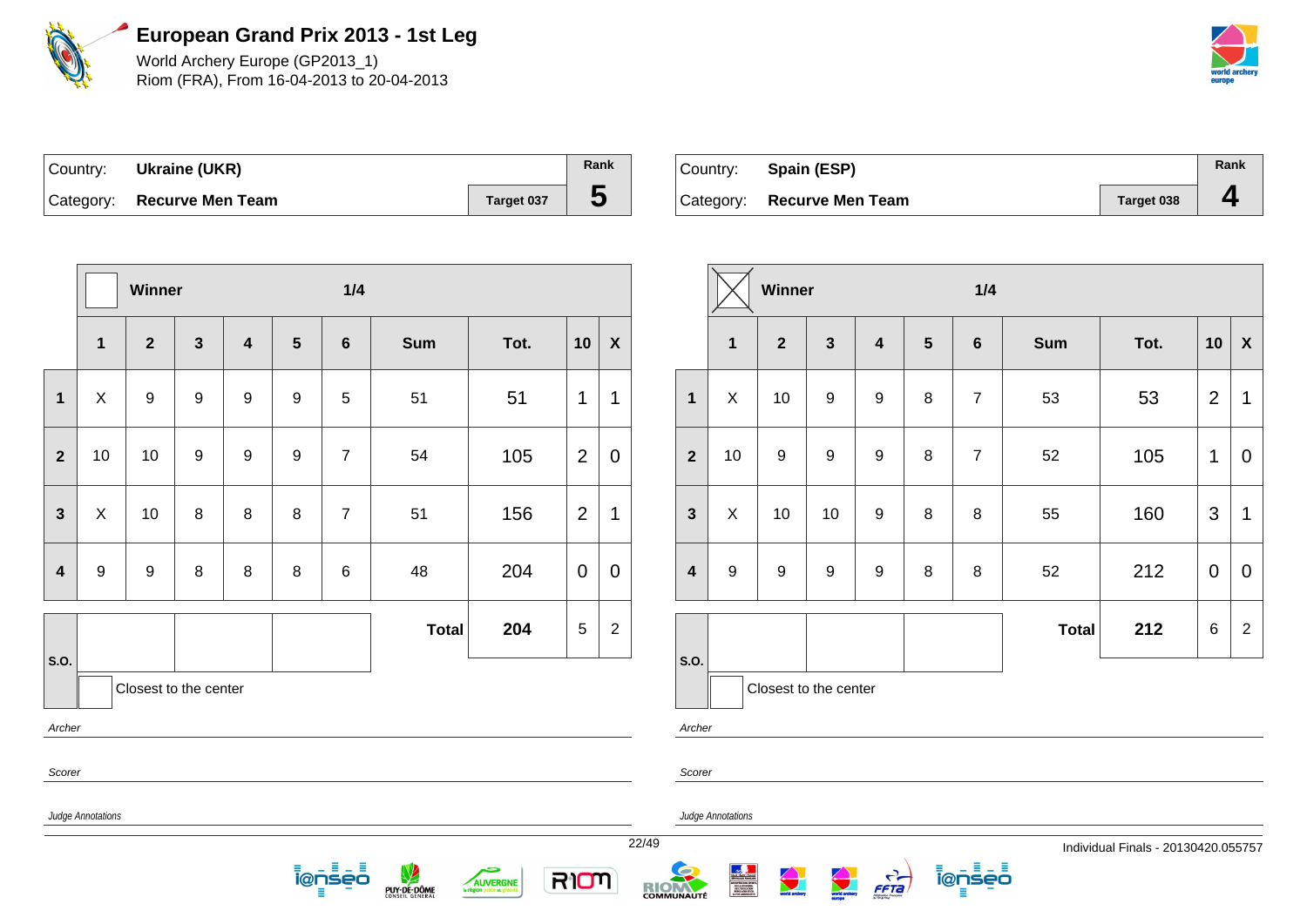# European Grand Prix 2013 - 1st Leg

World Archery Europe (GP2013_1)
Riom (FRA), From 16-04-2013 to 20-04-2013

| Country: | **Ukraine (UKR)** | | Rank |
|---|---|---|---|
| Category: | **Recurve Men Team** | Target 037 | **5** |

| | Winner | | | | 1/4 | | | | | |
|---|---|---|---|---|---|---|---|---|---|---|
| | 1 | 2 | 3 | 4 | 5 | 6 | Sum | Tot. | 10 | X |
| 1 | X | 9 | 9 | 9 | 9 | 5 | 51 | 51 | 1 | 1 |
| 2 | 10 | 10 | 9 | 9 | 9 | 7 | 54 | 105 | 2 | 0 |
| 3 | X | 10 | 8 | 8 | 8 | 7 | 51 | 156 | 2 | 1 |
| 4 | 9 | 9 | 8 | 8 | 8 | 6 | 48 | 204 | 0 | 0 |
| S.O. | | | | | | | **Total** | **204** | 5 | 2 |

Closest to the center

*Archer*

*Scorer*

*Judge Annotations*

| Country: | **Spain (ESP)** | | Rank |
|---|---|---|---|
| Category: | **Recurve Men Team** | Target 038 | **4** |

| | Winner (X) | | | | 1/4 | | | | | |
|---|---|---|---|---|---|---|---|---|---|---|
| | 1 | 2 | 3 | 4 | 5 | 6 | Sum | Tot. | 10 | X |
| 1 | X | 10 | 9 | 9 | 8 | 7 | 53 | 53 | 2 | 1 |
| 2 | 10 | 9 | 9 | 9 | 8 | 7 | 52 | 105 | 1 | 0 |
| 3 | X | 10 | 10 | 9 | 8 | 8 | 55 | 160 | 3 | 1 |
| 4 | 9 | 9 | 9 | 9 | 8 | 8 | 52 | 212 | 0 | 0 |
| S.O. | | | | | | | **Total** | **212** | 6 | 2 |

Closest to the center

*Archer*

*Scorer*

*Judge Annotations*

Individual Finals - 20130420.055757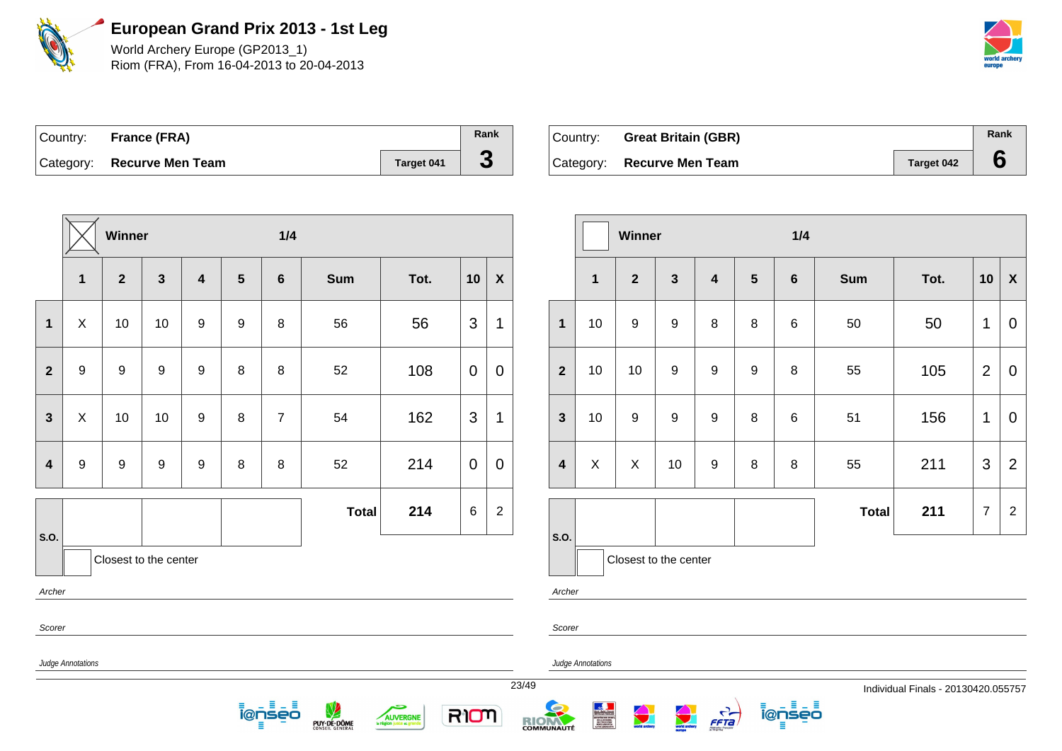# European Grand Prix 2013 - 1st Leg

World Archery Europe (GP2013_1)
Riom (FRA), From 16-04-2013 to 20-04-2013

| Country: | France (FRA) | | Rank |
|---|---|---|---|
| Category: | Recurve Men Team | Target 041 | 3 |

| | Winner ☒ | | | | | 1/4 | | | | |
|---|---|---|---|---|---|---|---|---|---|---|
| | 1 | 2 | 3 | 4 | 5 | 6 | Sum | Tot. | 10 | X |
| 1 | X | 10 | 10 | 9 | 9 | 8 | 56 | 56 | 3 | 1 |
| 2 | 9 | 9 | 9 | 9 | 8 | 8 | 52 | 108 | 0 | 0 |
| 3 | X | 10 | 10 | 9 | 8 | 7 | 54 | 162 | 3 | 1 |
| 4 | 9 | 9 | 9 | 9 | 8 | 8 | 52 | 214 | 0 | 0 |
| S.O. | | | | | | | Total | 214 | 6 | 2 |

Closest to the center

*Archer*

*Scorer*

*Judge Annotations*

| Country: | Great Britain (GBR) | | Rank |
|---|---|---|---|
| Category: | Recurve Men Team | Target 042 | 6 |

| | Winner ☐ | | | | | 1/4 | | | | |
|---|---|---|---|---|---|---|---|---|---|---|
| | 1 | 2 | 3 | 4 | 5 | 6 | Sum | Tot. | 10 | X |
| 1 | 10 | 9 | 9 | 8 | 8 | 6 | 50 | 50 | 1 | 0 |
| 2 | 10 | 10 | 9 | 9 | 9 | 8 | 55 | 105 | 2 | 0 |
| 3 | 10 | 9 | 9 | 9 | 8 | 6 | 51 | 156 | 1 | 0 |
| 4 | X | X | 10 | 9 | 8 | 8 | 55 | 211 | 3 | 2 |
| S.O. | | | | | | | Total | 211 | 7 | 2 |

Closest to the center

*Archer*

*Scorer*

*Judge Annotations*

Individual Finals - 20130420.055757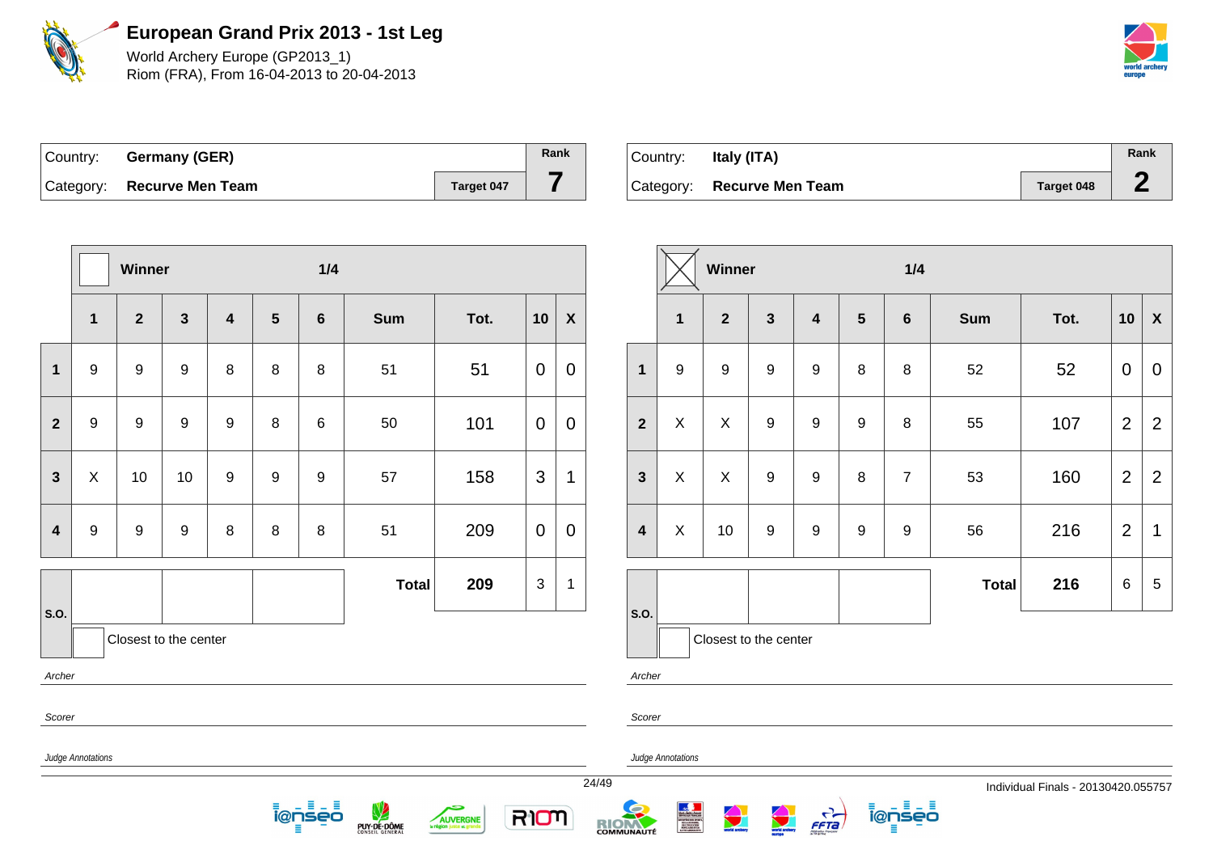# European Grand Prix 2013 - 1st Leg

World Archery Europe (GP2013_1)
Riom (FRA), From 16-04-2013 to 20-04-2013

| Country: | Germany (GER) | | Rank |
|---|---|---|---|
| Category: | Recurve Men Team | Target 047 | 7 |

| | Winner | | | | | 1/4 | | | | |
|---|---|---|---|---|---|---|---|---|---|---|
| | 1 | 2 | 3 | 4 | 5 | 6 | Sum | Tot. | 10 | X |
| 1 | 9 | 9 | 9 | 8 | 8 | 8 | 51 | 51 | 0 | 0 |
| 2 | 9 | 9 | 9 | 9 | 8 | 6 | 50 | 101 | 0 | 0 |
| 3 | X | 10 | 10 | 9 | 9 | 9 | 57 | 158 | 3 | 1 |
| 4 | 9 | 9 | 9 | 8 | 8 | 8 | 51 | 209 | 0 | 0 |
| S.O. | | | | | | | Total | 209 | 3 | 1 |

Closest to the center

*Archer*

*Scorer*

*Judge Annotations*

| Country: | Italy (ITA) | | Rank |
|---|---|---|---|
| Category: | Recurve Men Team | Target 048 | 2 |

| | Winner ☒ | | | | | 1/4 | | | | |
|---|---|---|---|---|---|---|---|---|---|---|
| | 1 | 2 | 3 | 4 | 5 | 6 | Sum | Tot. | 10 | X |
| 1 | 9 | 9 | 9 | 9 | 8 | 8 | 52 | 52 | 0 | 0 |
| 2 | X | X | 9 | 9 | 9 | 8 | 55 | 107 | 2 | 2 |
| 3 | X | X | 9 | 9 | 8 | 7 | 53 | 160 | 2 | 2 |
| 4 | X | 10 | 9 | 9 | 9 | 9 | 56 | 216 | 2 | 1 |
| S.O. | | | | | | | Total | 216 | 6 | 5 |

Closest to the center

*Archer*

*Scorer*

*Judge Annotations*

Individual Finals - 20130420.055757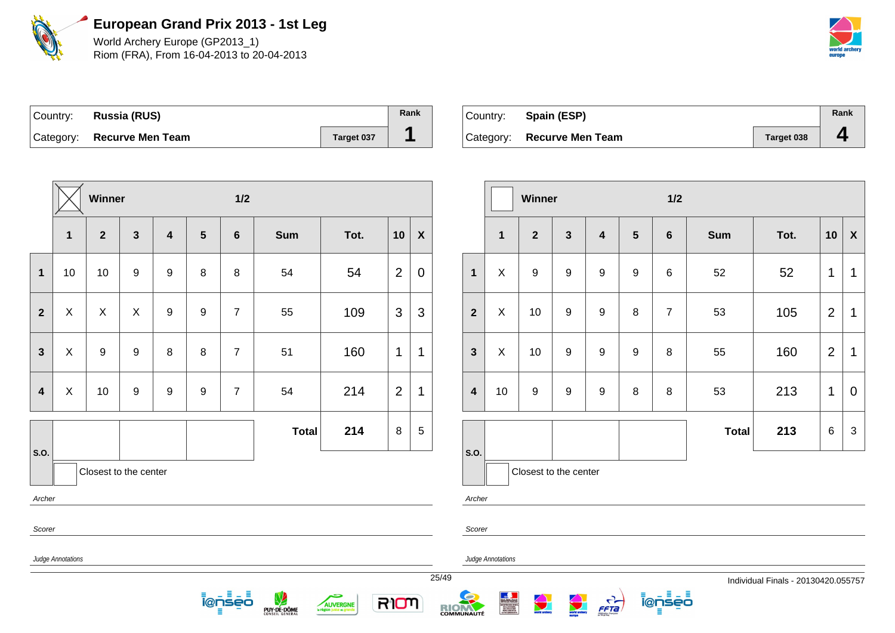# European Grand Prix 2013 - 1st Leg

World Archery Europe (GP2013_1)
Riom (FRA), From 16-04-2013 to 20-04-2013

| Country: | Russia (RUS) | | Rank |
|---|---|---|---|
| Category: | Recurve Men Team | Target 037 | 1 |

Winner: X — 1/2

| | 1 | 2 | 3 | 4 | 5 | 6 | Sum | Tot. | 10 | X |
|---|---|---|---|---|---|---|---|---|---|---|
| 1 | 10 | 10 | 9 | 9 | 8 | 8 | 54 | 54 | 2 | 0 |
| 2 | X | X | X | 9 | 9 | 7 | 55 | 109 | 3 | 3 |
| 3 | X | 9 | 9 | 8 | 8 | 7 | 51 | 160 | 1 | 1 |
| 4 | X | 10 | 9 | 9 | 9 | 7 | 54 | 214 | 2 | 1 |
| | | | | | | | **Total** | **214** | 8 | 5 |

S.O.: | | | |

Closest to the center

*Archer*

*Scorer*

*Judge Annotations*

| Country: | Spain (ESP) | | Rank |
|---|---|---|---|
| Category: | Recurve Men Team | Target 038 | 4 |

Winner: — 1/2

| | 1 | 2 | 3 | 4 | 5 | 6 | Sum | Tot. | 10 | X |
|---|---|---|---|---|---|---|---|---|---|---|
| 1 | X | 9 | 9 | 9 | 9 | 6 | 52 | 52 | 1 | 1 |
| 2 | X | 10 | 9 | 9 | 8 | 7 | 53 | 105 | 2 | 1 |
| 3 | X | 10 | 9 | 9 | 9 | 8 | 55 | 160 | 2 | 1 |
| 4 | 10 | 9 | 9 | 9 | 8 | 8 | 53 | 213 | 1 | 0 |
| | | | | | | | **Total** | **213** | 6 | 3 |

S.O.: | | | |

Closest to the center

*Archer*

*Scorer*

*Judge Annotations*

Individual Finals - 20130420.055757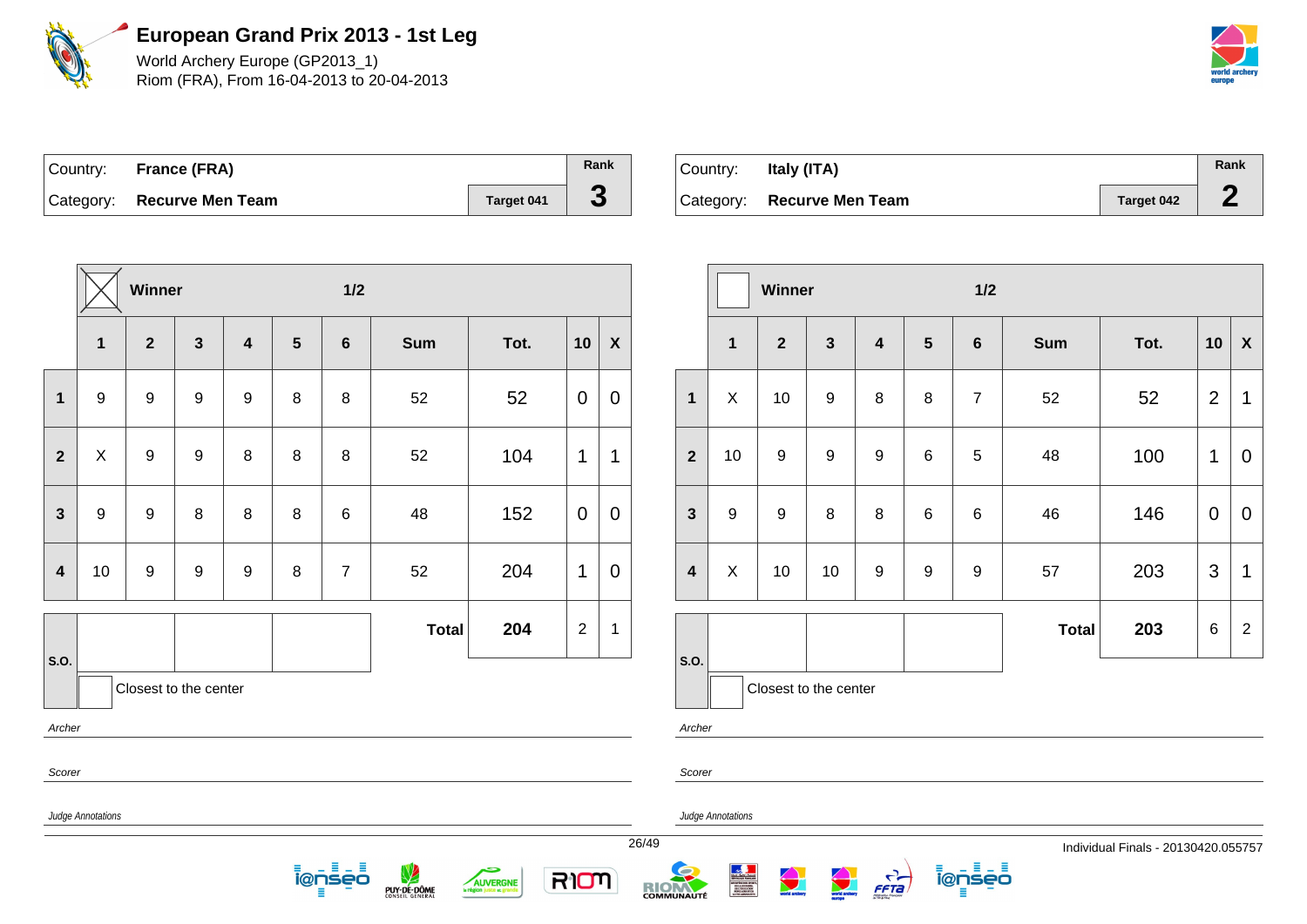# European Grand Prix 2013 - 1st Leg

World Archery Europe (GP2013_1)
Riom (FRA), From 16-04-2013 to 20-04-2013

| Country: | **France (FRA)** | | Rank |
|---|---|---|---|
| Category: | **Recurve Men Team** | Target 041 | **3** |

| | ☒ Winner | | | | | 1/2 | | | | |
|---|---|---|---|---|---|---|---|---|---|---|
| | **1** | **2** | **3** | **4** | **5** | **6** | **Sum** | **Tot.** | **10** | **X** |
| **1** | 9 | 9 | 9 | 9 | 8 | 8 | 52 | 52 | 0 | 0 |
| **2** | X | 9 | 9 | 8 | 8 | 8 | 52 | 104 | 1 | 1 |
| **3** | 9 | 9 | 8 | 8 | 8 | 6 | 48 | 152 | 0 | 0 |
| **4** | 10 | 9 | 9 | 9 | 8 | 7 | 52 | 204 | 1 | 0 |
| **S.O.** | | | | | | | **Total** | **204** | 2 | 1 |

☐ Closest to the center

*Archer*

*Scorer*

*Judge Annotations*

| Country: | **Italy (ITA)** | | Rank |
|---|---|---|---|
| Category: | **Recurve Men Team** | Target 042 | **2** |

| | ☐ Winner | | | | | 1/2 | | | | |
|---|---|---|---|---|---|---|---|---|---|---|
| | **1** | **2** | **3** | **4** | **5** | **6** | **Sum** | **Tot.** | **10** | **X** |
| **1** | X | 10 | 9 | 8 | 8 | 7 | 52 | 52 | 2 | 1 |
| **2** | 10 | 9 | 9 | 9 | 6 | 5 | 48 | 100 | 1 | 0 |
| **3** | 9 | 9 | 8 | 8 | 6 | 6 | 46 | 146 | 0 | 0 |
| **4** | X | 10 | 10 | 9 | 9 | 9 | 57 | 203 | 3 | 1 |
| **S.O.** | | | | | | | **Total** | **203** | 6 | 2 |

☐ Closest to the center

*Archer*

*Scorer*

*Judge Annotations*

Individual Finals - 20130420.055757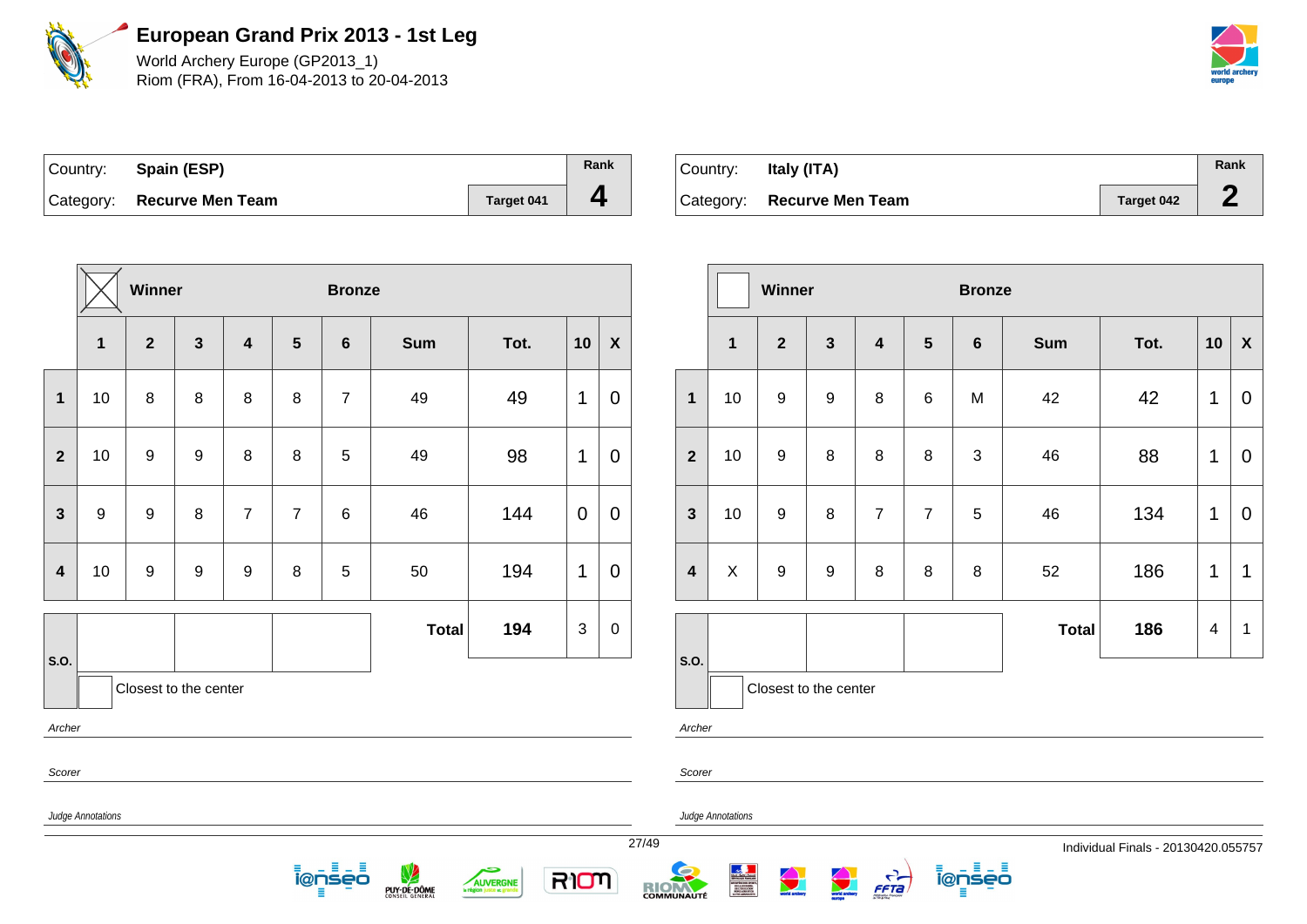# European Grand Prix 2013 - 1st Leg

World Archery Europe (GP2013_1)
Riom (FRA), From 16-04-2013 to 20-04-2013

| Country: | Spain (ESP) | | Rank |
|---|---|---|---|
| Category: | Recurve Men Team | Target 041 | 4 |

| | Winner ☒ | | | | | Bronze | | | | |
|---|---|---|---|---|---|---|---|---|---|---|
| | 1 | 2 | 3 | 4 | 5 | 6 | Sum | Tot. | 10 | X |
| 1 | 10 | 8 | 8 | 8 | 8 | 7 | 49 | 49 | 1 | 0 |
| 2 | 10 | 9 | 9 | 8 | 8 | 5 | 49 | 98 | 1 | 0 |
| 3 | 9 | 9 | 8 | 7 | 7 | 6 | 46 | 144 | 0 | 0 |
| 4 | 10 | 9 | 9 | 9 | 8 | 5 | 50 | 194 | 1 | 0 |
| S.O. | | | | | | | Total | 194 | 3 | 0 |

Closest to the center

*Archer*

*Scorer*

*Judge Annotations*

| Country: | Italy (ITA) | | Rank |
|---|---|---|---|
| Category: | Recurve Men Team | Target 042 | 2 |

| | Winner ☐ | | | | | Bronze | | | | |
|---|---|---|---|---|---|---|---|---|---|---|
| | 1 | 2 | 3 | 4 | 5 | 6 | Sum | Tot. | 10 | X |
| 1 | 10 | 9 | 9 | 8 | 6 | M | 42 | 42 | 1 | 0 |
| 2 | 10 | 9 | 8 | 8 | 8 | 3 | 46 | 88 | 1 | 0 |
| 3 | 10 | 9 | 8 | 7 | 7 | 5 | 46 | 134 | 1 | 0 |
| 4 | X | 9 | 9 | 8 | 8 | 8 | 52 | 186 | 1 | 1 |
| S.O. | | | | | | | Total | 186 | 4 | 1 |

Closest to the center

*Archer*

*Scorer*

*Judge Annotations*

Individual Finals - 20130420.055757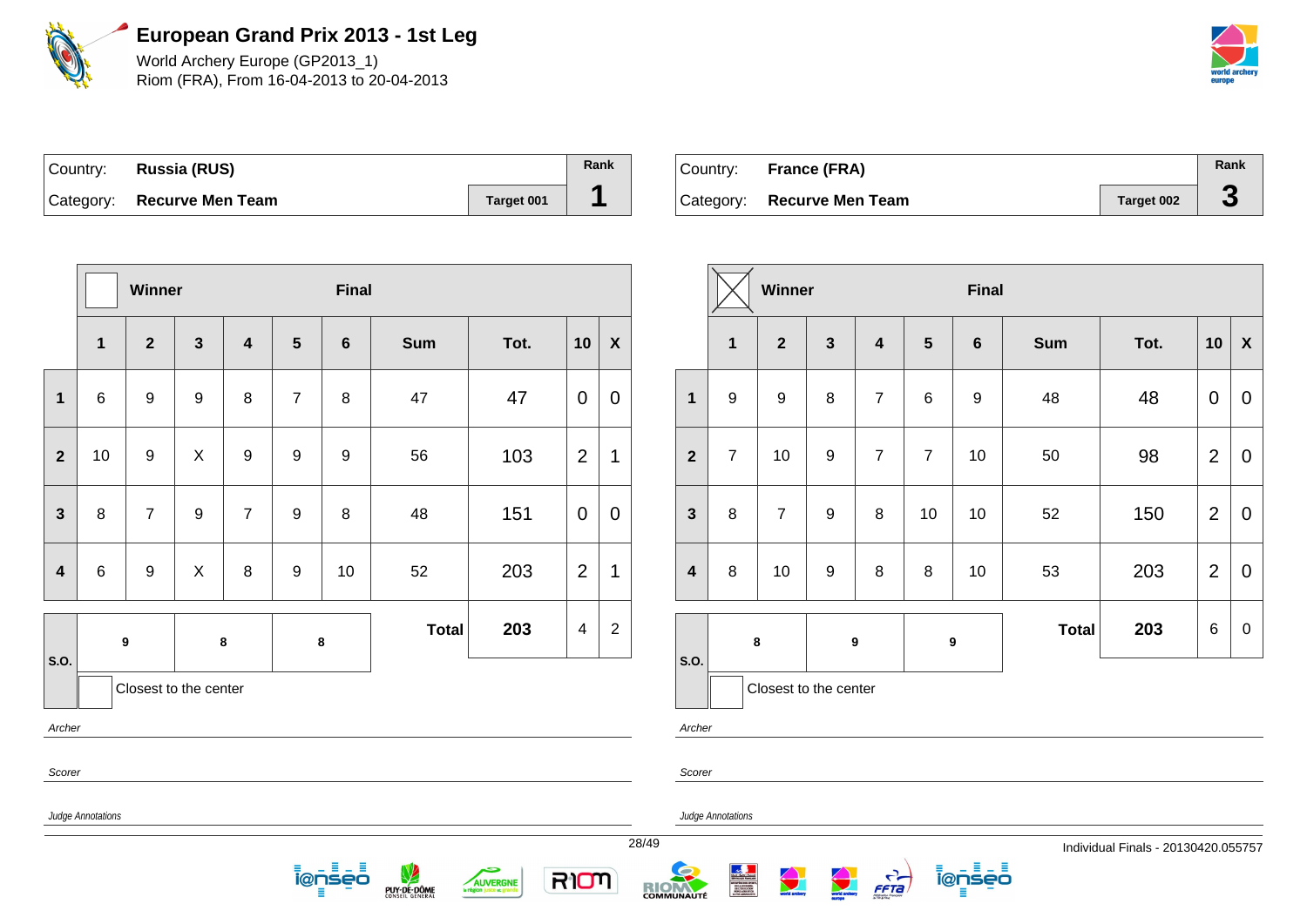# European Grand Prix 2013 - 1st Leg

World Archery Europe (GP2013_1)
Riom (FRA), From 16-04-2013 to 20-04-2013

| Country: | **Russia (RUS)** | | Rank |
|---|---|---|---|
| Category: | **Recurve Men Team** | Target 001 | **1** |

| | Winner | | | | | Final | | | | |
|---|---|---|---|---|---|---|---|---|---|---|
| | **1** | **2** | **3** | **4** | **5** | **6** | **Sum** | **Tot.** | **10** | **X** |
| **1** | 6 | 9 | 9 | 8 | 7 | 8 | 47 | 47 | 0 | 0 |
| **2** | 10 | 9 | X | 9 | 9 | 9 | 56 | 103 | 2 | 1 |
| **3** | 8 | 7 | 9 | 7 | 9 | 8 | 48 | 151 | 0 | 0 |
| **4** | 6 | 9 | X | 8 | 9 | 10 | 52 | 203 | 2 | 1 |
| **S.O.** | 9 | | 8 | | 8 | | **Total** | **203** | 4 | 2 |

Closest to the center

*Archer*

*Scorer*

*Judge Annotations*

| Country: | **France (FRA)** | | Rank |
|---|---|---|---|
| Category: | **Recurve Men Team** | Target 002 | **3** |

| | Winner | | | | | Final | | | | |
|---|---|---|---|---|---|---|---|---|---|---|
| | **1** | **2** | **3** | **4** | **5** | **6** | **Sum** | **Tot.** | **10** | **X** |
| **1** | 9 | 9 | 8 | 7 | 6 | 9 | 48 | 48 | 0 | 0 |
| **2** | 7 | 10 | 9 | 7 | 7 | 10 | 50 | 98 | 2 | 0 |
| **3** | 8 | 7 | 9 | 8 | 10 | 10 | 52 | 150 | 2 | 0 |
| **4** | 8 | 10 | 9 | 8 | 8 | 10 | 53 | 203 | 2 | 0 |
| **S.O.** | 8 | | 9 | | 9 | | **Total** | **203** | 6 | 0 |

Closest to the center

*Archer*

*Scorer*

*Judge Annotations*

Individual Finals - 20130420.055757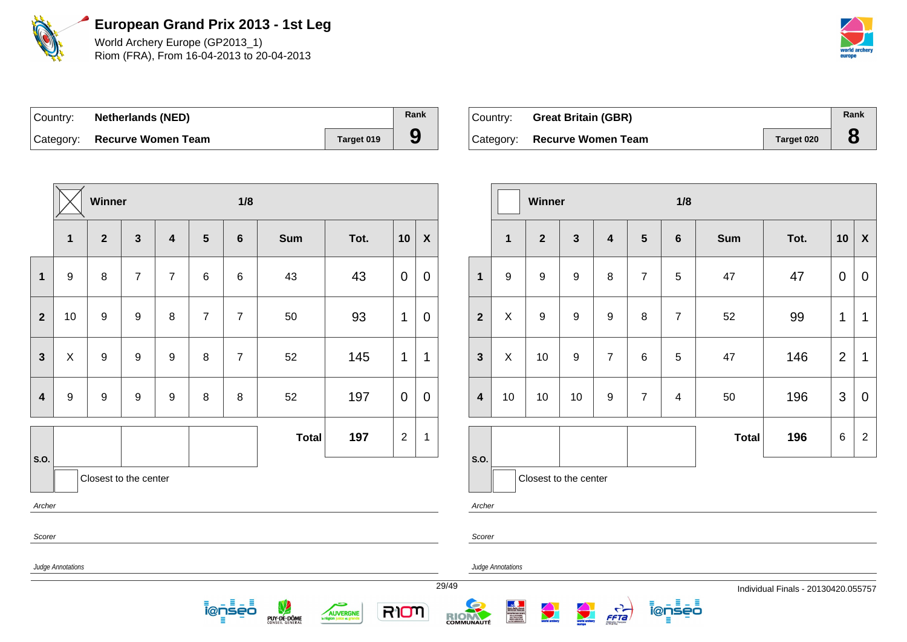# European Grand Prix 2013 - 1st Leg

World Archery Europe (GP2013_1)
Riom (FRA), From 16-04-2013 to 20-04-2013

| Country: | Netherlands (NED) | | Rank |
|---|---|---|---|
| Category: | Recurve Women Team | Target 019 | 9 |

| | Winner (X) | | | | | 1/8 | | | | |
|---|---|---|---|---|---|---|---|---|---|---|
| | 1 | 2 | 3 | 4 | 5 | 6 | Sum | Tot. | 10 | X |
| 1 | 9 | 8 | 7 | 7 | 6 | 6 | 43 | 43 | 0 | 0 |
| 2 | 10 | 9 | 9 | 8 | 7 | 7 | 50 | 93 | 1 | 0 |
| 3 | X | 9 | 9 | 9 | 8 | 7 | 52 | 145 | 1 | 1 |
| 4 | 9 | 9 | 9 | 9 | 8 | 8 | 52 | 197 | 0 | 0 |
| S.O. | | | | | | | Total | 197 | 2 | 1 |

Closest to the center

*Archer*

*Scorer*

*Judge Annotations*

| Country: | Great Britain (GBR) | | Rank |
|---|---|---|---|
| Category: | Recurve Women Team | Target 020 | 8 |

| | Winner | | | | | 1/8 | | | | |
|---|---|---|---|---|---|---|---|---|---|---|
| | 1 | 2 | 3 | 4 | 5 | 6 | Sum | Tot. | 10 | X |
| 1 | 9 | 9 | 9 | 8 | 7 | 5 | 47 | 47 | 0 | 0 |
| 2 | X | 9 | 9 | 9 | 8 | 7 | 52 | 99 | 1 | 1 |
| 3 | X | 10 | 9 | 7 | 6 | 5 | 47 | 146 | 2 | 1 |
| 4 | 10 | 10 | 10 | 9 | 7 | 4 | 50 | 196 | 3 | 0 |
| S.O. | | | | | | | Total | 196 | 6 | 2 |

Closest to the center

*Archer*

*Scorer*

*Judge Annotations*

Individual Finals - 20130420.055757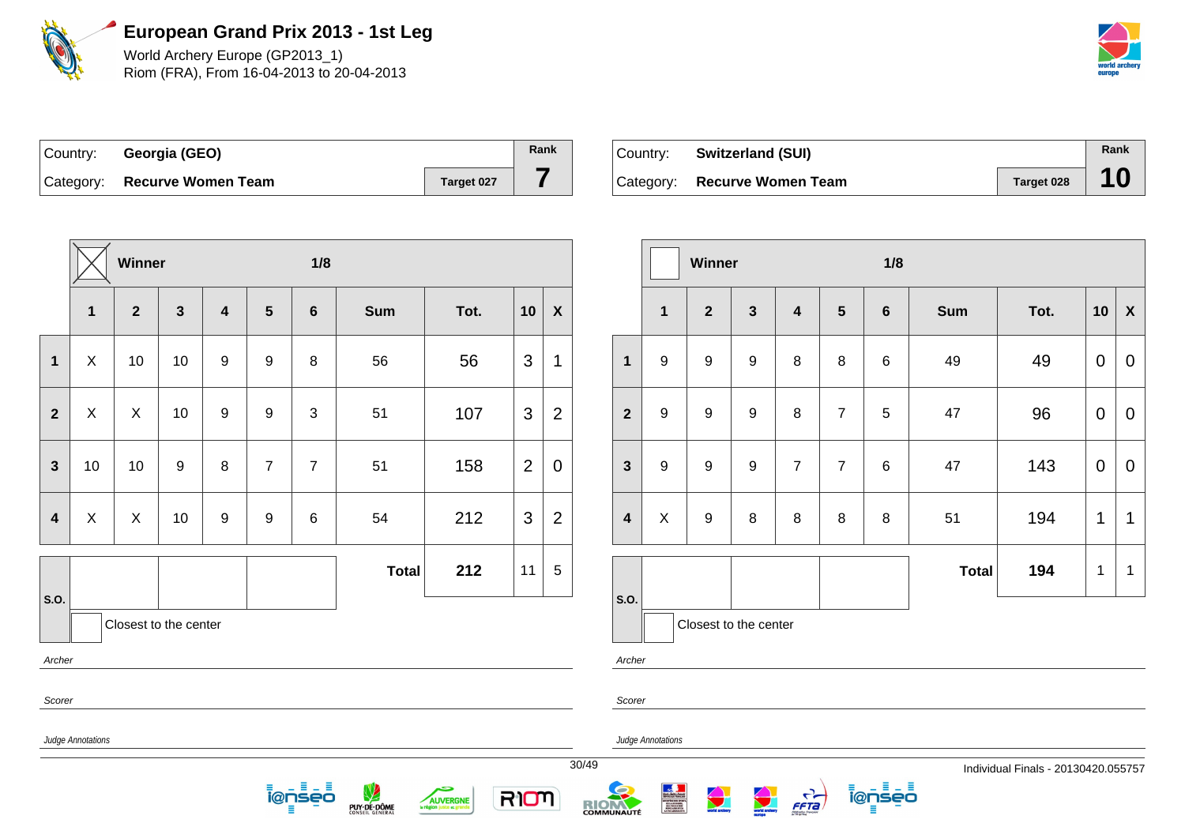# European Grand Prix 2013 - 1st Leg

World Archery Europe (GP2013_1)
Riom (FRA), From 16-04-2013 to 20-04-2013

| Country: | Georgia (GEO) | | Rank |
|---|---|---|---|
| Category: | Recurve Women Team | Target 027 | 7 |

**Winner** (X) — **1/8**

| | 1 | 2 | 3 | 4 | 5 | 6 | Sum | Tot. | 10 | X |
|---|---|---|---|---|---|---|---|---|---|---|
| 1 | X | 10 | 10 | 9 | 9 | 8 | 56 | 56 | 3 | 1 |
| 2 | X | X | 10 | 9 | 9 | 3 | 51 | 107 | 3 | 2 |
| 3 | 10 | 10 | 9 | 8 | 7 | 7 | 51 | 158 | 2 | 0 |
| 4 | X | X | 10 | 9 | 9 | 6 | 54 | 212 | 3 | 2 |
| S.O. | | | | | | | **Total** | **212** | 11 | 5 |

Closest to the center

*Archer*

*Scorer*

*Judge Annotations*

| Country: | Switzerland (SUI) | | Rank |
|---|---|---|---|
| Category: | Recurve Women Team | Target 028 | 10 |

**Winner** — **1/8**

| | 1 | 2 | 3 | 4 | 5 | 6 | Sum | Tot. | 10 | X |
|---|---|---|---|---|---|---|---|---|---|---|
| 1 | 9 | 9 | 9 | 8 | 8 | 6 | 49 | 49 | 0 | 0 |
| 2 | 9 | 9 | 9 | 8 | 7 | 5 | 47 | 96 | 0 | 0 |
| 3 | 9 | 9 | 9 | 7 | 7 | 6 | 47 | 143 | 0 | 0 |
| 4 | X | 9 | 8 | 8 | 8 | 8 | 51 | 194 | 1 | 1 |
| S.O. | | | | | | | **Total** | **194** | 1 | 1 |

Closest to the center

*Archer*

*Scorer*

*Judge Annotations*

Individual Finals - 20130420.055757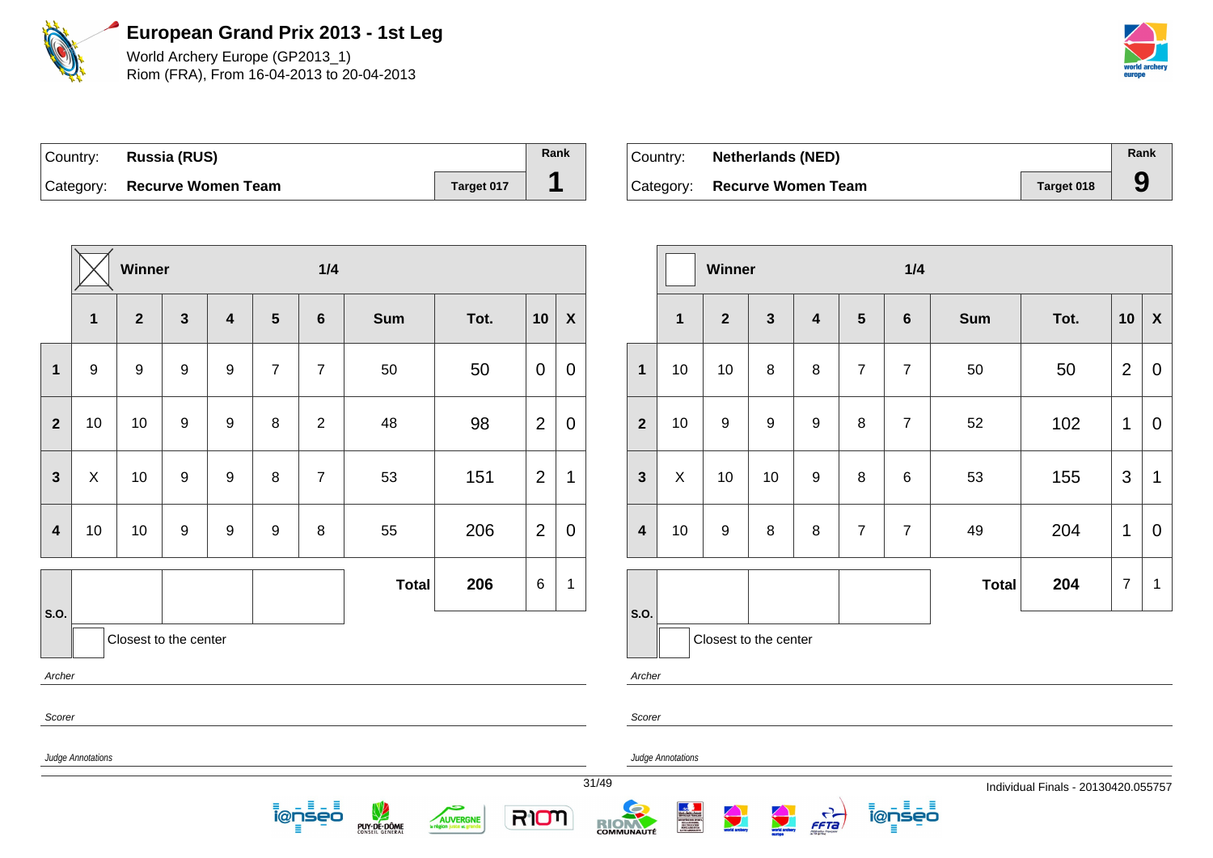# European Grand Prix 2013 - 1st Leg

World Archery Europe (GP2013_1)
Riom (FRA), From 16-04-2013 to 20-04-2013

| Country: | Russia (RUS) | | Rank |
|---|---|---|---|
| Category: | Recurve Women Team | Target 017 | 1 |

| | Winner (X) | | | | | 1/4 | | | | |
|---|---|---|---|---|---|---|---|---|---|---|
| | 1 | 2 | 3 | 4 | 5 | 6 | Sum | Tot. | 10 | X |
| 1 | 9 | 9 | 9 | 9 | 7 | 7 | 50 | 50 | 0 | 0 |
| 2 | 10 | 10 | 9 | 9 | 8 | 2 | 48 | 98 | 2 | 0 |
| 3 | X | 10 | 9 | 9 | 8 | 7 | 53 | 151 | 2 | 1 |
| 4 | 10 | 10 | 9 | 9 | 9 | 8 | 55 | 206 | 2 | 0 |
| S.O. | | | | | | | Total | 206 | 6 | 1 |

Closest to the center

Archer

Scorer

Judge Annotations

| Country: | Netherlands (NED) | | Rank |
|---|---|---|---|
| Category: | Recurve Women Team | Target 018 | 9 |

| | Winner | | | | | 1/4 | | | | |
|---|---|---|---|---|---|---|---|---|---|---|
| | 1 | 2 | 3 | 4 | 5 | 6 | Sum | Tot. | 10 | X |
| 1 | 10 | 10 | 8 | 8 | 7 | 7 | 50 | 50 | 2 | 0 |
| 2 | 10 | 9 | 9 | 9 | 8 | 7 | 52 | 102 | 1 | 0 |
| 3 | X | 10 | 10 | 9 | 8 | 6 | 53 | 155 | 3 | 1 |
| 4 | 10 | 9 | 8 | 8 | 7 | 7 | 49 | 204 | 1 | 0 |
| S.O. | | | | | | | Total | 204 | 7 | 1 |

Closest to the center

Archer

Scorer

Judge Annotations

Individual Finals - 20130420.055757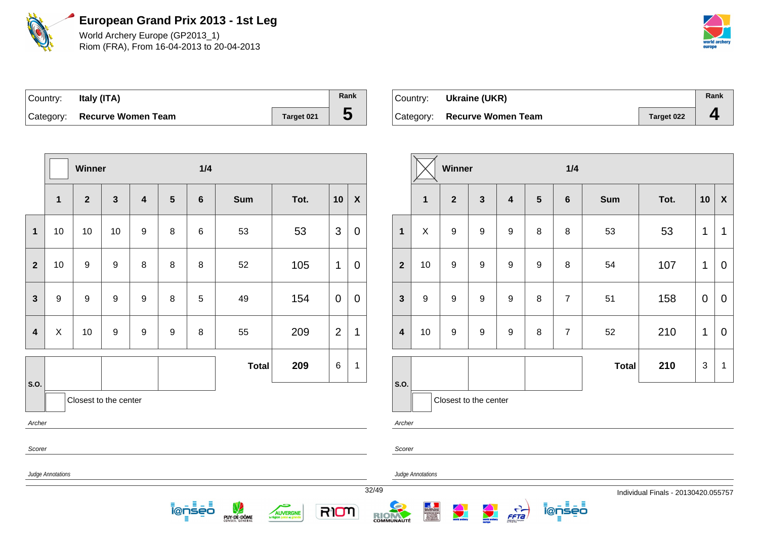# European Grand Prix 2013 - 1st Leg

World Archery Europe (GP2013_1)
Riom (FRA), From 16-04-2013 to 20-04-2013

| Country: | Italy (ITA) | | Rank |
|---|---|---|---|
| Category: | Recurve Women Team | Target 021 | 5 |

| | Winner ☐ | | | | | 1/4 | | | | |
|---|---|---|---|---|---|---|---|---|---|---|
| | 1 | 2 | 3 | 4 | 5 | 6 | Sum | Tot. | 10 | X |
| 1 | 10 | 10 | 10 | 9 | 8 | 6 | 53 | 53 | 3 | 0 |
| 2 | 10 | 9 | 9 | 8 | 8 | 8 | 52 | 105 | 1 | 0 |
| 3 | 9 | 9 | 9 | 9 | 8 | 5 | 49 | 154 | 0 | 0 |
| 4 | X | 10 | 9 | 9 | 9 | 8 | 55 | 209 | 2 | 1 |
| S.O. | | | | | | | **Total** | **209** | 6 | 1 |

☐ Closest to the center

*Archer*

*Scorer*

*Judge Annotations*

| Country: | Ukraine (UKR) | | Rank |
|---|---|---|---|
| Category: | Recurve Women Team | Target 022 | 4 |

| | Winner ☒ | | | | | 1/4 | | | | |
|---|---|---|---|---|---|---|---|---|---|---|
| | 1 | 2 | 3 | 4 | 5 | 6 | Sum | Tot. | 10 | X |
| 1 | X | 9 | 9 | 9 | 8 | 8 | 53 | 53 | 1 | 1 |
| 2 | 10 | 9 | 9 | 9 | 9 | 8 | 54 | 107 | 1 | 0 |
| 3 | 9 | 9 | 9 | 9 | 8 | 7 | 51 | 158 | 0 | 0 |
| 4 | 10 | 9 | 9 | 9 | 8 | 7 | 52 | 210 | 1 | 0 |
| S.O. | | | | | | | **Total** | **210** | 3 | 1 |

☐ Closest to the center

*Archer*

*Scorer*

*Judge Annotations*

Individual Finals - 20130420.055757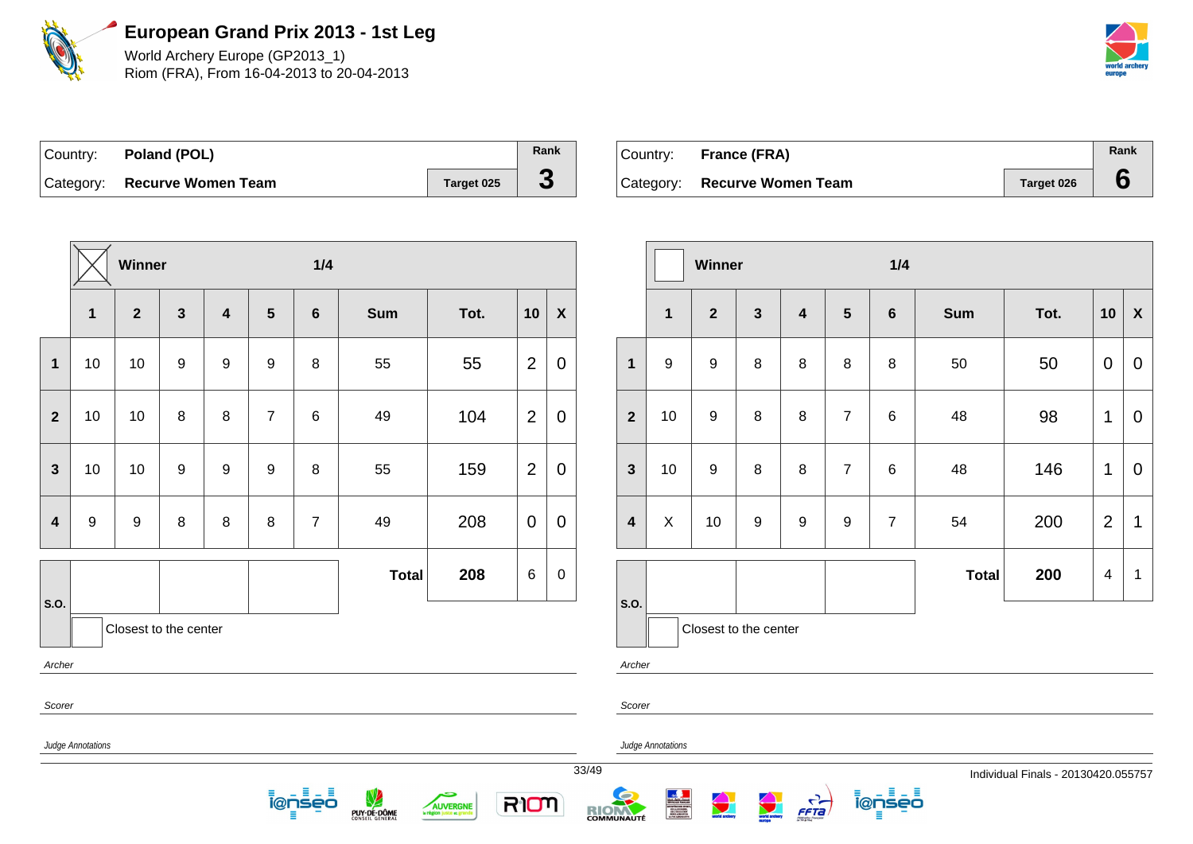# European Grand Prix 2013 - 1st Leg

World Archery Europe (GP2013_1)
Riom (FRA), From 16-04-2013 to 20-04-2013

| Country: | Poland (POL) | | Rank |
|---|---|---|---|
| Category: | Recurve Women Team | Target 025 | 3 |

Winner: X — 1/4

| | 1 | 2 | 3 | 4 | 5 | 6 | Sum | Tot. | 10 | X |
|---|---|---|---|---|---|---|---|---|---|---|
| 1 | 10 | 10 | 9 | 9 | 9 | 8 | 55 | 55 | 2 | 0 |
| 2 | 10 | 10 | 8 | 8 | 7 | 6 | 49 | 104 | 2 | 0 |
| 3 | 10 | 10 | 9 | 9 | 9 | 8 | 55 | 159 | 2 | 0 |
| 4 | 9 | 9 | 8 | 8 | 8 | 7 | 49 | 208 | 0 | 0 |
| S.O. | | | | | | | Total | 208 | 6 | 0 |

Closest to the center

*Archer*

*Scorer*

*Judge Annotations*

| Country: | France (FRA) | | Rank |
|---|---|---|---|
| Category: | Recurve Women Team | Target 026 | 6 |

Winner: — 1/4

| | 1 | 2 | 3 | 4 | 5 | 6 | Sum | Tot. | 10 | X |
|---|---|---|---|---|---|---|---|---|---|---|
| 1 | 9 | 9 | 8 | 8 | 8 | 8 | 50 | 50 | 0 | 0 |
| 2 | 10 | 9 | 8 | 8 | 7 | 6 | 48 | 98 | 1 | 0 |
| 3 | 10 | 9 | 8 | 8 | 7 | 6 | 48 | 146 | 1 | 0 |
| 4 | X | 10 | 9 | 9 | 9 | 7 | 54 | 200 | 2 | 1 |
| S.O. | | | | | | | Total | 200 | 4 | 1 |

Closest to the center

*Archer*

*Scorer*

*Judge Annotations*

Individual Finals - 20130420.055757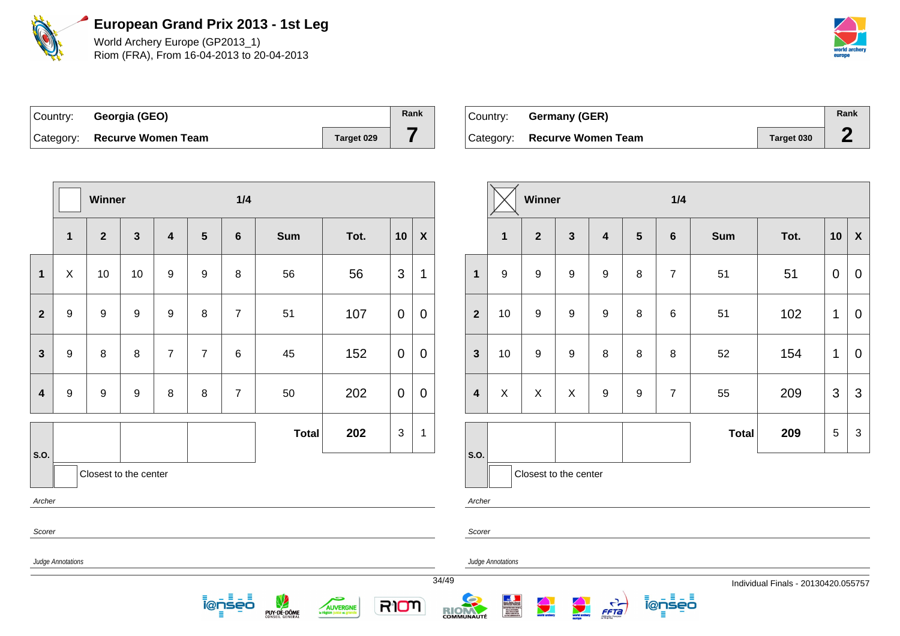# European Grand Prix 2013 - 1st Leg

World Archery Europe (GP2013_1)
Riom (FRA), From 16-04-2013 to 20-04-2013

| Country: | **Georgia (GEO)** | | Rank |
|---|---|---|---|
| Category: | **Recurve Women Team** | Target 029 | **7** |

**Winner** ☐ — **1/4**

| | 1 | 2 | 3 | 4 | 5 | 6 | Sum | Tot. | 10 | X |
|---|---|---|---|---|---|---|---|---|---|---|
| **1** | X | 10 | 10 | 9 | 9 | 8 | 56 | 56 | 3 | 1 |
| **2** | 9 | 9 | 9 | 9 | 8 | 7 | 51 | 107 | 0 | 0 |
| **3** | 9 | 8 | 8 | 7 | 7 | 6 | 45 | 152 | 0 | 0 |
| **4** | 9 | 9 | 9 | 8 | 8 | 7 | 50 | 202 | 0 | 0 |
| | | | | | | | **Total** | **202** | 3 | 1 |

S.O.

☐ Closest to the center

*Archer*

*Scorer*

*Judge Annotations*

| Country: | **Germany (GER)** | | Rank |
|---|---|---|---|
| Category: | **Recurve Women Team** | Target 030 | **2** |

**Winner** ☒ — **1/4**

| | 1 | 2 | 3 | 4 | 5 | 6 | Sum | Tot. | 10 | X |
|---|---|---|---|---|---|---|---|---|---|---|
| **1** | 9 | 9 | 9 | 9 | 8 | 7 | 51 | 51 | 0 | 0 |
| **2** | 10 | 9 | 9 | 9 | 8 | 6 | 51 | 102 | 1 | 0 |
| **3** | 10 | 9 | 9 | 8 | 8 | 8 | 52 | 154 | 1 | 0 |
| **4** | X | X | X | 9 | 9 | 7 | 55 | 209 | 3 | 3 |
| | | | | | | | **Total** | **209** | 5 | 3 |

S.O.

☐ Closest to the center

*Archer*

*Scorer*

*Judge Annotations*

Individual Finals - 20130420.055757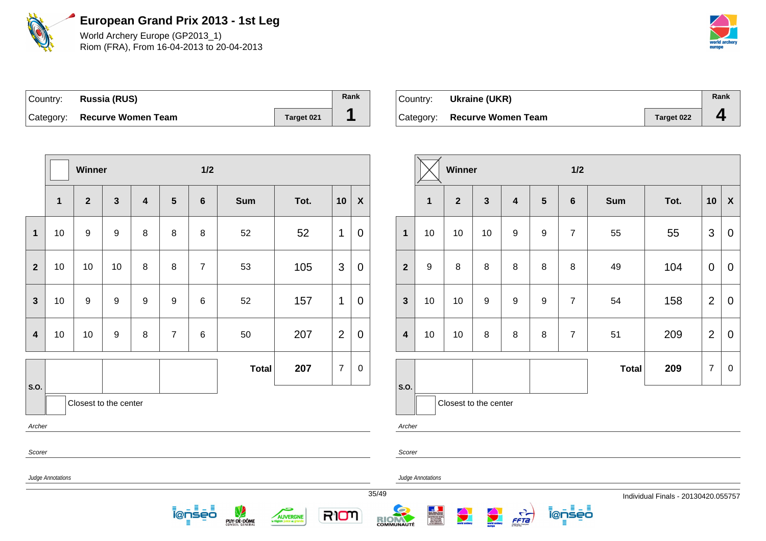# European Grand Prix 2013 - 1st Leg

World Archery Europe (GP2013_1)
Riom (FRA), From 16-04-2013 to 20-04-2013

| Country: | Russia (RUS) | | Rank |
|---|---|---|---|
| Category: | Recurve Women Team | Target 021 | 1 |

| | Winner | | | | | 1/2 | | | | |
|---|---|---|---|---|---|---|---|---|---|---|
| | 1 | 2 | 3 | 4 | 5 | 6 | Sum | Tot. | 10 | X |
| 1 | 10 | 9 | 9 | 8 | 8 | 8 | 52 | 52 | 1 | 0 |
| 2 | 10 | 10 | 10 | 8 | 8 | 7 | 53 | 105 | 3 | 0 |
| 3 | 10 | 9 | 9 | 9 | 9 | 6 | 52 | 157 | 1 | 0 |
| 4 | 10 | 10 | 9 | 8 | 7 | 6 | 50 | 207 | 2 | 0 |
| S.O. | | | | | | | Total | 207 | 7 | 0 |

Closest to the center

*Archer*

*Scorer*

*Judge Annotations*

| Country: | Ukraine (UKR) | | Rank |
|---|---|---|---|
| Category: | Recurve Women Team | Target 022 | 4 |

| | Winner (X) | | | | | 1/2 | | | | |
|---|---|---|---|---|---|---|---|---|---|---|
| | 1 | 2 | 3 | 4 | 5 | 6 | Sum | Tot. | 10 | X |
| 1 | 10 | 10 | 10 | 9 | 9 | 7 | 55 | 55 | 3 | 0 |
| 2 | 9 | 8 | 8 | 8 | 8 | 8 | 49 | 104 | 0 | 0 |
| 3 | 10 | 10 | 9 | 9 | 9 | 7 | 54 | 158 | 2 | 0 |
| 4 | 10 | 10 | 8 | 8 | 8 | 7 | 51 | 209 | 2 | 0 |
| S.O. | | | | | | | Total | 209 | 7 | 0 |

Closest to the center

*Archer*

*Scorer*

*Judge Annotations*

Individual Finals - 20130420.055757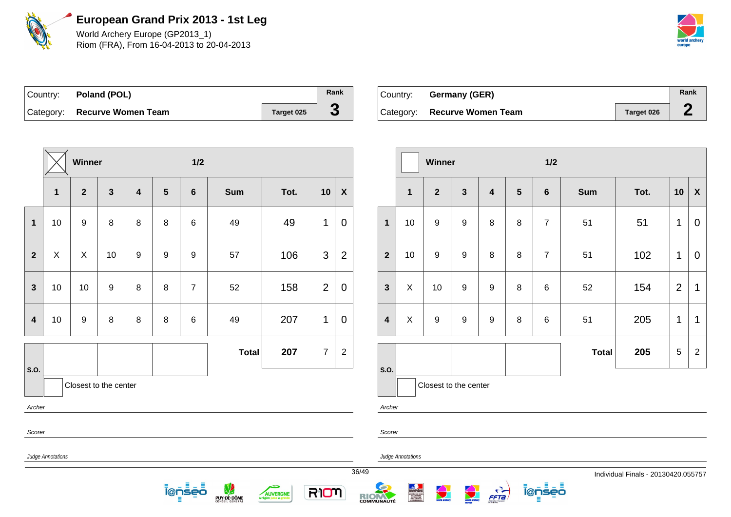# European Grand Prix 2013 - 1st Leg

World Archery Europe (GP2013_1)
Riom (FRA), From 16-04-2013 to 20-04-2013

| Country: | Poland (POL) | | Rank |
|---|---|---|---|
| Category: | Recurve Women Team | Target 025 | 3 |

Winner: ☒ — 1/2

| | 1 | 2 | 3 | 4 | 5 | 6 | Sum | Tot. | 10 | X |
|---|---|---|---|---|---|---|---|---|---|---|
| 1 | 10 | 9 | 8 | 8 | 8 | 6 | 49 | 49 | 1 | 0 |
| 2 | X | X | 10 | 9 | 9 | 9 | 57 | 106 | 3 | 2 |
| 3 | 10 | 10 | 9 | 8 | 8 | 7 | 52 | 158 | 2 | 0 |
| 4 | 10 | 9 | 8 | 8 | 8 | 6 | 49 | 207 | 1 | 0 |
| S.O. | | | | | | | Total | 207 | 7 | 2 |

Closest to the center

*Archer*

*Scorer*

*Judge Annotations*

| Country: | Germany (GER) | | Rank |
|---|---|---|---|
| Category: | Recurve Women Team | Target 026 | 2 |

Winner: ☐ — 1/2

| | 1 | 2 | 3 | 4 | 5 | 6 | Sum | Tot. | 10 | X |
|---|---|---|---|---|---|---|---|---|---|---|
| 1 | 10 | 9 | 9 | 8 | 8 | 7 | 51 | 51 | 1 | 0 |
| 2 | 10 | 9 | 9 | 8 | 8 | 7 | 51 | 102 | 1 | 0 |
| 3 | X | 10 | 9 | 9 | 8 | 6 | 52 | 154 | 2 | 1 |
| 4 | X | 9 | 9 | 9 | 8 | 6 | 51 | 205 | 1 | 1 |
| S.O. | | | | | | | Total | 205 | 5 | 2 |

Closest to the center

*Archer*

*Scorer*

*Judge Annotations*

Individual Finals - 20130420.055757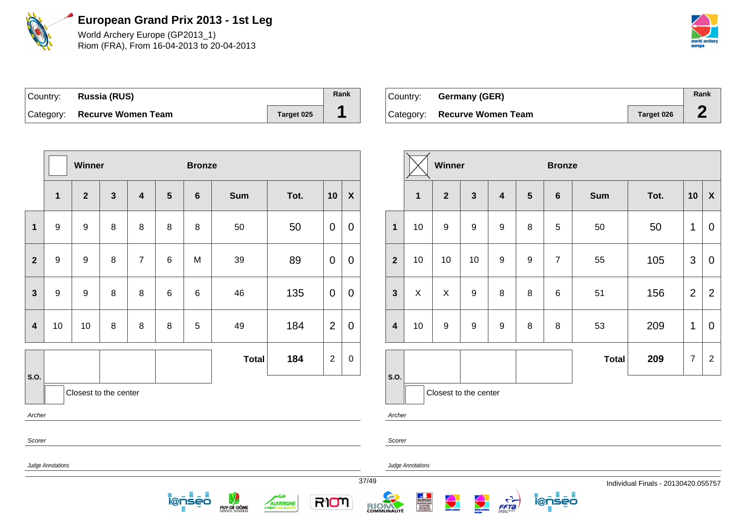# European Grand Prix 2013 - 1st Leg

World Archery Europe (GP2013_1)
Riom (FRA), From 16-04-2013 to 20-04-2013

| Country: | Russia (RUS) | | Rank |
|---|---|---|---|
| Category: | Recurve Women Team | Target 025 | 1 |

| | Winner | | | Bronze | | | | | | |
|---|---|---|---|---|---|---|---|---|---|---|
| | 1 | 2 | 3 | 4 | 5 | 6 | Sum | Tot. | 10 | X |
| 1 | 9 | 9 | 8 | 8 | 8 | 8 | 50 | 50 | 0 | 0 |
| 2 | 9 | 9 | 8 | 7 | 6 | M | 39 | 89 | 0 | 0 |
| 3 | 9 | 9 | 8 | 8 | 6 | 6 | 46 | 135 | 0 | 0 |
| 4 | 10 | 10 | 8 | 8 | 8 | 5 | 49 | 184 | 2 | 0 |
| S.O. | | | | | | | Total | 184 | 2 | 0 |

Closest to the center

*Archer*

*Scorer*

*Judge Annotations*

| Country: | Germany (GER) | | Rank |
|---|---|---|---|
| Category: | Recurve Women Team | Target 026 | 2 |

| | Winner | | | Bronze | | | | | | |
|---|---|---|---|---|---|---|---|---|---|---|
| | 1 | 2 | 3 | 4 | 5 | 6 | Sum | Tot. | 10 | X |
| 1 | 10 | 9 | 9 | 9 | 8 | 5 | 50 | 50 | 1 | 0 |
| 2 | 10 | 10 | 10 | 9 | 9 | 7 | 55 | 105 | 3 | 0 |
| 3 | X | X | 9 | 8 | 8 | 6 | 51 | 156 | 2 | 2 |
| 4 | 10 | 9 | 9 | 9 | 8 | 8 | 53 | 209 | 1 | 0 |
| S.O. | | | | | | | Total | 209 | 7 | 2 |

Closest to the center

*Archer*

*Scorer*

*Judge Annotations*

Individual Finals - 20130420.055757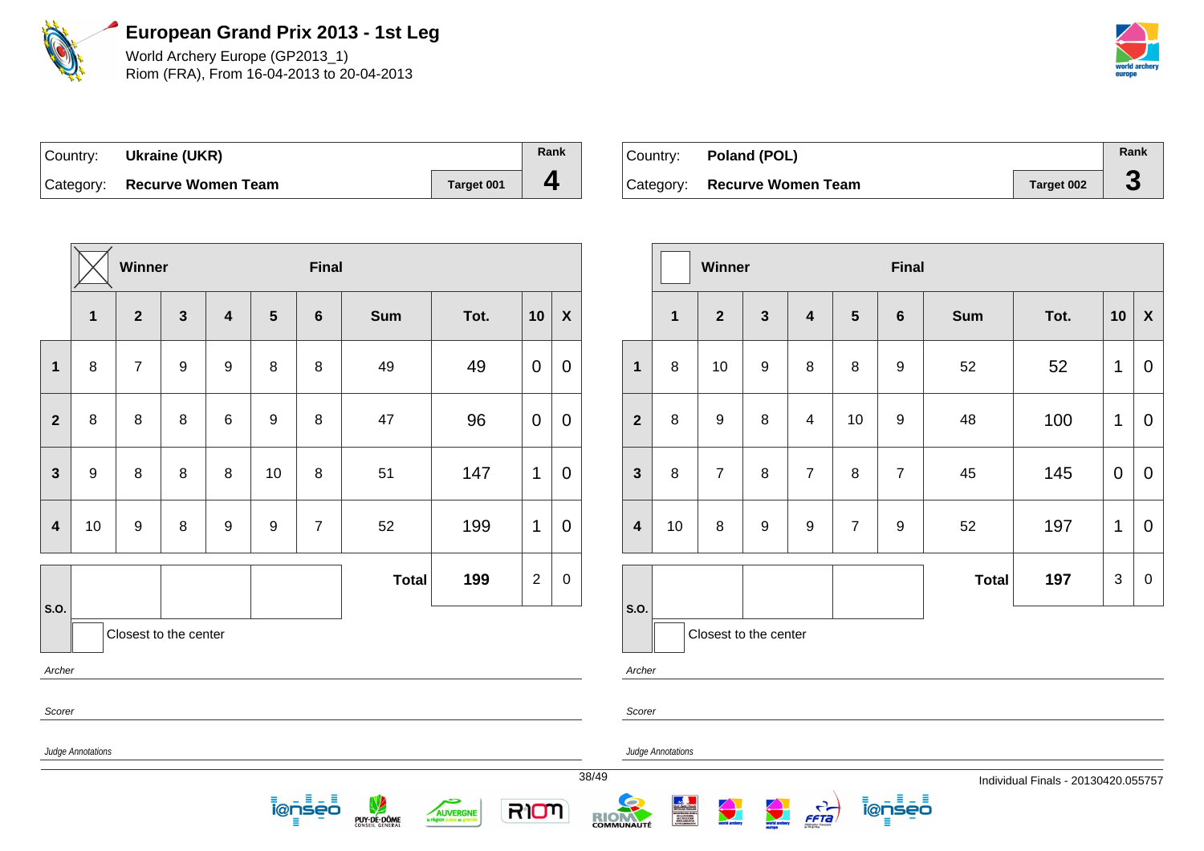# European Grand Prix 2013 - 1st Leg

World Archery Europe (GP2013_1)
Riom (FRA), From 16-04-2013 to 20-04-2013

| Country: | Ukraine (UKR) | | Rank |
|---|---|---|---|
| Category: | Recurve Women Team | Target 001 | 4 |

Winner: ☒ — Final

| | 1 | 2 | 3 | 4 | 5 | 6 | Sum | Tot. | 10 | X |
|---|---|---|---|---|---|---|---|---|---|---|
| 1 | 8 | 7 | 9 | 9 | 8 | 8 | 49 | 49 | 0 | 0 |
| 2 | 8 | 8 | 8 | 6 | 9 | 8 | 47 | 96 | 0 | 0 |
| 3 | 9 | 8 | 8 | 8 | 10 | 8 | 51 | 147 | 1 | 0 |
| 4 | 10 | 9 | 8 | 9 | 9 | 7 | 52 | 199 | 1 | 0 |
| S.O. | | | | | | | **Total** | **199** | 2 | 0 |

Closest to the center

*Archer*

*Scorer*

*Judge Annotations*

| Country: | Poland (POL) | | Rank |
|---|---|---|---|
| Category: | Recurve Women Team | Target 002 | 3 |

Winner: ☐ — Final

| | 1 | 2 | 3 | 4 | 5 | 6 | Sum | Tot. | 10 | X |
|---|---|---|---|---|---|---|---|---|---|---|
| 1 | 8 | 10 | 9 | 8 | 8 | 9 | 52 | 52 | 1 | 0 |
| 2 | 8 | 9 | 8 | 4 | 10 | 9 | 48 | 100 | 1 | 0 |
| 3 | 8 | 7 | 8 | 7 | 8 | 7 | 45 | 145 | 0 | 0 |
| 4 | 10 | 8 | 9 | 9 | 7 | 9 | 52 | 197 | 1 | 0 |
| S.O. | | | | | | | **Total** | **197** | 3 | 0 |

Closest to the center

*Archer*

*Scorer*

*Judge Annotations*

Individual Finals - 20130420.055757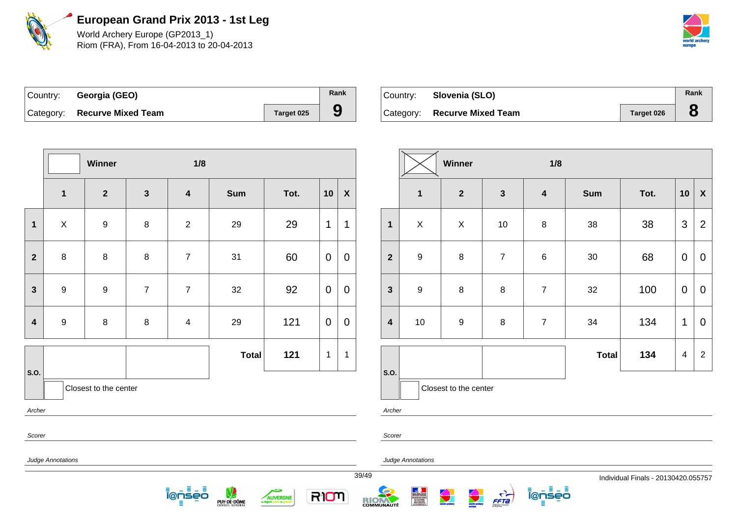# European Grand Prix 2013 - 1st Leg

World Archery Europe (GP2013_1)
Riom (FRA), From 16-04-2013 to 20-04-2013

| Country: | Georgia (GEO) | | Rank |
|---|---|---|---|
| Category: | Recurve Mixed Team | Target 025 | 9 |

| | Winner | | 1/8 | | | | | |
|---|---|---|---|---|---|---|---|---|
| | 1 | 2 | 3 | 4 | Sum | Tot. | 10 | X |
| 1 | X | 9 | 8 | 2 | 29 | 29 | 1 | 1 |
| 2 | 8 | 8 | 8 | 7 | 31 | 60 | 0 | 0 |
| 3 | 9 | 9 | 7 | 7 | 32 | 92 | 0 | 0 |
| 4 | 9 | 8 | 8 | 4 | 29 | 121 | 0 | 0 |
| S.O. | | | | Total | | 121 | 1 | 1 |

Closest to the center

*Archer*

*Scorer*

*Judge Annotations*

| Country: | Slovenia (SLO) | | Rank |
|---|---|---|---|
| Category: | Recurve Mixed Team | Target 026 | 8 |

| | Winner (X) | | 1/8 | | | | | |
|---|---|---|---|---|---|---|---|---|
| | 1 | 2 | 3 | 4 | Sum | Tot. | 10 | X |
| 1 | X | X | 10 | 8 | 38 | 38 | 3 | 2 |
| 2 | 9 | 8 | 7 | 6 | 30 | 68 | 0 | 0 |
| 3 | 9 | 8 | 8 | 7 | 32 | 100 | 0 | 0 |
| 4 | 10 | 9 | 8 | 7 | 34 | 134 | 1 | 0 |
| S.O. | | | | Total | | 134 | 4 | 2 |

Closest to the center

*Archer*

*Scorer*

*Judge Annotations*

Individual Finals - 20130420.055757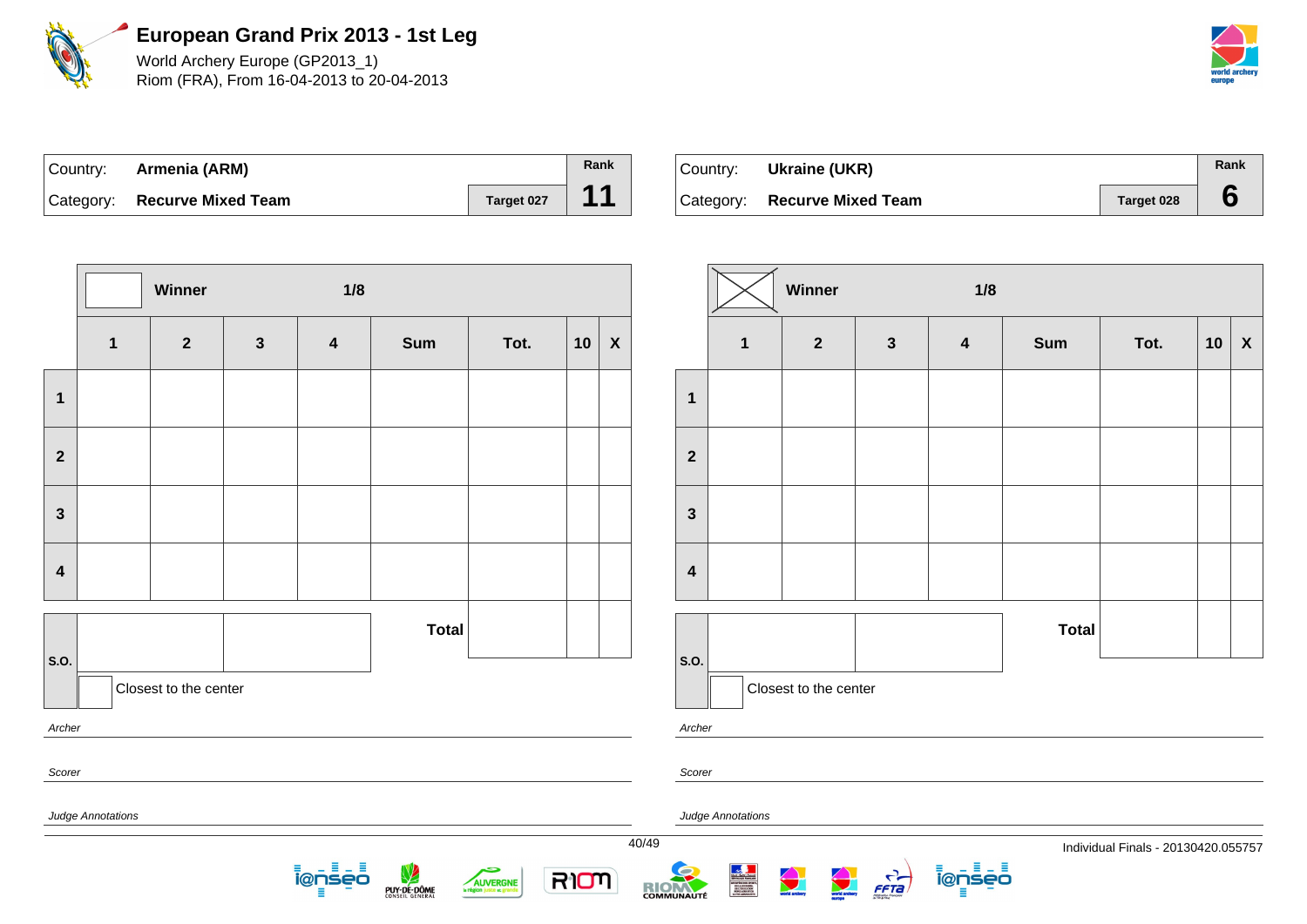# European Grand Prix 2013 - 1st Leg

World Archery Europe (GP2013_1)
Riom (FRA), From 16-04-2013 to 20-04-2013

| Country: | Armenia (ARM) | | Rank |
|---|---|---|---|
| Category: | Recurve Mixed Team | Target 027 | 11 |

| | Winner | | | 1/8 | | | | |
|---|---|---|---|---|---|---|---|---|
| | 1 | 2 | 3 | 4 | Sum | Tot. | 10 | X |
| 1 | | | | | | | | |
| 2 | | | | | | | | |
| 3 | | | | | | | | |
| 4 | | | | | | | | |
| S.O. | | | | | Total | | | |

Closest to the center

*Archer*

*Scorer*

*Judge Annotations*

| Country: | Ukraine (UKR) | | Rank |
|---|---|---|---|
| Category: | Recurve Mixed Team | Target 028 | 6 |

| | Winner | | | 1/8 | | | | |
|---|---|---|---|---|---|---|---|---|
| | 1 | 2 | 3 | 4 | Sum | Tot. | 10 | X |
| 1 | | | | | | | | |
| 2 | | | | | | | | |
| 3 | | | | | | | | |
| 4 | | | | | | | | |
| S.O. | | | | | Total | | | |

Closest to the center

*Archer*

*Scorer*

*Judge Annotations*

Individual Finals - 20130420.055757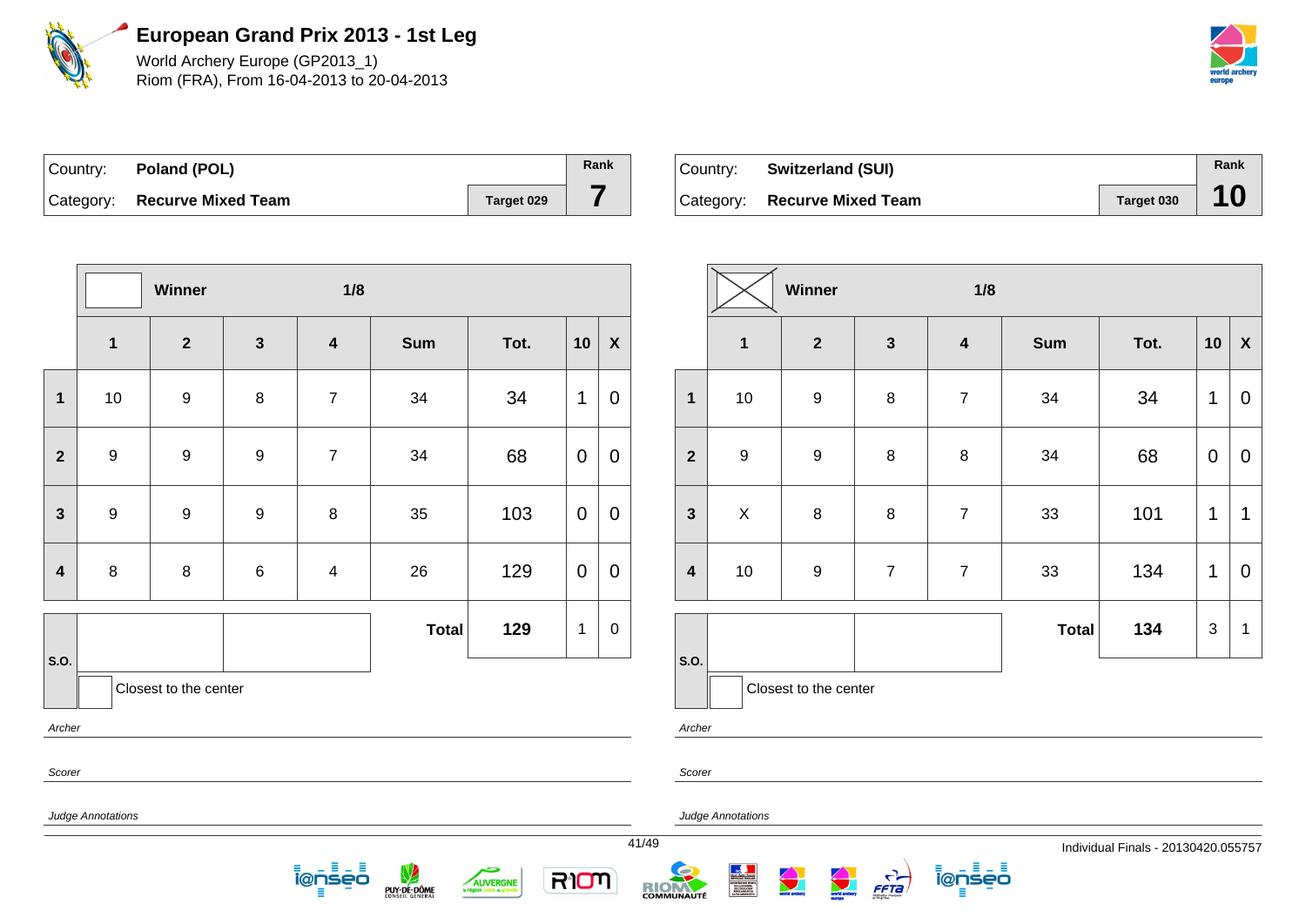# European Grand Prix 2013 - 1st Leg

World Archery Europe (GP2013_1)
Riom (FRA), From 16-04-2013 to 20-04-2013

| Country: | **Poland (POL)** | | Rank |
|---|---|---|---|
| Category: | **Recurve Mixed Team** | Target 029 | **7** |

| | Winner | | 1/8 | | | | | |
|---|---|---|---|---|---|---|---|---|
| | **1** | **2** | **3** | **4** | **Sum** | **Tot.** | **10** | **X** |
| **1** | 10 | 9 | 8 | 7 | 34 | 34 | 1 | 0 |
| **2** | 9 | 9 | 9 | 7 | 34 | 68 | 0 | 0 |
| **3** | 9 | 9 | 9 | 8 | 35 | 103 | 0 | 0 |
| **4** | 8 | 8 | 6 | 4 | 26 | 129 | 0 | 0 |
| **S.O.** | | | | | **Total** | **129** | 1 | 0 |

Closest to the center

*Archer*

*Scorer*

*Judge Annotations*

| Country: | **Switzerland (SUI)** | | Rank |
|---|---|---|---|
| Category: | **Recurve Mixed Team** | Target 030 | **10** |

| | Winner ☒ | | 1/8 | | | | | |
|---|---|---|---|---|---|---|---|---|
| | **1** | **2** | **3** | **4** | **Sum** | **Tot.** | **10** | **X** |
| **1** | 10 | 9 | 8 | 7 | 34 | 34 | 1 | 0 |
| **2** | 9 | 9 | 8 | 8 | 34 | 68 | 0 | 0 |
| **3** | X | 8 | 8 | 7 | 33 | 101 | 1 | 1 |
| **4** | 10 | 9 | 7 | 7 | 33 | 134 | 1 | 0 |
| **S.O.** | | | | | **Total** | **134** | 3 | 1 |

Closest to the center

*Archer*

*Scorer*

*Judge Annotations*

Individual Finals - 20130420.055757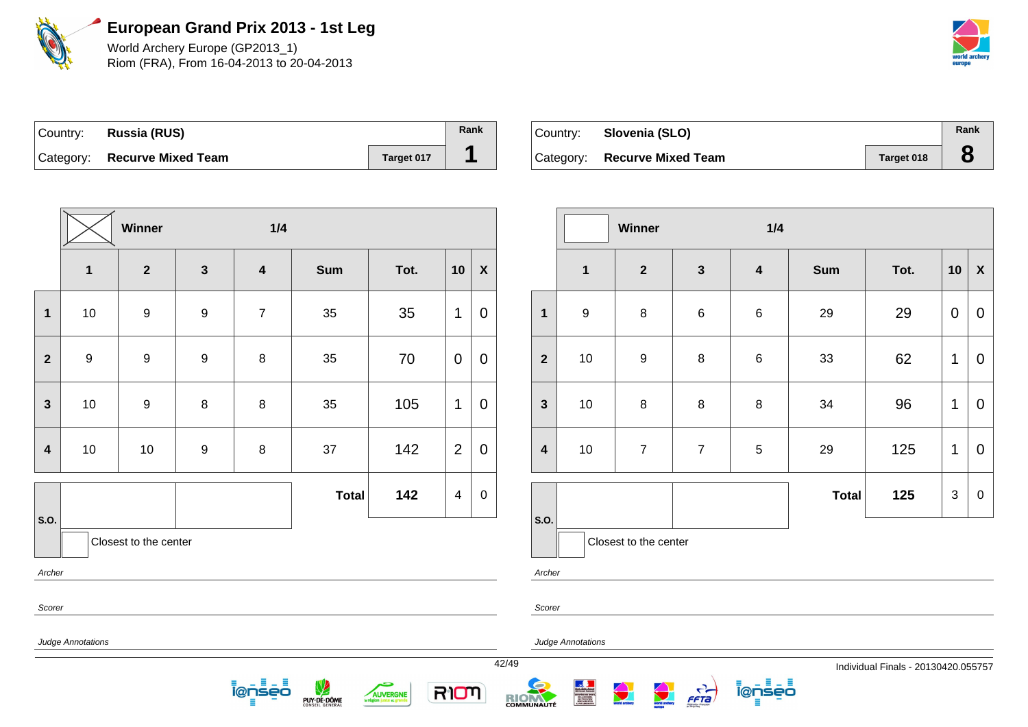# European Grand Prix 2013 - 1st Leg

World Archery Europe (GP2013_1)
Riom (FRA), From 16-04-2013 to 20-04-2013

| Country: | **Russia (RUS)** | | Rank |
|---|---|---|---|
| Category: | **Recurve Mixed Team** | Target 017 | **1** |

| | ☒ Winner | | | 1/4 | | | | |
|---|---|---|---|---|---|---|---|---|
| | **1** | **2** | **3** | **4** | **Sum** | **Tot.** | **10** | **X** |
| **1** | 10 | 9 | 9 | 7 | 35 | 35 | 1 | 0 |
| **2** | 9 | 9 | 9 | 8 | 35 | 70 | 0 | 0 |
| **3** | 10 | 9 | 8 | 8 | 35 | 105 | 1 | 0 |
| **4** | 10 | 10 | 9 | 8 | 37 | 142 | 2 | 0 |
| **S.O.** | | | | | **Total** | **142** | 4 | 0 |

Closest to the center

*Archer*

*Scorer*

*Judge Annotations*

| Country: | **Slovenia (SLO)** | | Rank |
|---|---|---|---|
| Category: | **Recurve Mixed Team** | Target 018 | **8** |

| | ☐ Winner | | | 1/4 | | | | |
|---|---|---|---|---|---|---|---|---|
| | **1** | **2** | **3** | **4** | **Sum** | **Tot.** | **10** | **X** |
| **1** | 9 | 8 | 6 | 6 | 29 | 29 | 0 | 0 |
| **2** | 10 | 9 | 8 | 6 | 33 | 62 | 1 | 0 |
| **3** | 10 | 8 | 8 | 8 | 34 | 96 | 1 | 0 |
| **4** | 10 | 7 | 7 | 5 | 29 | 125 | 1 | 0 |
| **S.O.** | | | | | **Total** | **125** | 3 | 0 |

Closest to the center

*Archer*

*Scorer*

*Judge Annotations*

Individual Finals - 20130420.055757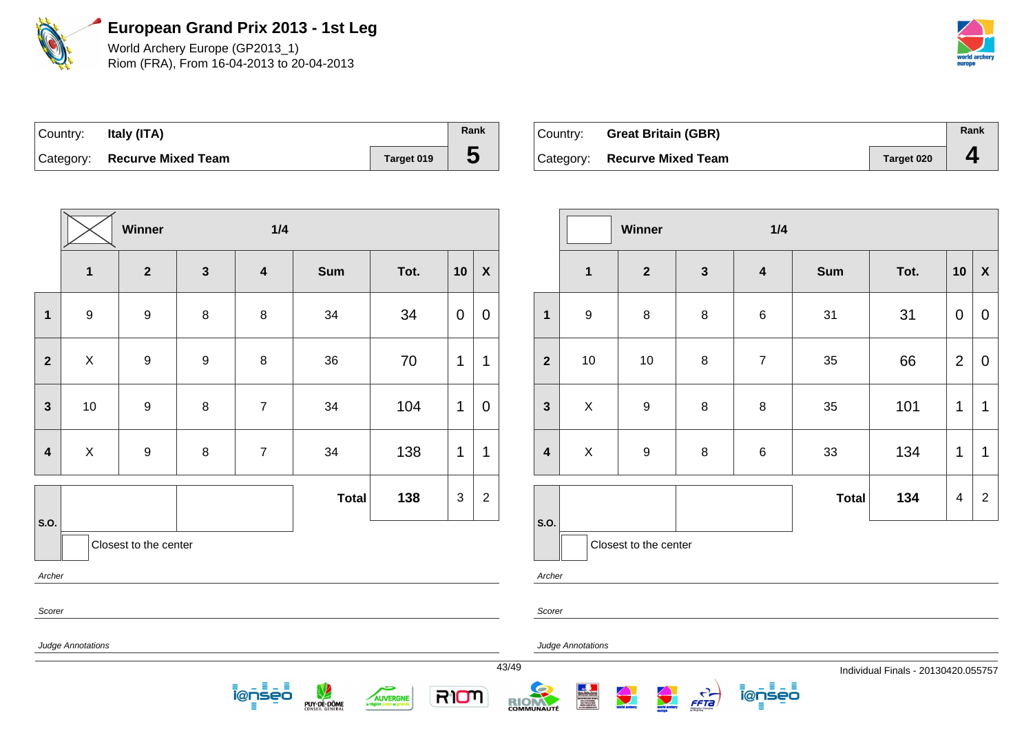# European Grand Prix 2013 - 1st Leg

World Archery Europe (GP2013_1)
Riom (FRA), From 16-04-2013 to 20-04-2013

| Country: | **Italy (ITA)** | | Rank |
|---|---|---|---|
| Category: | **Recurve Mixed Team** | Target 019 | **5** |

| | Winner | | 1/4 | | | | | |
|---|---|---|---|---|---|---|---|---|
| | **1** | **2** | **3** | **4** | **Sum** | **Tot.** | **10** | **X** |
| **1** | 9 | 9 | 8 | 8 | 34 | 34 | 0 | 0 |
| **2** | X | 9 | 9 | 8 | 36 | 70 | 1 | 1 |
| **3** | 10 | 9 | 8 | 7 | 34 | 104 | 1 | 0 |
| **4** | X | 9 | 8 | 7 | 34 | 138 | 1 | 1 |
| **S.O.** | | | | | **Total** | **138** | 3 | 2 |

Closest to the center

*Archer*

*Scorer*

*Judge Annotations*

| Country: | **Great Britain (GBR)** | | Rank |
|---|---|---|---|
| Category: | **Recurve Mixed Team** | Target 020 | **4** |

| | Winner | | 1/4 | | | | | |
|---|---|---|---|---|---|---|---|---|
| | **1** | **2** | **3** | **4** | **Sum** | **Tot.** | **10** | **X** |
| **1** | 9 | 8 | 8 | 6 | 31 | 31 | 0 | 0 |
| **2** | 10 | 10 | 8 | 7 | 35 | 66 | 2 | 0 |
| **3** | X | 9 | 8 | 8 | 35 | 101 | 1 | 1 |
| **4** | X | 9 | 8 | 6 | 33 | 134 | 1 | 1 |
| **S.O.** | | | | | **Total** | **134** | 4 | 2 |

Closest to the center

*Archer*

*Scorer*

*Judge Annotations*

Individual Finals - 20130420.055757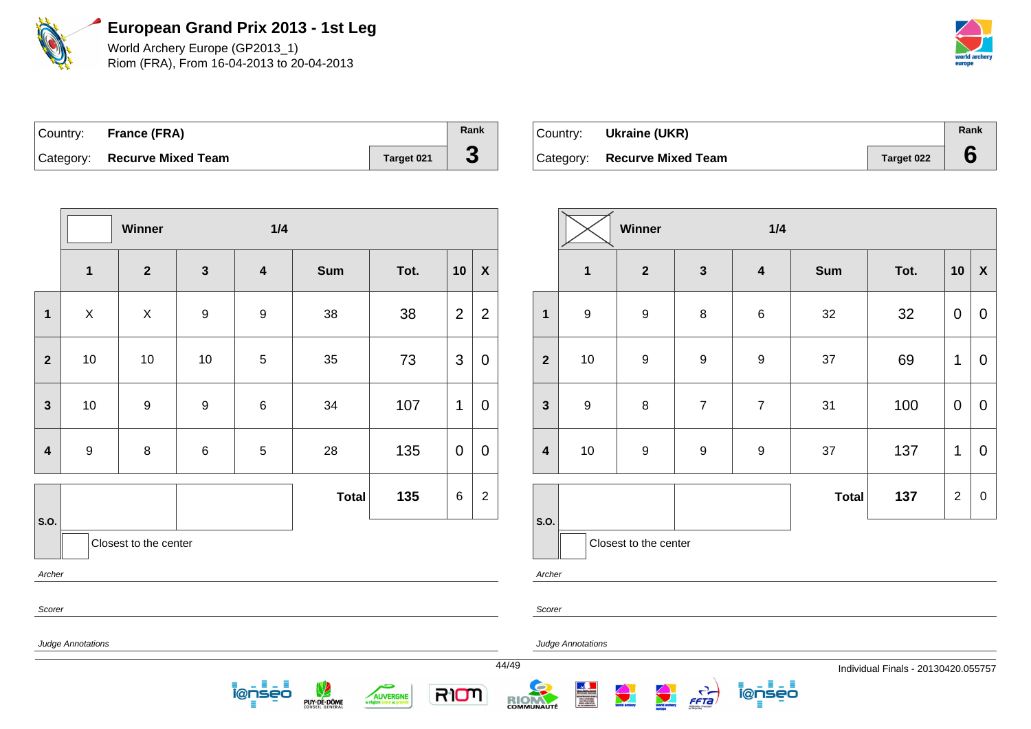# European Grand Prix 2013 - 1st Leg

World Archery Europe (GP2013_1)
Riom (FRA), From 16-04-2013 to 20-04-2013

| Country: | France (FRA) | | Rank |
|---|---|---|---|
| Category: | Recurve Mixed Team | Target 021 | 3 |

**Winner** — 1/4

| | 1 | 2 | 3 | 4 | Sum | Tot. | 10 | X |
|---|---|---|---|---|---|---|---|---|
| 1 | X | X | 9 | 9 | 38 | 38 | 2 | 2 |
| 2 | 10 | 10 | 10 | 5 | 35 | 73 | 3 | 0 |
| 3 | 10 | 9 | 9 | 6 | 34 | 107 | 1 | 0 |
| 4 | 9 | 8 | 6 | 5 | 28 | 135 | 0 | 0 |
| S.O. | | | | | **Total** | **135** | 6 | 2 |

Closest to the center

*Archer*

*Scorer*

*Judge Annotations*

| Country: | Ukraine (UKR) | | Rank |
|---|---|---|---|
| Category: | Recurve Mixed Team | Target 022 | 6 |

**Winner** — 1/4

| | 1 | 2 | 3 | 4 | Sum | Tot. | 10 | X |
|---|---|---|---|---|---|---|---|---|
| 1 | 9 | 9 | 8 | 6 | 32 | 32 | 0 | 0 |
| 2 | 10 | 9 | 9 | 9 | 37 | 69 | 1 | 0 |
| 3 | 9 | 8 | 7 | 7 | 31 | 100 | 0 | 0 |
| 4 | 10 | 9 | 9 | 9 | 37 | 137 | 1 | 0 |
| S.O. | | | | | **Total** | **137** | 2 | 0 |

Closest to the center

*Archer*

*Scorer*

*Judge Annotations*

Individual Finals - 20130420.055757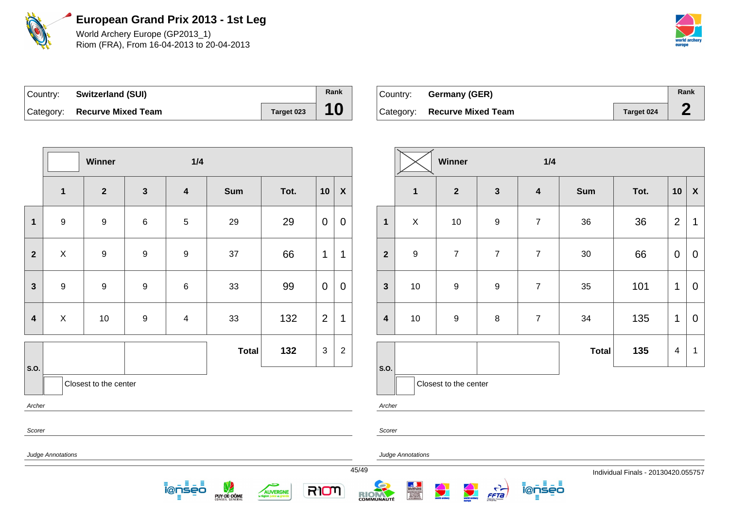# European Grand Prix 2013 - 1st Leg

World Archery Europe (GP2013_1)
Riom (FRA), From 16-04-2013 to 20-04-2013

| Country: | **Switzerland (SUI)** | Rank |
|---|---|---|
| Category: | **Recurve Mixed Team** | Target 023 | **10** |

| | Winner | | | 1/4 | | | | |
|---|---|---|---|---|---|---|---|---|
| | **1** | **2** | **3** | **4** | **Sum** | **Tot.** | **10** | **X** |
| **1** | 9 | 9 | 6 | 5 | 29 | 29 | 0 | 0 |
| **2** | X | 9 | 9 | 9 | 37 | 66 | 1 | 1 |
| **3** | 9 | 9 | 9 | 6 | 33 | 99 | 0 | 0 |
| **4** | X | 10 | 9 | 4 | 33 | 132 | 2 | 1 |
| **S.O.** | | | | | **Total** | **132** | 3 | 2 |

Closest to the center

*Archer*

*Scorer*

*Judge Annotations*

| Country: | **Germany (GER)** | Rank |
|---|---|---|
| Category: | **Recurve Mixed Team** | Target 024 | **2** |

| | Winner: X | | | 1/4 | | | | |
|---|---|---|---|---|---|---|---|---|
| | **1** | **2** | **3** | **4** | **Sum** | **Tot.** | **10** | **X** |
| **1** | X | 10 | 9 | 7 | 36 | 36 | 2 | 1 |
| **2** | 9 | 7 | 7 | 7 | 30 | 66 | 0 | 0 |
| **3** | 10 | 9 | 9 | 7 | 35 | 101 | 1 | 0 |
| **4** | 10 | 9 | 8 | 7 | 34 | 135 | 1 | 0 |
| **S.O.** | | | | | **Total** | **135** | 4 | 1 |

Closest to the center

*Archer*

*Scorer*

*Judge Annotations*

Individual Finals - 20130420.055757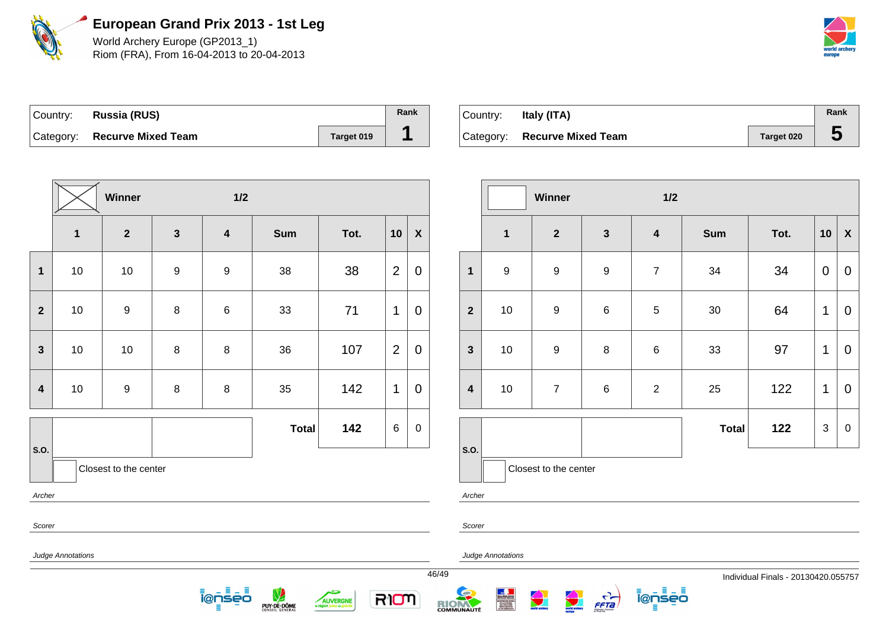# European Grand Prix 2013 - 1st Leg

World Archery Europe (GP2013_1)
Riom (FRA), From 16-04-2013 to 20-04-2013

| Country: | Russia (RUS) | | Rank |
|---|---|---|---|
| Category: | Recurve Mixed Team | Target 019 | 1 |

| | Winner | | 1/2 | | | | | |
|---|---|---|---|---|---|---|---|---|
| | 1 | 2 | 3 | 4 | Sum | Tot. | 10 | X |
| 1 | 10 | 10 | 9 | 9 | 38 | 38 | 2 | 0 |
| 2 | 10 | 9 | 8 | 6 | 33 | 71 | 1 | 0 |
| 3 | 10 | 10 | 8 | 8 | 36 | 107 | 2 | 0 |
| 4 | 10 | 9 | 8 | 8 | 35 | 142 | 1 | 0 |
| S.O. | | | | | Total | 142 | 6 | 0 |

Closest to the center

*Archer*

*Scorer*

*Judge Annotations*

| Country: | Italy (ITA) | | Rank |
|---|---|---|---|
| Category: | Recurve Mixed Team | Target 020 | 5 |

| | Winner | | 1/2 | | | | | |
|---|---|---|---|---|---|---|---|---|
| | 1 | 2 | 3 | 4 | Sum | Tot. | 10 | X |
| 1 | 9 | 9 | 9 | 7 | 34 | 34 | 0 | 0 |
| 2 | 10 | 9 | 6 | 5 | 30 | 64 | 1 | 0 |
| 3 | 10 | 9 | 8 | 6 | 33 | 97 | 1 | 0 |
| 4 | 10 | 7 | 6 | 2 | 25 | 122 | 1 | 0 |
| S.O. | | | | | Total | 122 | 3 | 0 |

Closest to the center

*Archer*

*Scorer*

*Judge Annotations*

Individual Finals - 20130420.055757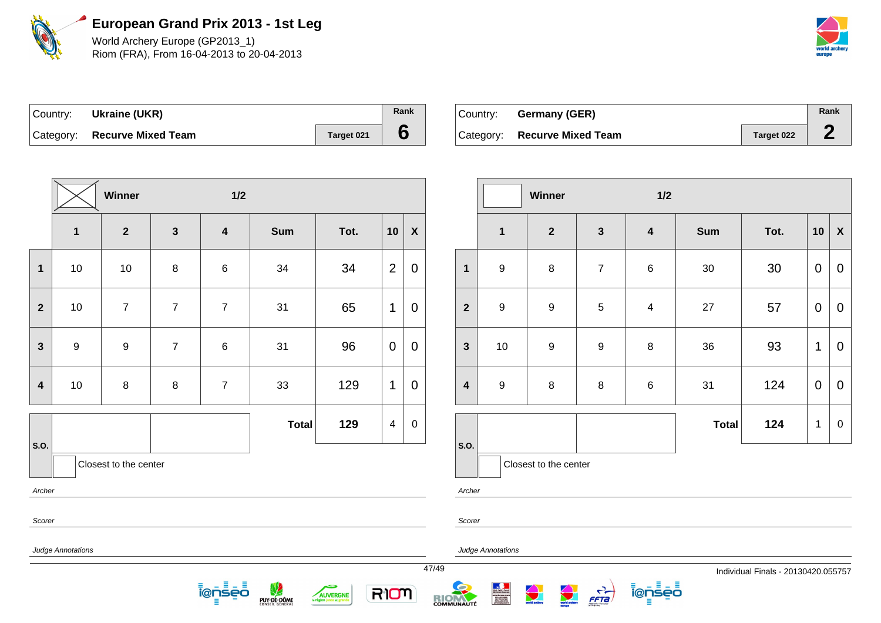# European Grand Prix 2013 - 1st Leg

World Archery Europe (GP2013_1)
Riom (FRA), From 16-04-2013 to 20-04-2013

| Country: | **Ukraine (UKR)** | | Rank |
|---|---|---|---|
| Category: | **Recurve Mixed Team** | Target 021 | **6** |

Winner (X) — 1/2

| | 1 | 2 | 3 | 4 | Sum | Tot. | 10 | X |
|---|---|---|---|---|---|---|---|---|
| 1 | 10 | 10 | 8 | 6 | 34 | 34 | 2 | 0 |
| 2 | 10 | 7 | 7 | 7 | 31 | 65 | 1 | 0 |
| 3 | 9 | 9 | 7 | 6 | 31 | 96 | 0 | 0 |
| 4 | 10 | 8 | 8 | 7 | 33 | 129 | 1 | 0 |
| S.O. | | | | | **Total** | **129** | 4 | 0 |

Closest to the center

*Archer*

*Scorer*

*Judge Annotations*

| Country: | **Germany (GER)** | | Rank |
|---|---|---|---|
| Category: | **Recurve Mixed Team** | Target 022 | **2** |

Winner — 1/2

| | 1 | 2 | 3 | 4 | Sum | Tot. | 10 | X |
|---|---|---|---|---|---|---|---|---|
| 1 | 9 | 8 | 7 | 6 | 30 | 30 | 0 | 0 |
| 2 | 9 | 9 | 5 | 4 | 27 | 57 | 0 | 0 |
| 3 | 10 | 9 | 9 | 8 | 36 | 93 | 1 | 0 |
| 4 | 9 | 8 | 8 | 6 | 31 | 124 | 0 | 0 |
| S.O. | | | | | **Total** | **124** | 1 | 0 |

Closest to the center

*Archer*

*Scorer*

*Judge Annotations*

Individual Finals - 20130420.055757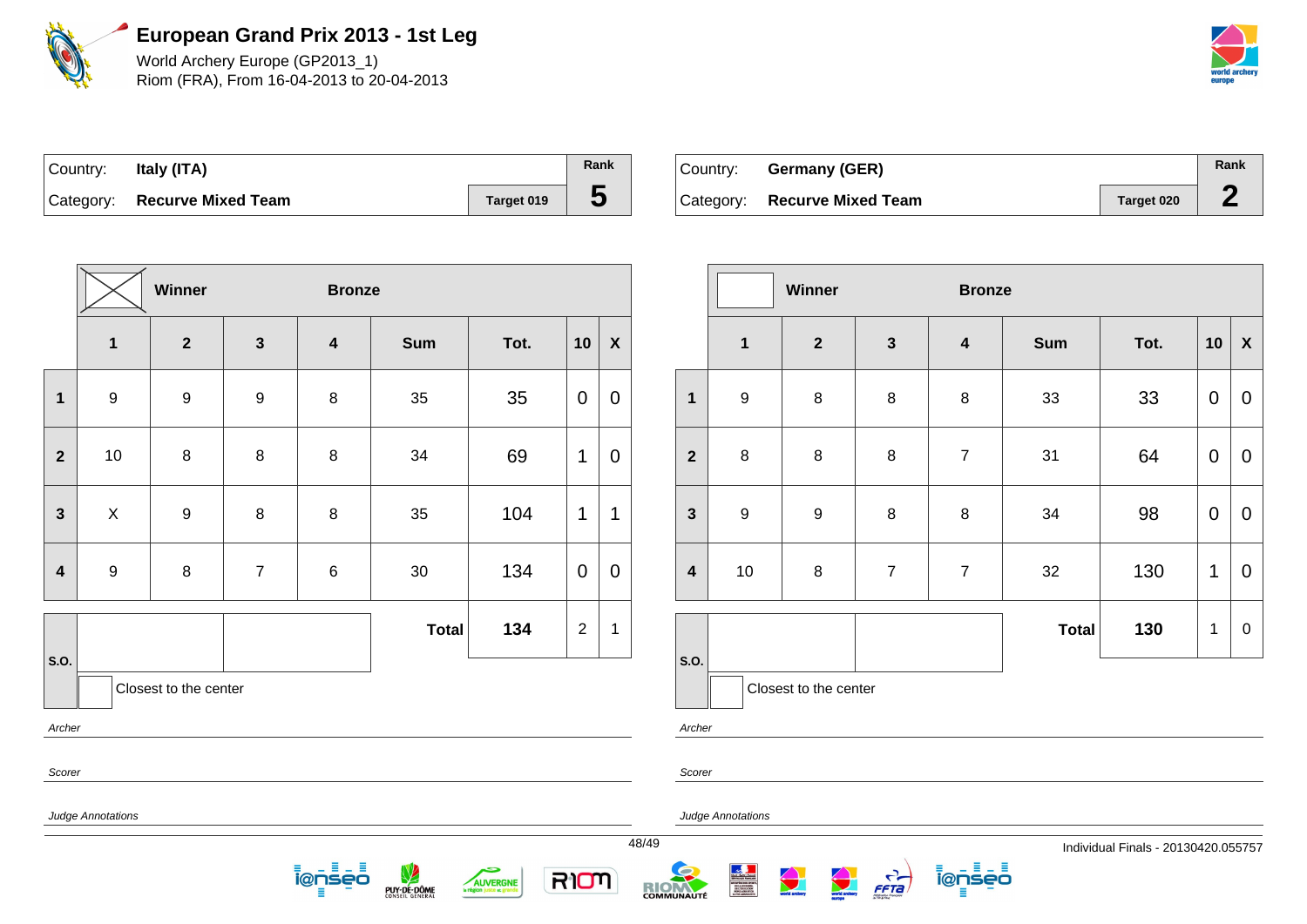# European Grand Prix 2013 - 1st Leg

World Archery Europe (GP2013_1)
Riom (FRA), From 16-04-2013 to 20-04-2013

| Country: | **Italy (ITA)** | | Rank |
|---|---|---|---|
| Category: | **Recurve Mixed Team** | Target 019 | **5** |

| | ☒ Winner | | Bronze | | | | | |
|---|---|---|---|---|---|---|---|---|
| | **1** | **2** | **3** | **4** | **Sum** | **Tot.** | **10** | **X** |
| **1** | 9 | 9 | 9 | 8 | 35 | 35 | 0 | 0 |
| **2** | 10 | 8 | 8 | 8 | 34 | 69 | 1 | 0 |
| **3** | X | 9 | 8 | 8 | 35 | 104 | 1 | 1 |
| **4** | 9 | 8 | 7 | 6 | 30 | 134 | 0 | 0 |
| **S.O.** | | | | **Total** | | **134** | 2 | 1 |

Closest to the center

*Archer*

*Scorer*

*Judge Annotations*

| Country: | **Germany (GER)** | | Rank |
|---|---|---|---|
| Category: | **Recurve Mixed Team** | Target 020 | **2** |

| | ☐ Winner | | Bronze | | | | | |
|---|---|---|---|---|---|---|---|---|
| | **1** | **2** | **3** | **4** | **Sum** | **Tot.** | **10** | **X** |
| **1** | 9 | 8 | 8 | 8 | 33 | 33 | 0 | 0 |
| **2** | 8 | 8 | 8 | 7 | 31 | 64 | 0 | 0 |
| **3** | 9 | 9 | 8 | 8 | 34 | 98 | 0 | 0 |
| **4** | 10 | 8 | 7 | 7 | 32 | 130 | 1 | 0 |
| **S.O.** | | | | **Total** | | **130** | 1 | 0 |

Closest to the center

*Archer*

*Scorer*

*Judge Annotations*

Individual Finals - 20130420.055757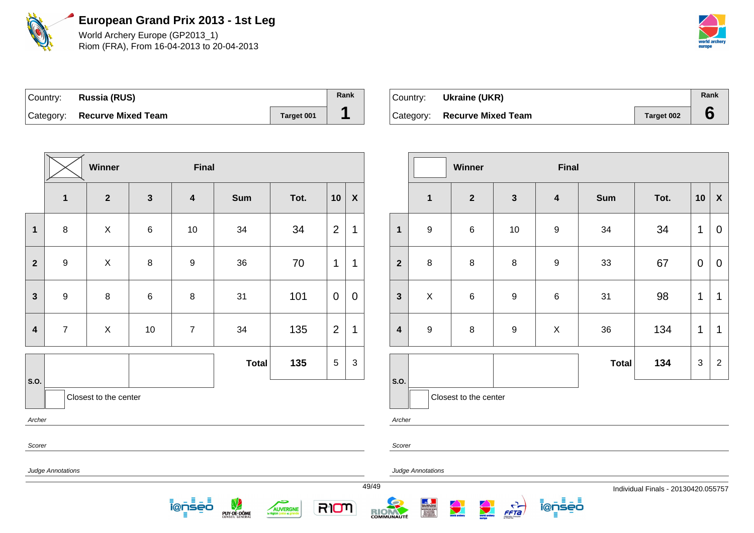# European Grand Prix 2013 - 1st Leg

World Archery Europe (GP2013_1)
Riom (FRA), From 16-04-2013 to 20-04-2013

| | | | |
|---|---|---|---|
| Country: | **Russia (RUS)** | | Rank |
| Category: | **Recurve Mixed Team** | Target 001 | **1** |

| | Winner | | Final | | | | | |
|---|---|---|---|---|---|---|---|---|
| | **1** | **2** | **3** | **4** | **Sum** | **Tot.** | **10** | **X** |
| **1** | 8 | X | 6 | 10 | 34 | 34 | 2 | 1 |
| **2** | 9 | X | 8 | 9 | 36 | 70 | 1 | 1 |
| **3** | 9 | 8 | 6 | 8 | 31 | 101 | 0 | 0 |
| **4** | 7 | X | 10 | 7 | 34 | 135 | 2 | 1 |
| **S.O.** | | | | | **Total** | **135** | 5 | 3 |

Closest to the center

*Archer*

*Scorer*

*Judge Annotations*

| | | | |
|---|---|---|---|
| Country: | **Ukraine (UKR)** | | Rank |
| Category: | **Recurve Mixed Team** | Target 002 | **6** |

| | Winner | | Final | | | | | |
|---|---|---|---|---|---|---|---|---|
| | **1** | **2** | **3** | **4** | **Sum** | **Tot.** | **10** | **X** |
| **1** | 9 | 6 | 10 | 9 | 34 | 34 | 1 | 0 |
| **2** | 8 | 8 | 8 | 9 | 33 | 67 | 0 | 0 |
| **3** | X | 6 | 9 | 6 | 31 | 98 | 1 | 1 |
| **4** | 9 | 8 | 9 | X | 36 | 134 | 1 | 1 |
| **S.O.** | | | | | **Total** | **134** | 3 | 2 |

Closest to the center

*Archer*

*Scorer*

*Judge Annotations*

Individual Finals - 20130420.055757